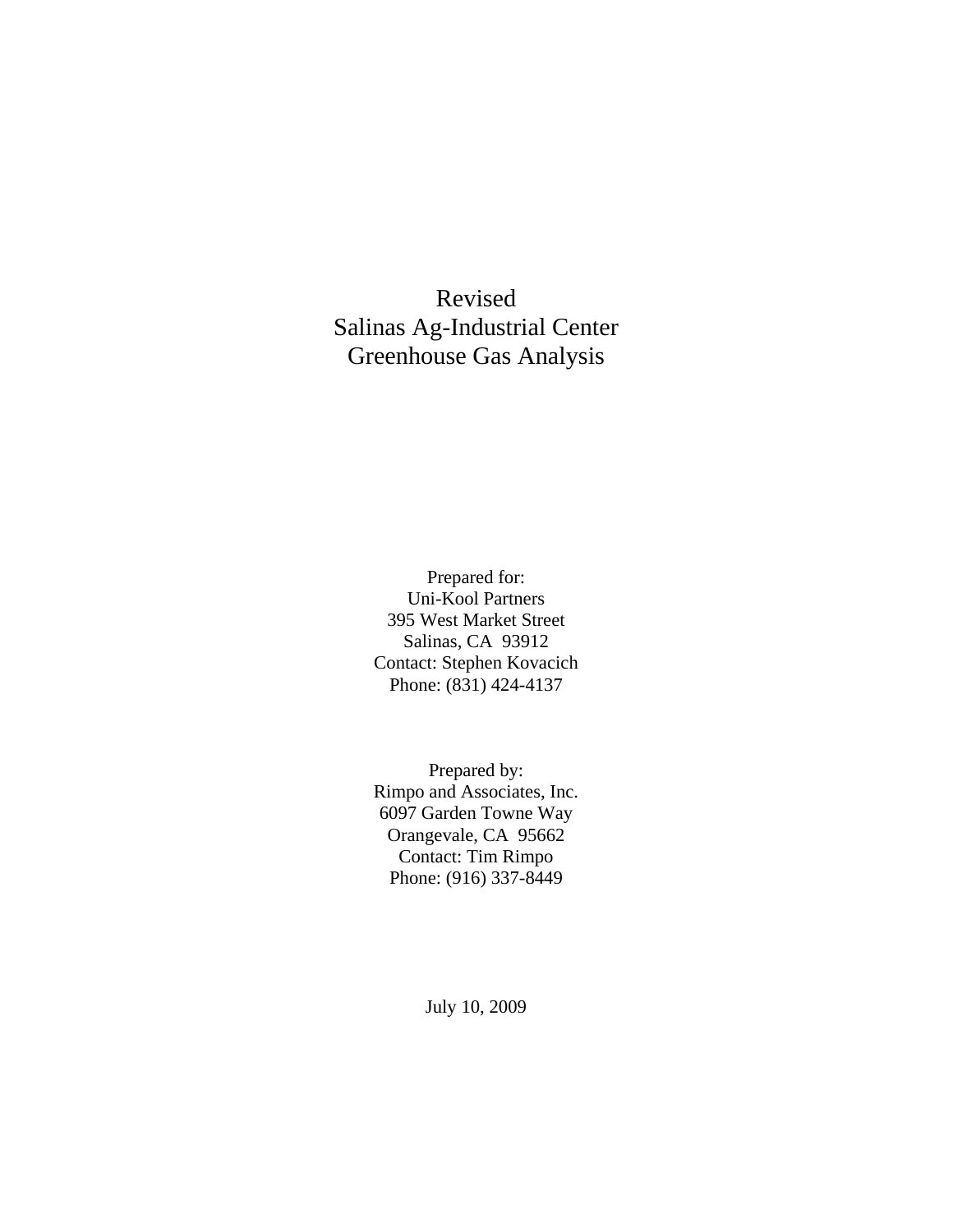# Revised
# Salinas Ag-Industrial Center
# Greenhouse Gas Analysis

Prepared for:
Uni-Kool Partners
395 West Market Street
Salinas, CA 93912
Contact: Stephen Kovacich
Phone: (831) 424-4137

Prepared by:
Rimpo and Associates, Inc.
6097 Garden Towne Way
Orangevale, CA 95662
Contact: Tim Rimpo
Phone: (916) 337-8449

July 10, 2009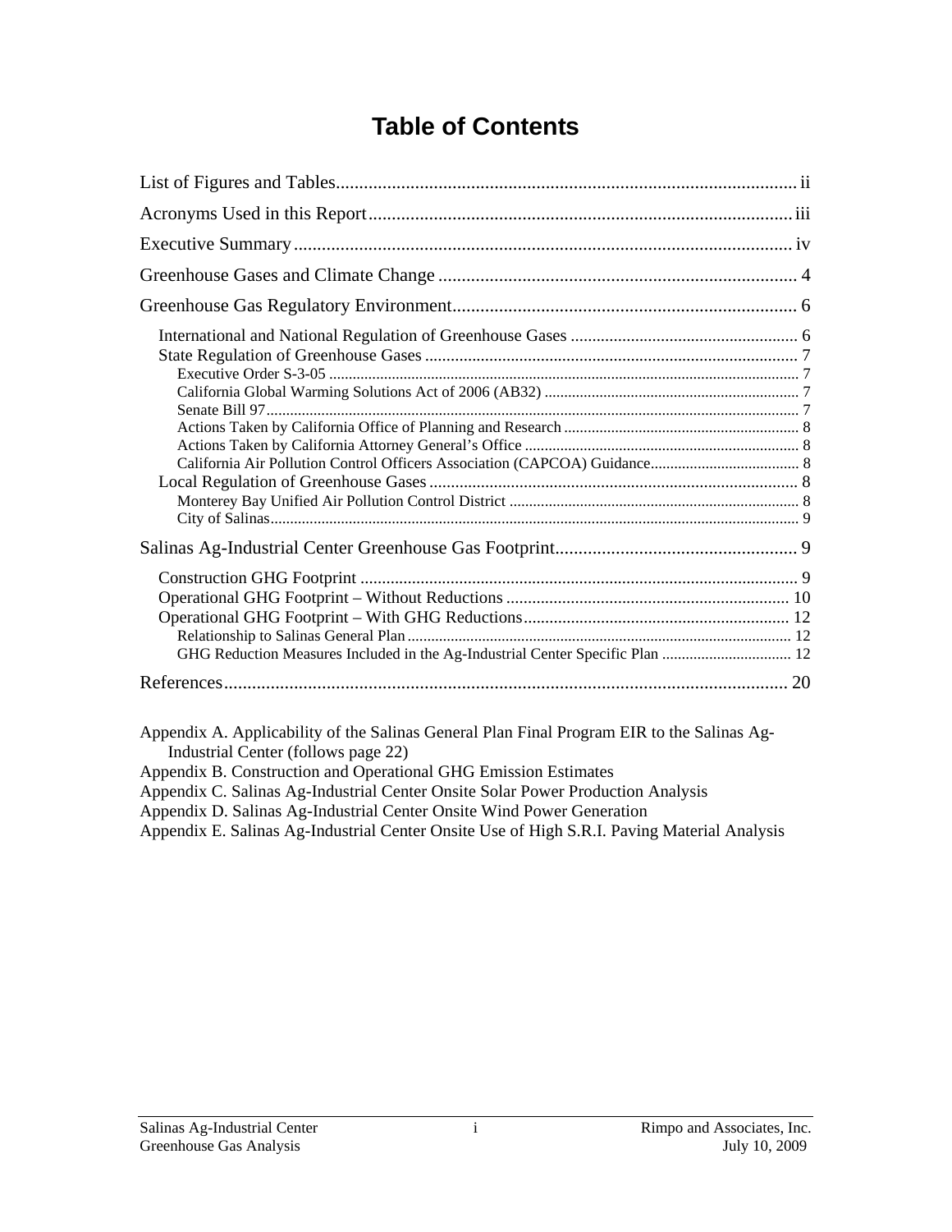# Table of Contents

List of Figures and Tables ..... ii

Acronyms Used in this Report ..... iii

Executive Summary ..... iv

Greenhouse Gases and Climate Change ..... 4

Greenhouse Gas Regulatory Environment ..... 6

- International and National Regulation of Greenhouse Gases ..... 6
- State Regulation of Greenhouse Gases ..... 7
  - Executive Order S-3-05 ..... 7
  - California Global Warming Solutions Act of 2006 (AB32) ..... 7
  - Senate Bill 97 ..... 7
  - Actions Taken by California Office of Planning and Research ..... 8
  - Actions Taken by California Attorney General's Office ..... 8
  - California Air Pollution Control Officers Association (CAPCOA) Guidance ..... 8
- Local Regulation of Greenhouse Gases ..... 8
  - Monterey Bay Unified Air Pollution Control District ..... 8
  - City of Salinas ..... 9

Salinas Ag-Industrial Center Greenhouse Gas Footprint ..... 9

- Construction GHG Footprint ..... 9
- Operational GHG Footprint – Without Reductions ..... 10
- Operational GHG Footprint – With GHG Reductions ..... 12
  - Relationship to Salinas General Plan ..... 12
  - GHG Reduction Measures Included in the Ag-Industrial Center Specific Plan ..... 12

References ..... 20

Appendix A. Applicability of the Salinas General Plan Final Program EIR to the Salinas Ag-Industrial Center (follows page 22)
Appendix B. Construction and Operational GHG Emission Estimates
Appendix C. Salinas Ag-Industrial Center Onsite Solar Power Production Analysis
Appendix D. Salinas Ag-Industrial Center Onsite Wind Power Generation
Appendix E. Salinas Ag-Industrial Center Onsite Use of High S.R.I. Paving Material Analysis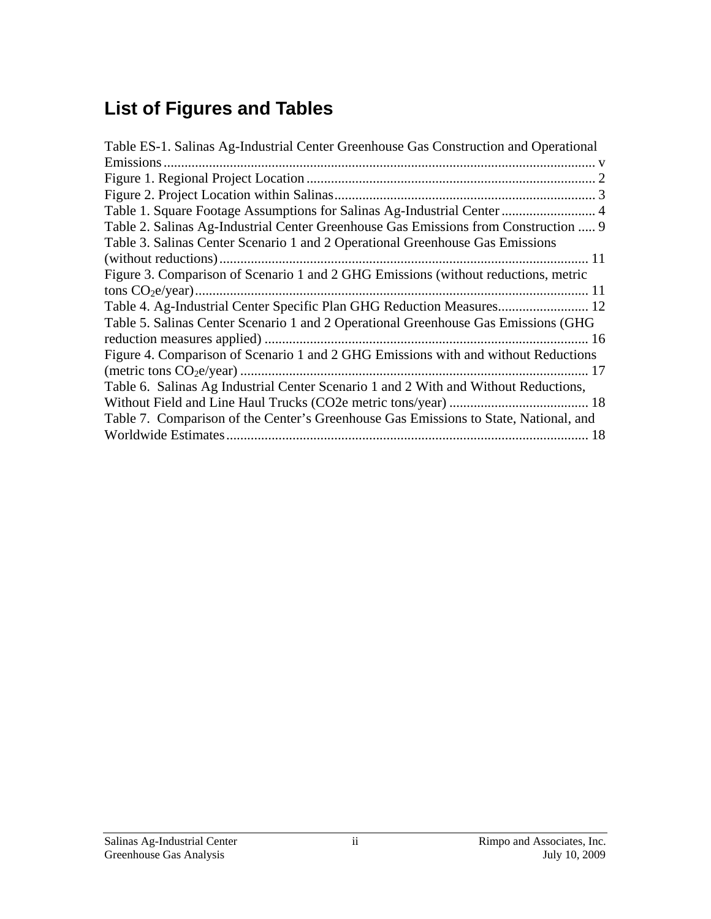## List of Figures and Tables

Table ES-1. Salinas Ag-Industrial Center Greenhouse Gas Construction and Operational Emissions ........................................................................................................................ v
Figure 1. Regional Project Location .................................................................................. 2
Figure 2. Project Location within Salinas.......................................................................... 3
Table 1. Square Footage Assumptions for Salinas Ag-Industrial Center ........................... 4
Table 2. Salinas Ag-Industrial Center Greenhouse Gas Emissions from Construction ..... 9
Table 3. Salinas Center Scenario 1 and 2 Operational Greenhouse Gas Emissions (without reductions)......................................................................................................... 11
Figure 3. Comparison of Scenario 1 and 2 GHG Emissions (without reductions, metric tons $CO_2$e/year)................................................................................................................ 11
Table 4. Ag-Industrial Center Specific Plan GHG Reduction Measures.......................... 12
Table 5. Salinas Center Scenario 1 and 2 Operational Greenhouse Gas Emissions (GHG reduction measures applied) ............................................................................................ 16
Figure 4. Comparison of Scenario 1 and 2 GHG Emissions with and without Reductions (metric tons $CO_2$e/year) ................................................................................................... 17
Table 6. Salinas Ag Industrial Center Scenario 1 and 2 With and Without Reductions, Without Field and Line Haul Trucks (CO2e metric tons/year) ........................................ 18
Table 7. Comparison of the Center's Greenhouse Gas Emissions to State, National, and Worldwide Estimates....................................................................................................... 18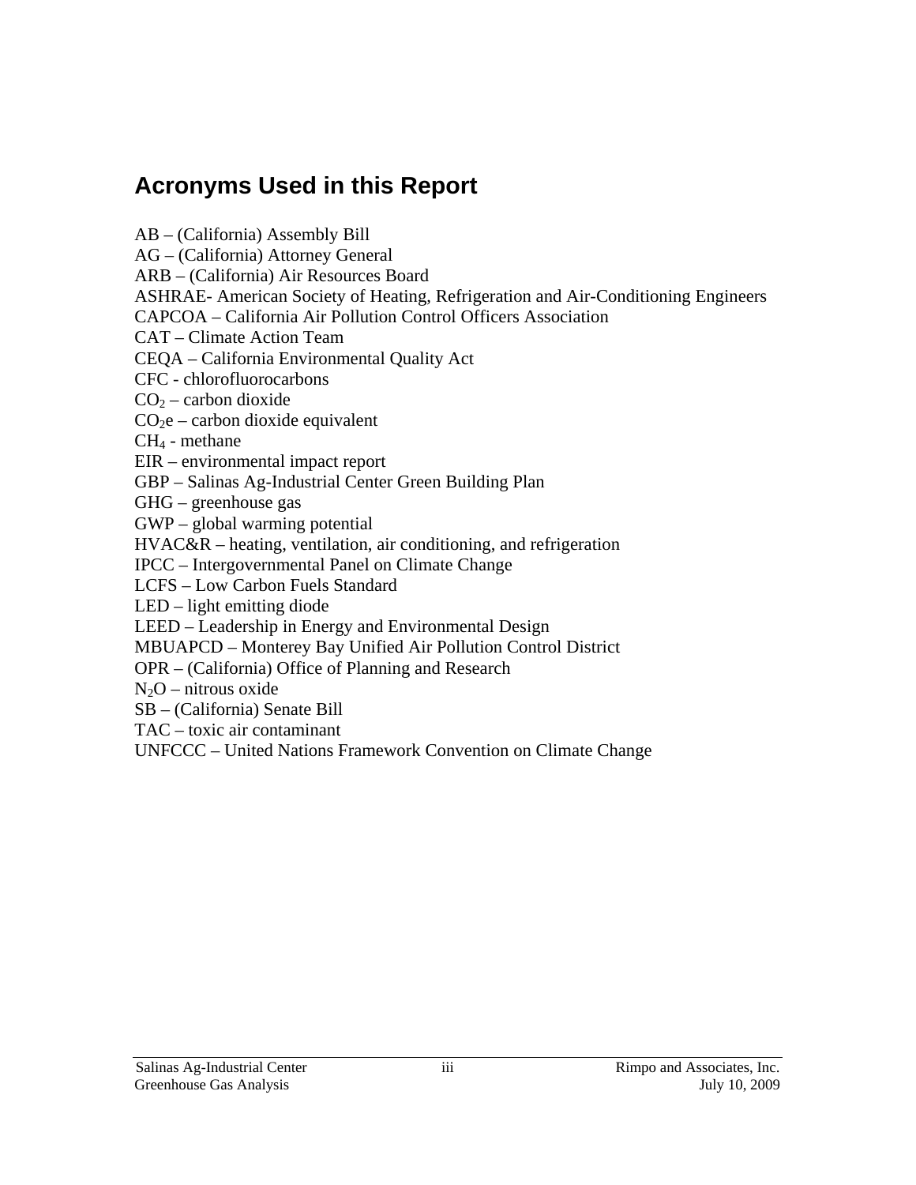## Acronyms Used in this Report

AB – (California) Assembly Bill
AG – (California) Attorney General
ARB – (California) Air Resources Board
ASHRAE- American Society of Heating, Refrigeration and Air-Conditioning Engineers
CAPCOA – California Air Pollution Control Officers Association
CAT – Climate Action Team
CEQA – California Environmental Quality Act
CFC - chlorofluorocarbons
$CO_2$ – carbon dioxide
$CO_2e$ – carbon dioxide equivalent
$CH_4$ - methane
EIR – environmental impact report
GBP – Salinas Ag-Industrial Center Green Building Plan
GHG – greenhouse gas
GWP – global warming potential
HVAC&R – heating, ventilation, air conditioning, and refrigeration
IPCC – Intergovernmental Panel on Climate Change
LCFS – Low Carbon Fuels Standard
LED – light emitting diode
LEED – Leadership in Energy and Environmental Design
MBUAPCD – Monterey Bay Unified Air Pollution Control District
OPR – (California) Office of Planning and Research
$N_2O$ – nitrous oxide
SB – (California) Senate Bill
TAC – toxic air contaminant
UNFCCC – United Nations Framework Convention on Climate Change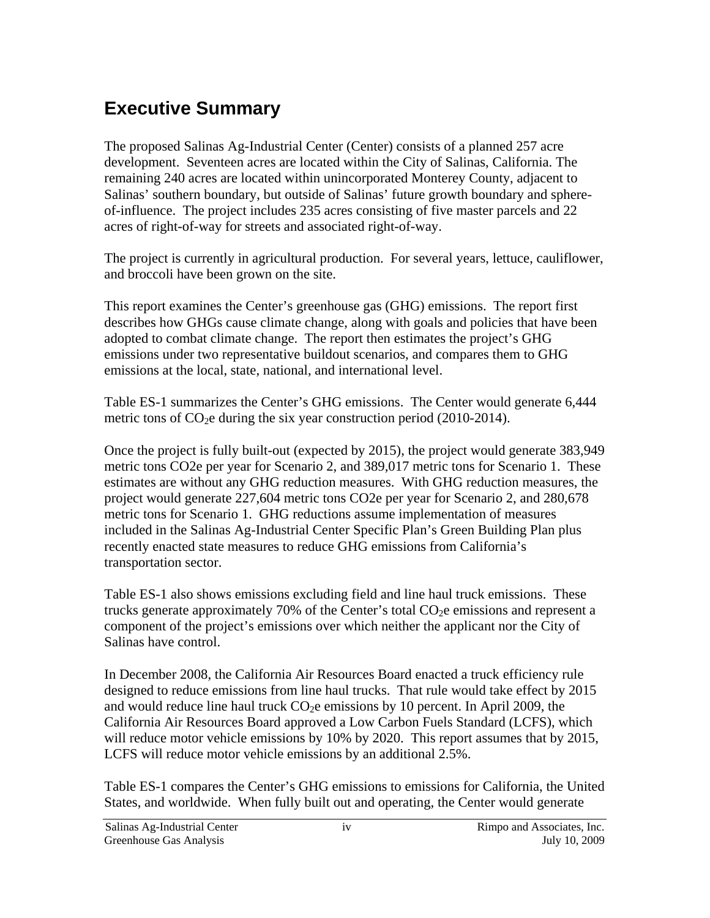# Executive Summary

The proposed Salinas Ag-Industrial Center (Center) consists of a planned 257 acre development. Seventeen acres are located within the City of Salinas, California. The remaining 240 acres are located within unincorporated Monterey County, adjacent to Salinas' southern boundary, but outside of Salinas' future growth boundary and sphere-of-influence. The project includes 235 acres consisting of five master parcels and 22 acres of right-of-way for streets and associated right-of-way.

The project is currently in agricultural production. For several years, lettuce, cauliflower, and broccoli have been grown on the site.

This report examines the Center's greenhouse gas (GHG) emissions. The report first describes how GHGs cause climate change, along with goals and policies that have been adopted to combat climate change. The report then estimates the project's GHG emissions under two representative buildout scenarios, and compares them to GHG emissions at the local, state, national, and international level.

Table ES-1 summarizes the Center's GHG emissions. The Center would generate 6,444 metric tons of $CO_2e$ during the six year construction period (2010-2014).

Once the project is fully built-out (expected by 2015), the project would generate 383,949 metric tons CO2e per year for Scenario 2, and 389,017 metric tons for Scenario 1. These estimates are without any GHG reduction measures. With GHG reduction measures, the project would generate 227,604 metric tons CO2e per year for Scenario 2, and 280,678 metric tons for Scenario 1. GHG reductions assume implementation of measures included in the Salinas Ag-Industrial Center Specific Plan's Green Building Plan plus recently enacted state measures to reduce GHG emissions from California's transportation sector.

Table ES-1 also shows emissions excluding field and line haul truck emissions. These trucks generate approximately 70% of the Center's total $CO_2e$ emissions and represent a component of the project's emissions over which neither the applicant nor the City of Salinas have control.

In December 2008, the California Air Resources Board enacted a truck efficiency rule designed to reduce emissions from line haul trucks. That rule would take effect by 2015 and would reduce line haul truck $CO_2e$ emissions by 10 percent. In April 2009, the California Air Resources Board approved a Low Carbon Fuels Standard (LCFS), which will reduce motor vehicle emissions by 10% by 2020. This report assumes that by 2015, LCFS will reduce motor vehicle emissions by an additional 2.5%.

Table ES-1 compares the Center's GHG emissions to emissions for California, the United States, and worldwide. When fully built out and operating, the Center would generate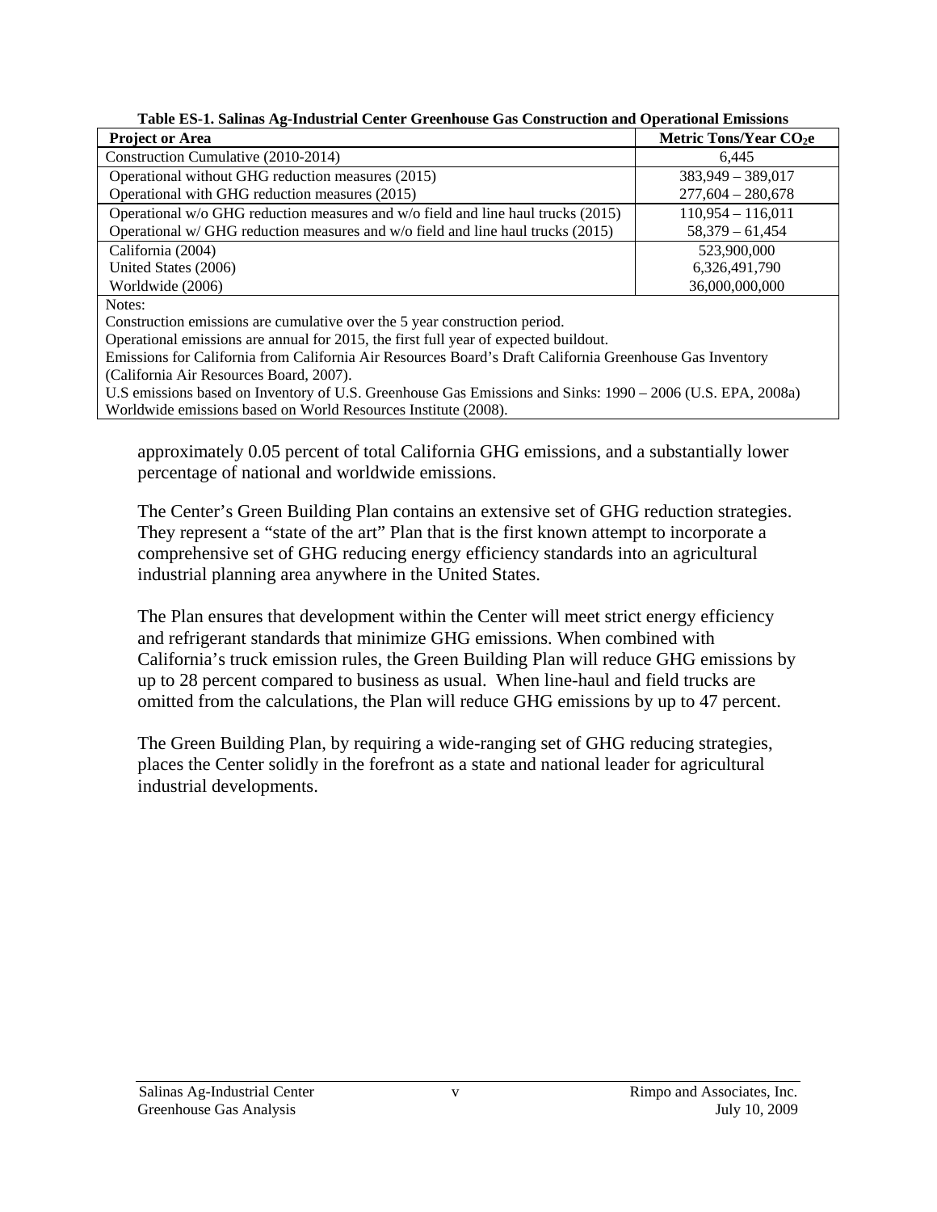**Table ES-1. Salinas Ag-Industrial Center Greenhouse Gas Construction and Operational Emissions**

| Project or Area | Metric Tons/Year $CO_2e$ |
|---|---|
| Construction Cumulative (2010-2014) | 6,445 |
| Operational without GHG reduction measures (2015) | 383,949 – 389,017 |
| Operational with GHG reduction measures (2015) | 277,604 – 280,678 |
| Operational w/o GHG reduction measures and w/o field and line haul trucks (2015) | 110,954 – 116,011 |
| Operational w/ GHG reduction measures and w/o field and line haul trucks (2015) | 58,379 – 61,454 |
| California (2004) | 523,900,000 |
| United States (2006) | 6,326,491,790 |
| Worldwide (2006) | 36,000,000,000 |

Notes:
Construction emissions are cumulative over the 5 year construction period.
Operational emissions are annual for 2015, the first full year of expected buildout.
Emissions for California from California Air Resources Board's Draft California Greenhouse Gas Inventory (California Air Resources Board, 2007).
U.S emissions based on Inventory of U.S. Greenhouse Gas Emissions and Sinks: 1990 – 2006 (U.S. EPA, 2008a)
Worldwide emissions based on World Resources Institute (2008).

approximately 0.05 percent of total California GHG emissions, and a substantially lower percentage of national and worldwide emissions.

The Center's Green Building Plan contains an extensive set of GHG reduction strategies. They represent a "state of the art" Plan that is the first known attempt to incorporate a comprehensive set of GHG reducing energy efficiency standards into an agricultural industrial planning area anywhere in the United States.

The Plan ensures that development within the Center will meet strict energy efficiency and refrigerant standards that minimize GHG emissions. When combined with California's truck emission rules, the Green Building Plan will reduce GHG emissions by up to 28 percent compared to business as usual. When line-haul and field trucks are omitted from the calculations, the Plan will reduce GHG emissions by up to 47 percent.

The Green Building Plan, by requiring a wide-ranging set of GHG reducing strategies, places the Center solidly in the forefront as a state and national leader for agricultural industrial developments.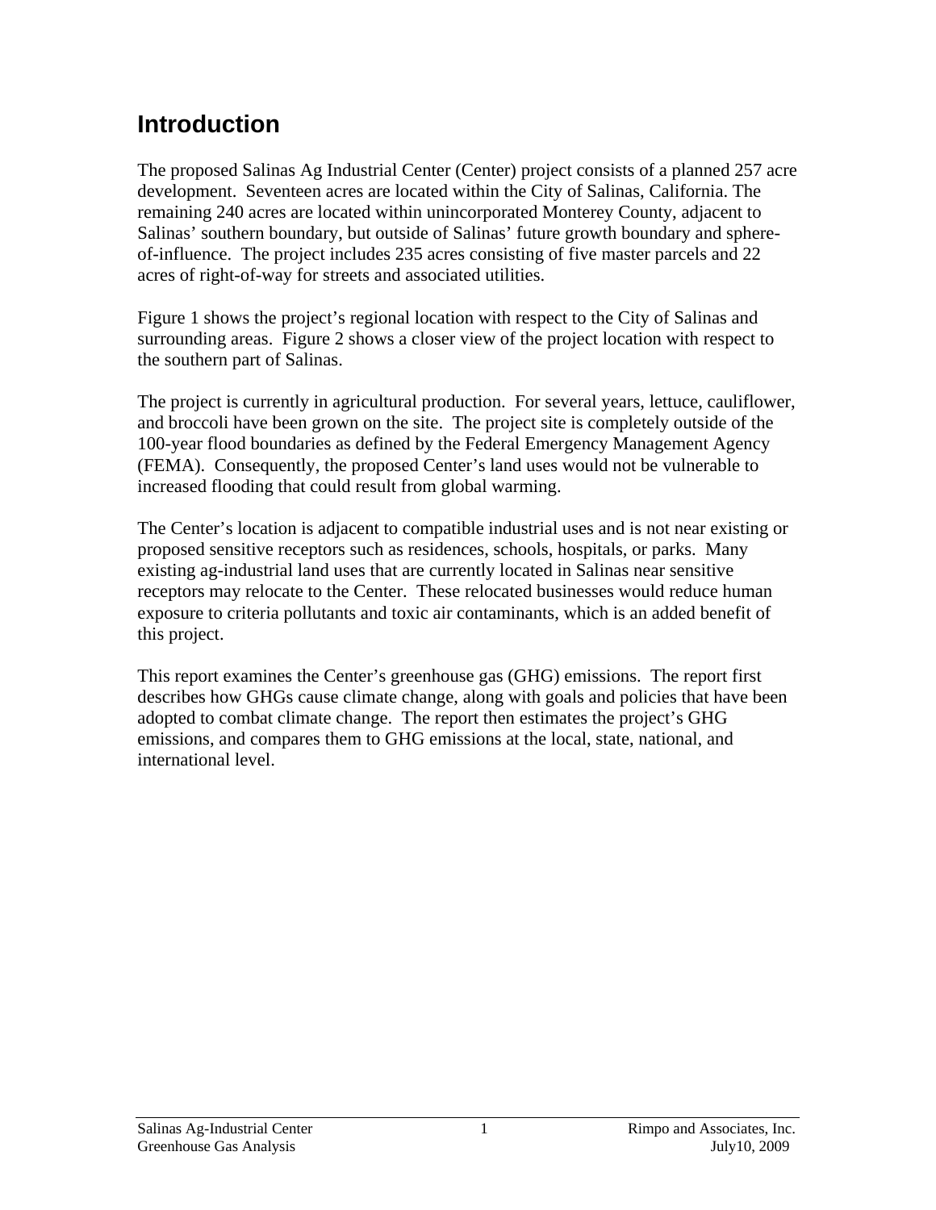# Introduction

The proposed Salinas Ag Industrial Center (Center) project consists of a planned 257 acre development. Seventeen acres are located within the City of Salinas, California. The remaining 240 acres are located within unincorporated Monterey County, adjacent to Salinas' southern boundary, but outside of Salinas' future growth boundary and sphere-of-influence. The project includes 235 acres consisting of five master parcels and 22 acres of right-of-way for streets and associated utilities.

Figure 1 shows the project's regional location with respect to the City of Salinas and surrounding areas. Figure 2 shows a closer view of the project location with respect to the southern part of Salinas.

The project is currently in agricultural production. For several years, lettuce, cauliflower, and broccoli have been grown on the site. The project site is completely outside of the 100-year flood boundaries as defined by the Federal Emergency Management Agency (FEMA). Consequently, the proposed Center's land uses would not be vulnerable to increased flooding that could result from global warming.

The Center's location is adjacent to compatible industrial uses and is not near existing or proposed sensitive receptors such as residences, schools, hospitals, or parks. Many existing ag-industrial land uses that are currently located in Salinas near sensitive receptors may relocate to the Center. These relocated businesses would reduce human exposure to criteria pollutants and toxic air contaminants, which is an added benefit of this project.

This report examines the Center's greenhouse gas (GHG) emissions. The report first describes how GHGs cause climate change, along with goals and policies that have been adopted to combat climate change. The report then estimates the project's GHG emissions, and compares them to GHG emissions at the local, state, national, and international level.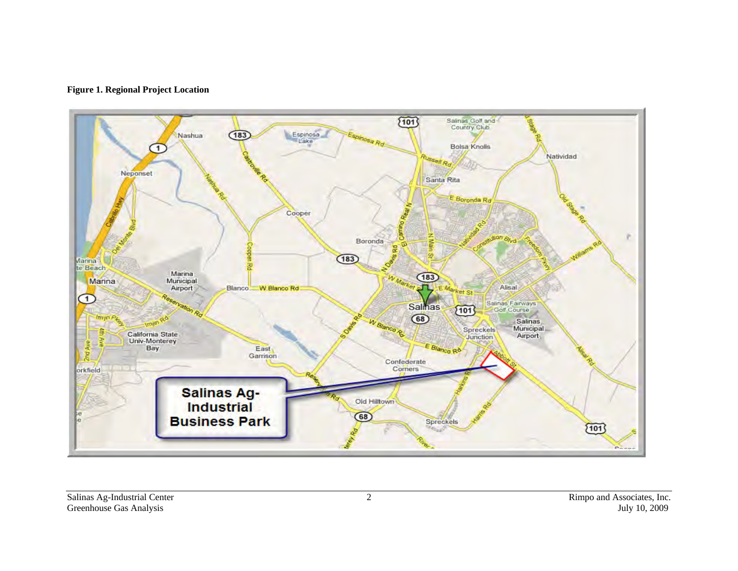**Figure 1. Regional Project Location**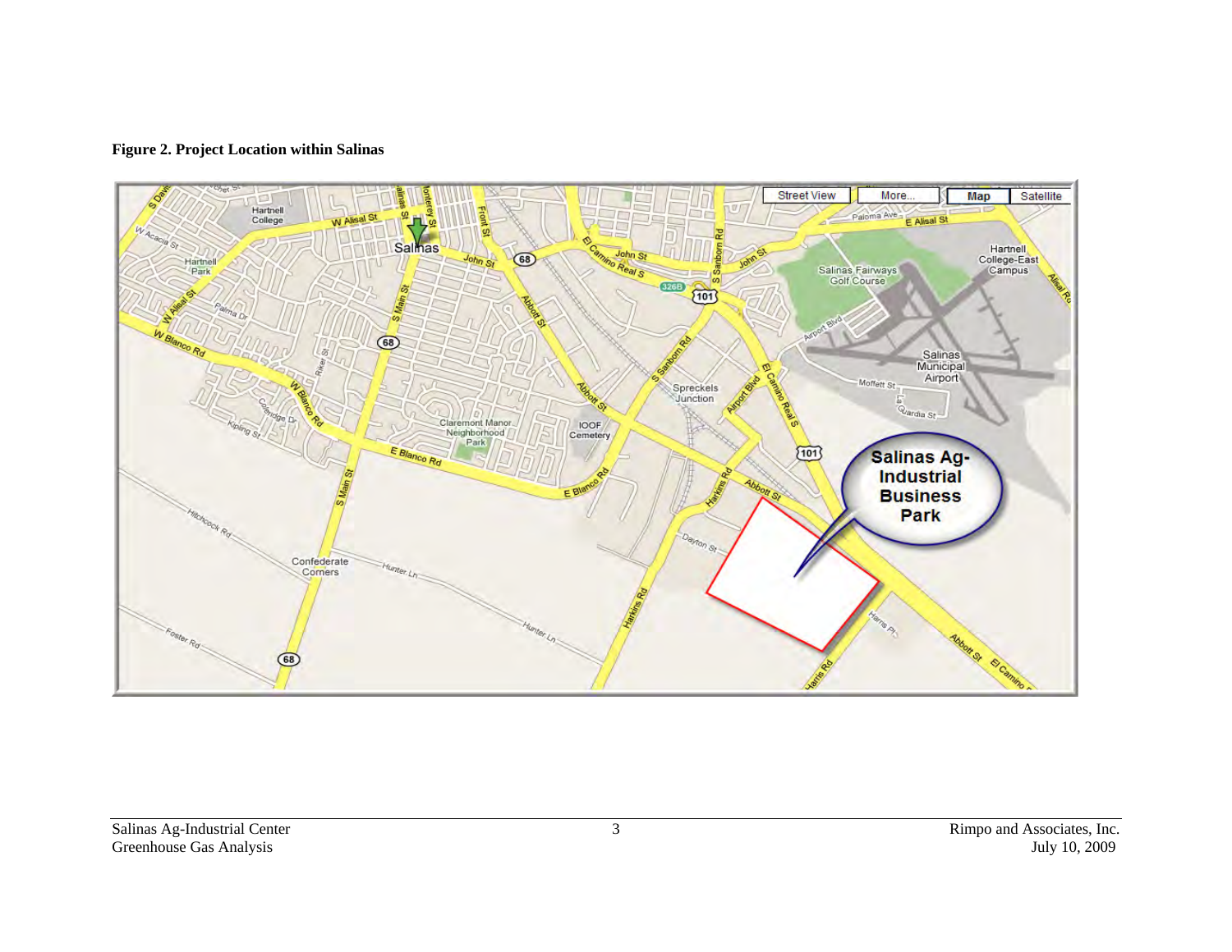**Figure 2. Project Location within Salinas**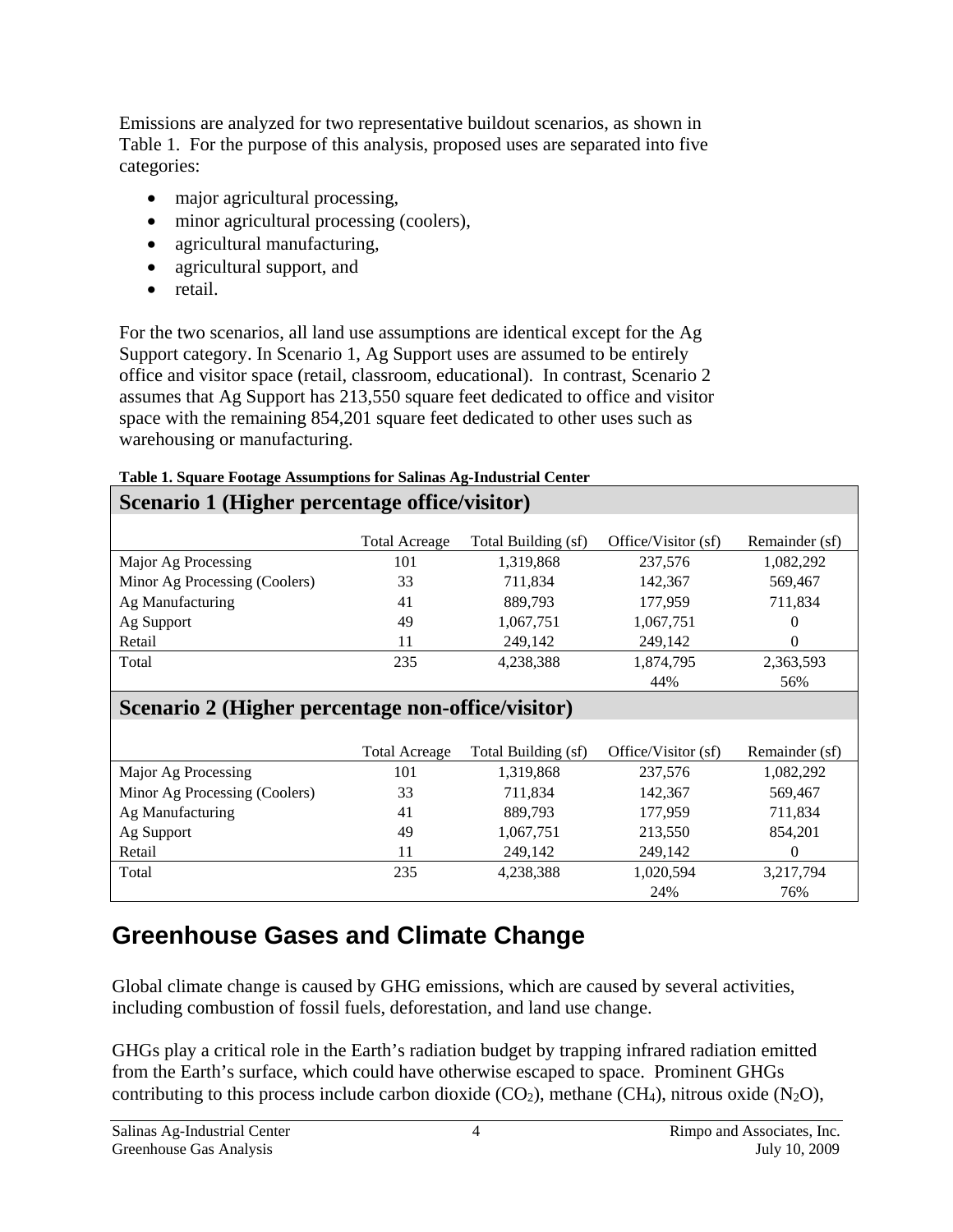Emissions are analyzed for two representative buildout scenarios, as shown in Table 1. For the purpose of this analysis, proposed uses are separated into five categories:

- major agricultural processing,
- minor agricultural processing (coolers),
- agricultural manufacturing,
- agricultural support, and
- retail.

For the two scenarios, all land use assumptions are identical except for the Ag Support category. In Scenario 1, Ag Support uses are assumed to be entirely office and visitor space (retail, classroom, educational). In contrast, Scenario 2 assumes that Ag Support has 213,550 square feet dedicated to office and visitor space with the remaining 854,201 square feet dedicated to other uses such as warehousing or manufacturing.

**Table 1. Square Footage Assumptions for Salinas Ag-Industrial Center**

| **Scenario 1 (Higher percentage office/visitor)** | | | | |
|---|---|---|---|---|
| | Total Acreage | Total Building (sf) | Office/Visitor (sf) | Remainder (sf) |
| Major Ag Processing | 101 | 1,319,868 | 237,576 | 1,082,292 |
| Minor Ag Processing (Coolers) | 33 | 711,834 | 142,367 | 569,467 |
| Ag Manufacturing | 41 | 889,793 | 177,959 | 711,834 |
| Ag Support | 49 | 1,067,751 | 1,067,751 | 0 |
| Retail | 11 | 249,142 | 249,142 | 0 |
| Total | 235 | 4,238,388 | 1,874,795 | 2,363,593 |
| | | | 44% | 56% |
| **Scenario 2 (Higher percentage non-office/visitor)** | | | | |
| | Total Acreage | Total Building (sf) | Office/Visitor (sf) | Remainder (sf) |
| Major Ag Processing | 101 | 1,319,868 | 237,576 | 1,082,292 |
| Minor Ag Processing (Coolers) | 33 | 711,834 | 142,367 | 569,467 |
| Ag Manufacturing | 41 | 889,793 | 177,959 | 711,834 |
| Ag Support | 49 | 1,067,751 | 213,550 | 854,201 |
| Retail | 11 | 249,142 | 249,142 | 0 |
| Total | 235 | 4,238,388 | 1,020,594 | 3,217,794 |
| | | | 24% | 76% |

# Greenhouse Gases and Climate Change

Global climate change is caused by GHG emissions, which are caused by several activities, including combustion of fossil fuels, deforestation, and land use change.

GHGs play a critical role in the Earth's radiation budget by trapping infrared radiation emitted from the Earth's surface, which could have otherwise escaped to space. Prominent GHGs contributing to this process include carbon dioxide ($CO_2$), methane ($CH_4$), nitrous oxide ($N_2O$),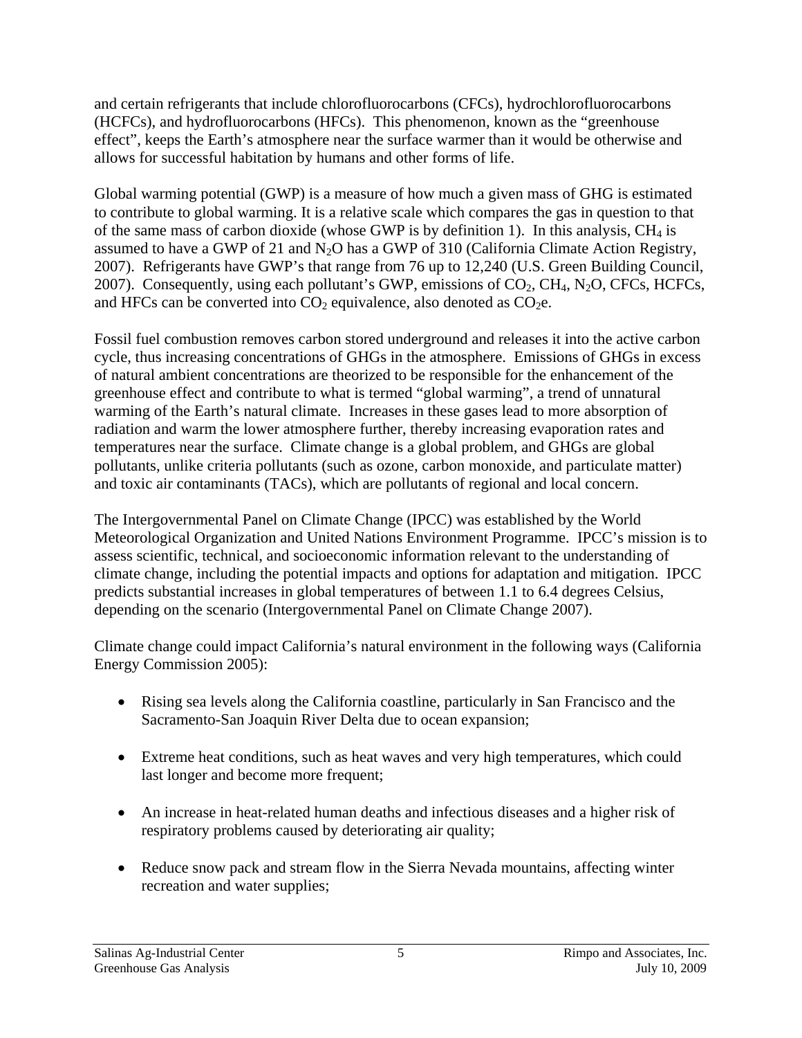and certain refrigerants that include chlorofluorocarbons (CFCs), hydrochlorofluorocarbons (HCFCs), and hydrofluorocarbons (HFCs). This phenomenon, known as the "greenhouse effect", keeps the Earth's atmosphere near the surface warmer than it would be otherwise and allows for successful habitation by humans and other forms of life.

Global warming potential (GWP) is a measure of how much a given mass of GHG is estimated to contribute to global warming. It is a relative scale which compares the gas in question to that of the same mass of carbon dioxide (whose GWP is by definition 1). In this analysis, $CH_4$ is assumed to have a GWP of 21 and $N_2O$ has a GWP of 310 (California Climate Action Registry, 2007). Refrigerants have GWP's that range from 76 up to 12,240 (U.S. Green Building Council, 2007). Consequently, using each pollutant's GWP, emissions of $CO_2$, $CH_4$, $N_2O$, CFCs, HCFCs, and HFCs can be converted into $CO_2$ equivalence, also denoted as $CO_2e$.

Fossil fuel combustion removes carbon stored underground and releases it into the active carbon cycle, thus increasing concentrations of GHGs in the atmosphere. Emissions of GHGs in excess of natural ambient concentrations are theorized to be responsible for the enhancement of the greenhouse effect and contribute to what is termed "global warming", a trend of unnatural warming of the Earth's natural climate. Increases in these gases lead to more absorption of radiation and warm the lower atmosphere further, thereby increasing evaporation rates and temperatures near the surface. Climate change is a global problem, and GHGs are global pollutants, unlike criteria pollutants (such as ozone, carbon monoxide, and particulate matter) and toxic air contaminants (TACs), which are pollutants of regional and local concern.

The Intergovernmental Panel on Climate Change (IPCC) was established by the World Meteorological Organization and United Nations Environment Programme. IPCC's mission is to assess scientific, technical, and socioeconomic information relevant to the understanding of climate change, including the potential impacts and options for adaptation and mitigation. IPCC predicts substantial increases in global temperatures of between 1.1 to 6.4 degrees Celsius, depending on the scenario (Intergovernmental Panel on Climate Change 2007).

Climate change could impact California's natural environment in the following ways (California Energy Commission 2005):

- Rising sea levels along the California coastline, particularly in San Francisco and the Sacramento-San Joaquin River Delta due to ocean expansion;
- Extreme heat conditions, such as heat waves and very high temperatures, which could last longer and become more frequent;
- An increase in heat-related human deaths and infectious diseases and a higher risk of respiratory problems caused by deteriorating air quality;
- Reduce snow pack and stream flow in the Sierra Nevada mountains, affecting winter recreation and water supplies;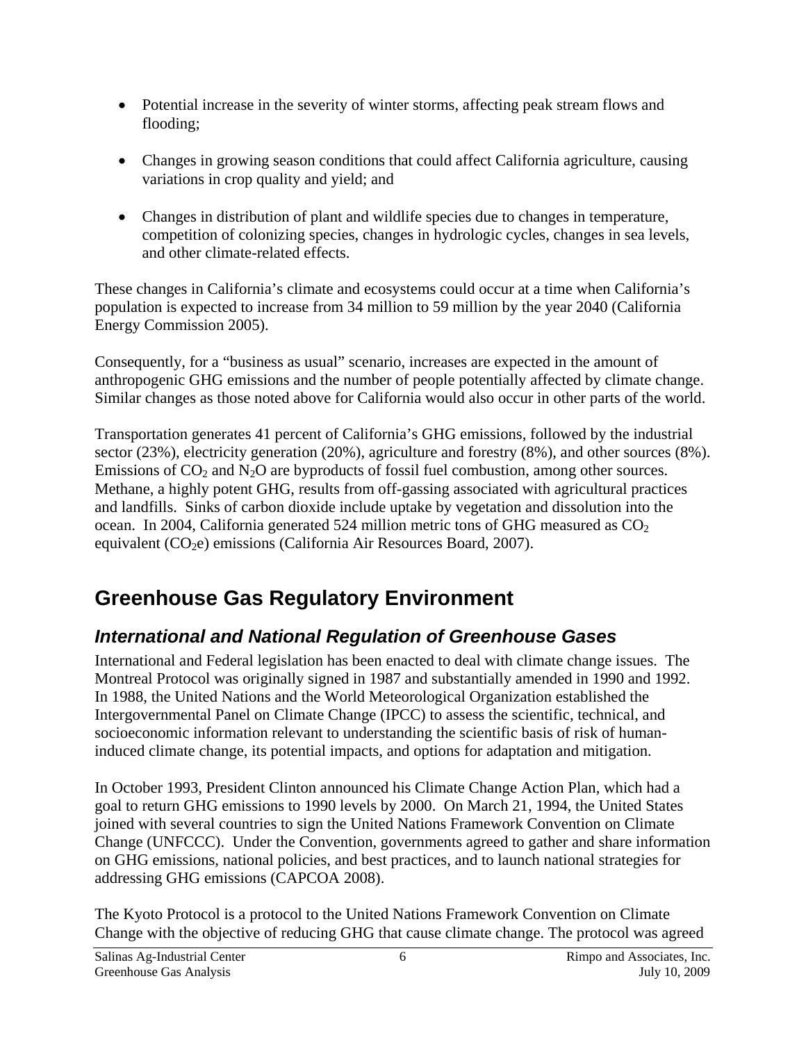- Potential increase in the severity of winter storms, affecting peak stream flows and flooding;
- Changes in growing season conditions that could affect California agriculture, causing variations in crop quality and yield; and
- Changes in distribution of plant and wildlife species due to changes in temperature, competition of colonizing species, changes in hydrologic cycles, changes in sea levels, and other climate-related effects.

These changes in California's climate and ecosystems could occur at a time when California's population is expected to increase from 34 million to 59 million by the year 2040 (California Energy Commission 2005).

Consequently, for a "business as usual" scenario, increases are expected in the amount of anthropogenic GHG emissions and the number of people potentially affected by climate change. Similar changes as those noted above for California would also occur in other parts of the world.

Transportation generates 41 percent of California's GHG emissions, followed by the industrial sector (23%), electricity generation (20%), agriculture and forestry (8%), and other sources (8%). Emissions of $CO_2$ and $N_2O$ are byproducts of fossil fuel combustion, among other sources. Methane, a highly potent GHG, results from off-gassing associated with agricultural practices and landfills. Sinks of carbon dioxide include uptake by vegetation and dissolution into the ocean. In 2004, California generated 524 million metric tons of GHG measured as $CO_2$ equivalent ($CO_2$e) emissions (California Air Resources Board, 2007).

# Greenhouse Gas Regulatory Environment

## *International and National Regulation of Greenhouse Gases*

International and Federal legislation has been enacted to deal with climate change issues. The Montreal Protocol was originally signed in 1987 and substantially amended in 1990 and 1992. In 1988, the United Nations and the World Meteorological Organization established the Intergovernmental Panel on Climate Change (IPCC) to assess the scientific, technical, and socioeconomic information relevant to understanding the scientific basis of risk of human-induced climate change, its potential impacts, and options for adaptation and mitigation.

In October 1993, President Clinton announced his Climate Change Action Plan, which had a goal to return GHG emissions to 1990 levels by 2000. On March 21, 1994, the United States joined with several countries to sign the United Nations Framework Convention on Climate Change (UNFCCC). Under the Convention, governments agreed to gather and share information on GHG emissions, national policies, and best practices, and to launch national strategies for addressing GHG emissions (CAPCOA 2008).

The Kyoto Protocol is a protocol to the United Nations Framework Convention on Climate Change with the objective of reducing GHG that cause climate change. The protocol was agreed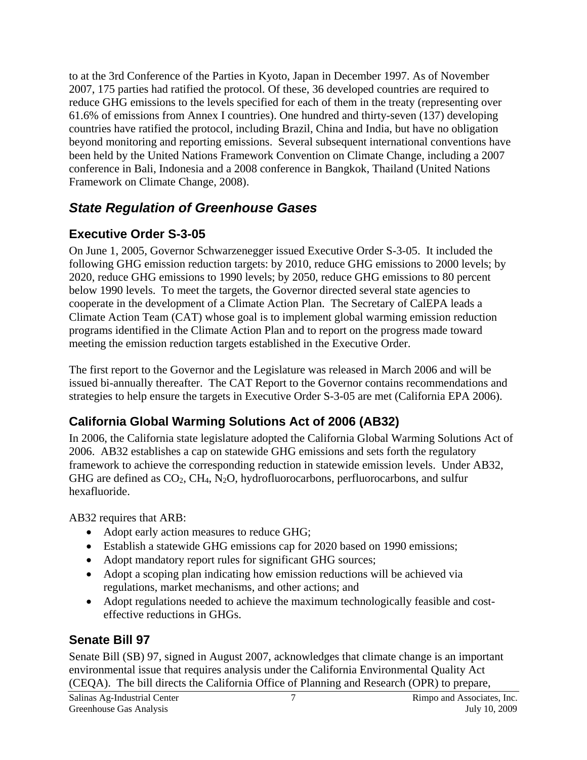to at the 3rd Conference of the Parties in Kyoto, Japan in December 1997. As of November 2007, 175 parties had ratified the protocol. Of these, 36 developed countries are required to reduce GHG emissions to the levels specified for each of them in the treaty (representing over 61.6% of emissions from Annex I countries). One hundred and thirty-seven (137) developing countries have ratified the protocol, including Brazil, China and India, but have no obligation beyond monitoring and reporting emissions. Several subsequent international conventions have been held by the United Nations Framework Convention on Climate Change, including a 2007 conference in Bali, Indonesia and a 2008 conference in Bangkok, Thailand (United Nations Framework on Climate Change, 2008).

## *State Regulation of Greenhouse Gases*

### Executive Order S-3-05

On June 1, 2005, Governor Schwarzenegger issued Executive Order S-3-05. It included the following GHG emission reduction targets: by 2010, reduce GHG emissions to 2000 levels; by 2020, reduce GHG emissions to 1990 levels; by 2050, reduce GHG emissions to 80 percent below 1990 levels. To meet the targets, the Governor directed several state agencies to cooperate in the development of a Climate Action Plan. The Secretary of CalEPA leads a Climate Action Team (CAT) whose goal is to implement global warming emission reduction programs identified in the Climate Action Plan and to report on the progress made toward meeting the emission reduction targets established in the Executive Order.

The first report to the Governor and the Legislature was released in March 2006 and will be issued bi-annually thereafter. The CAT Report to the Governor contains recommendations and strategies to help ensure the targets in Executive Order S-3-05 are met (California EPA 2006).

### California Global Warming Solutions Act of 2006 (AB32)

In 2006, the California state legislature adopted the California Global Warming Solutions Act of 2006. AB32 establishes a cap on statewide GHG emissions and sets forth the regulatory framework to achieve the corresponding reduction in statewide emission levels. Under AB32, GHG are defined as $CO_2$, $CH_4$, $N_2O$, hydrofluorocarbons, perfluorocarbons, and sulfur hexafluoride.

AB32 requires that ARB:

- Adopt early action measures to reduce GHG;
- Establish a statewide GHG emissions cap for 2020 based on 1990 emissions;
- Adopt mandatory report rules for significant GHG sources;
- Adopt a scoping plan indicating how emission reductions will be achieved via regulations, market mechanisms, and other actions; and
- Adopt regulations needed to achieve the maximum technologically feasible and cost-effective reductions in GHGs.

### Senate Bill 97

Senate Bill (SB) 97, signed in August 2007, acknowledges that climate change is an important environmental issue that requires analysis under the California Environmental Quality Act (CEQA). The bill directs the California Office of Planning and Research (OPR) to prepare,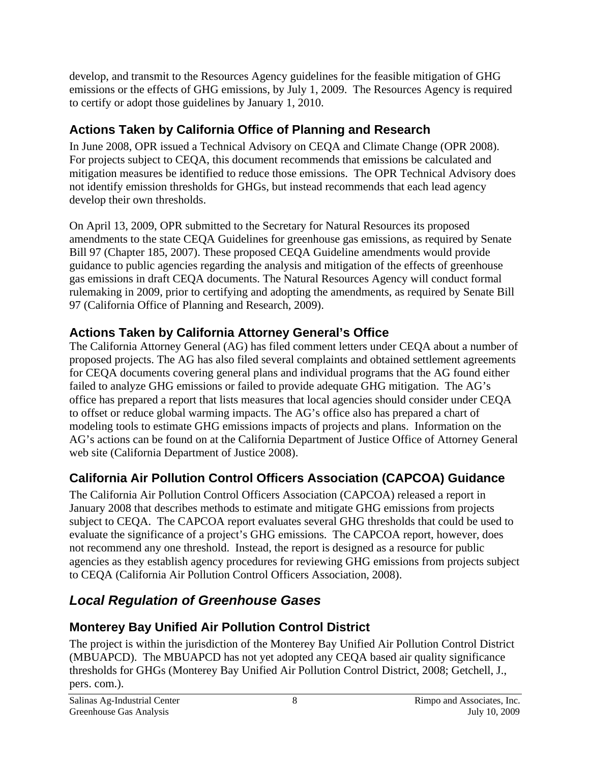develop, and transmit to the Resources Agency guidelines for the feasible mitigation of GHG emissions or the effects of GHG emissions, by July 1, 2009. The Resources Agency is required to certify or adopt those guidelines by January 1, 2010.

### Actions Taken by California Office of Planning and Research

In June 2008, OPR issued a Technical Advisory on CEQA and Climate Change (OPR 2008). For projects subject to CEQA, this document recommends that emissions be calculated and mitigation measures be identified to reduce those emissions. The OPR Technical Advisory does not identify emission thresholds for GHGs, but instead recommends that each lead agency develop their own thresholds.

On April 13, 2009, OPR submitted to the Secretary for Natural Resources its proposed amendments to the state CEQA Guidelines for greenhouse gas emissions, as required by Senate Bill 97 (Chapter 185, 2007). These proposed CEQA Guideline amendments would provide guidance to public agencies regarding the analysis and mitigation of the effects of greenhouse gas emissions in draft CEQA documents. The Natural Resources Agency will conduct formal rulemaking in 2009, prior to certifying and adopting the amendments, as required by Senate Bill 97 (California Office of Planning and Research, 2009).

### Actions Taken by California Attorney General's Office

The California Attorney General (AG) has filed comment letters under CEQA about a number of proposed projects. The AG has also filed several complaints and obtained settlement agreements for CEQA documents covering general plans and individual programs that the AG found either failed to analyze GHG emissions or failed to provide adequate GHG mitigation. The AG's office has prepared a report that lists measures that local agencies should consider under CEQA to offset or reduce global warming impacts. The AG's office also has prepared a chart of modeling tools to estimate GHG emissions impacts of projects and plans. Information on the AG's actions can be found on at the California Department of Justice Office of Attorney General web site (California Department of Justice 2008).

### California Air Pollution Control Officers Association (CAPCOA) Guidance

The California Air Pollution Control Officers Association (CAPCOA) released a report in January 2008 that describes methods to estimate and mitigate GHG emissions from projects subject to CEQA. The CAPCOA report evaluates several GHG thresholds that could be used to evaluate the significance of a project's GHG emissions. The CAPCOA report, however, does not recommend any one threshold. Instead, the report is designed as a resource for public agencies as they establish agency procedures for reviewing GHG emissions from projects subject to CEQA (California Air Pollution Control Officers Association, 2008).

## *Local Regulation of Greenhouse Gases*

### Monterey Bay Unified Air Pollution Control District

The project is within the jurisdiction of the Monterey Bay Unified Air Pollution Control District (MBUAPCD). The MBUAPCD has not yet adopted any CEQA based air quality significance thresholds for GHGs (Monterey Bay Unified Air Pollution Control District, 2008; Getchell, J., pers. com.).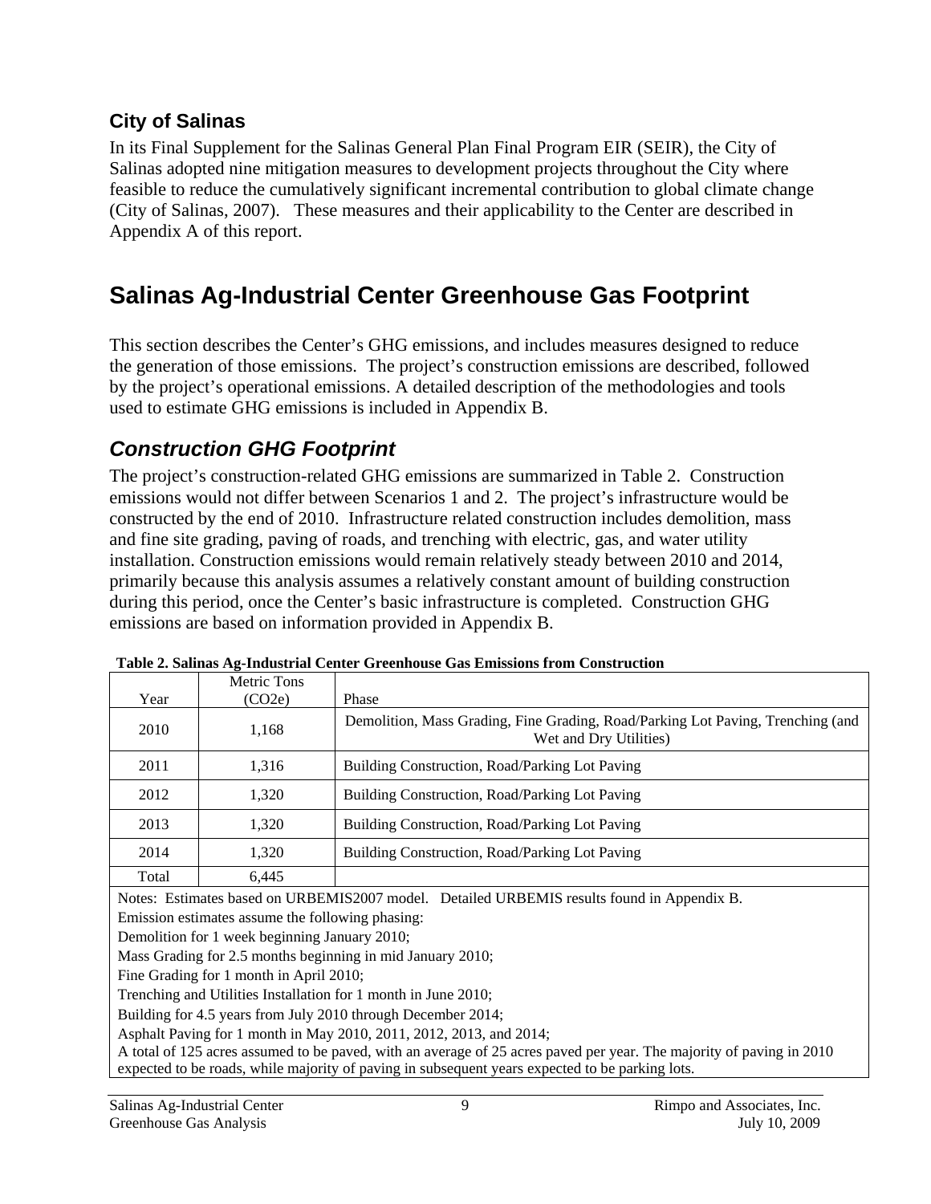### City of Salinas

In its Final Supplement for the Salinas General Plan Final Program EIR (SEIR), the City of Salinas adopted nine mitigation measures to development projects throughout the City where feasible to reduce the cumulatively significant incremental contribution to global climate change (City of Salinas, 2007). These measures and their applicability to the Center are described in Appendix A of this report.

# Salinas Ag-Industrial Center Greenhouse Gas Footprint

This section describes the Center's GHG emissions, and includes measures designed to reduce the generation of those emissions. The project's construction emissions are described, followed by the project's operational emissions. A detailed description of the methodologies and tools used to estimate GHG emissions is included in Appendix B.

## *Construction GHG Footprint*

The project's construction-related GHG emissions are summarized in Table 2. Construction emissions would not differ between Scenarios 1 and 2. The project's infrastructure would be constructed by the end of 2010. Infrastructure related construction includes demolition, mass and fine site grading, paving of roads, and trenching with electric, gas, and water utility installation. Construction emissions would remain relatively steady between 2010 and 2014, primarily because this analysis assumes a relatively constant amount of building construction during this period, once the Center's basic infrastructure is completed. Construction GHG emissions are based on information provided in Appendix B.

**Table 2. Salinas Ag-Industrial Center Greenhouse Gas Emissions from Construction**

| Year | Metric Tons (CO2e) | Phase |
|---|---|---|
| 2010 | 1,168 | Demolition, Mass Grading, Fine Grading, Road/Parking Lot Paving, Trenching (and Wet and Dry Utilities) |
| 2011 | 1,316 | Building Construction, Road/Parking Lot Paving |
| 2012 | 1,320 | Building Construction, Road/Parking Lot Paving |
| 2013 | 1,320 | Building Construction, Road/Parking Lot Paving |
| 2014 | 1,320 | Building Construction, Road/Parking Lot Paving |
| Total | 6,445 | |

Notes: Estimates based on URBEMIS2007 model. Detailed URBEMIS results found in Appendix B.
Emission estimates assume the following phasing:
Demolition for 1 week beginning January 2010;
Mass Grading for 2.5 months beginning in mid January 2010;
Fine Grading for 1 month in April 2010;
Trenching and Utilities Installation for 1 month in June 2010;
Building for 4.5 years from July 2010 through December 2014;
Asphalt Paving for 1 month in May 2010, 2011, 2012, 2013, and 2014;
A total of 125 acres assumed to be paved, with an average of 25 acres paved per year. The majority of paving in 2010 expected to be roads, while majority of paving in subsequent years expected to be parking lots.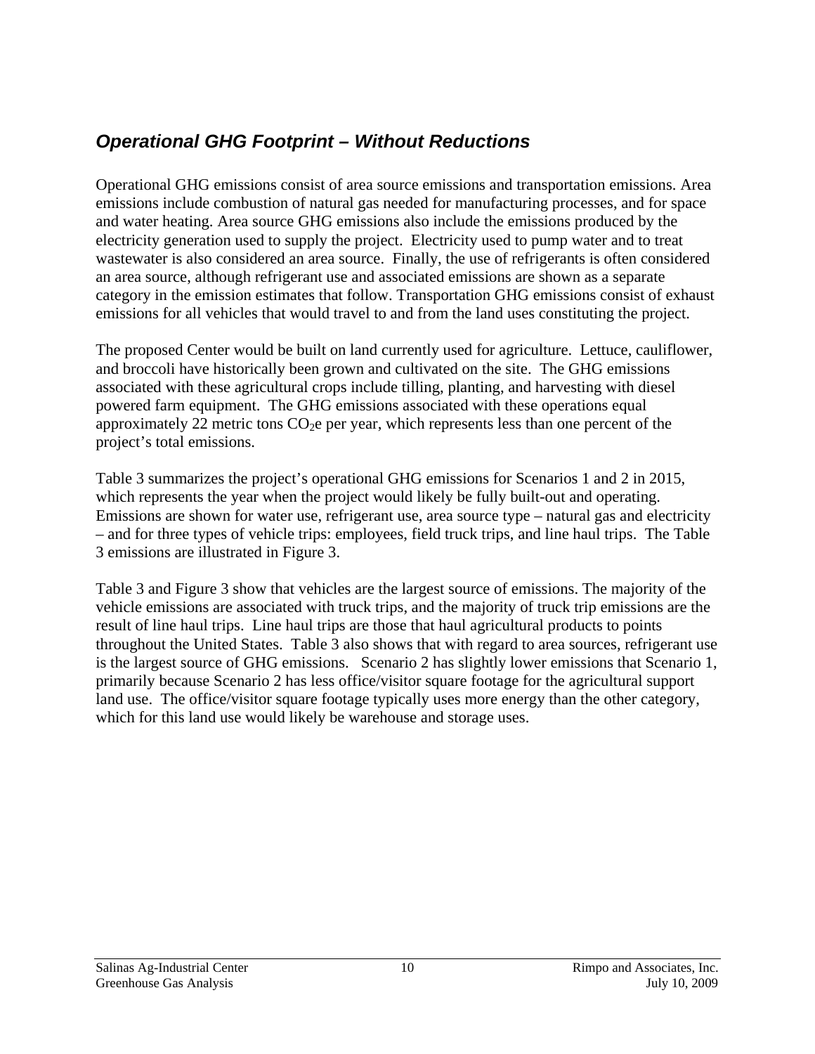## *Operational GHG Footprint – Without Reductions*

Operational GHG emissions consist of area source emissions and transportation emissions. Area emissions include combustion of natural gas needed for manufacturing processes, and for space and water heating. Area source GHG emissions also include the emissions produced by the electricity generation used to supply the project. Electricity used to pump water and to treat wastewater is also considered an area source. Finally, the use of refrigerants is often considered an area source, although refrigerant use and associated emissions are shown as a separate category in the emission estimates that follow. Transportation GHG emissions consist of exhaust emissions for all vehicles that would travel to and from the land uses constituting the project.

The proposed Center would be built on land currently used for agriculture. Lettuce, cauliflower, and broccoli have historically been grown and cultivated on the site. The GHG emissions associated with these agricultural crops include tilling, planting, and harvesting with diesel powered farm equipment. The GHG emissions associated with these operations equal approximately 22 metric tons $CO_2$e per year, which represents less than one percent of the project's total emissions.

Table 3 summarizes the project's operational GHG emissions for Scenarios 1 and 2 in 2015, which represents the year when the project would likely be fully built-out and operating. Emissions are shown for water use, refrigerant use, area source type – natural gas and electricity – and for three types of vehicle trips: employees, field truck trips, and line haul trips. The Table 3 emissions are illustrated in Figure 3.

Table 3 and Figure 3 show that vehicles are the largest source of emissions. The majority of the vehicle emissions are associated with truck trips, and the majority of truck trip emissions are the result of line haul trips. Line haul trips are those that haul agricultural products to points throughout the United States. Table 3 also shows that with regard to area sources, refrigerant use is the largest source of GHG emissions. Scenario 2 has slightly lower emissions that Scenario 1, primarily because Scenario 2 has less office/visitor square footage for the agricultural support land use. The office/visitor square footage typically uses more energy than the other category, which for this land use would likely be warehouse and storage uses.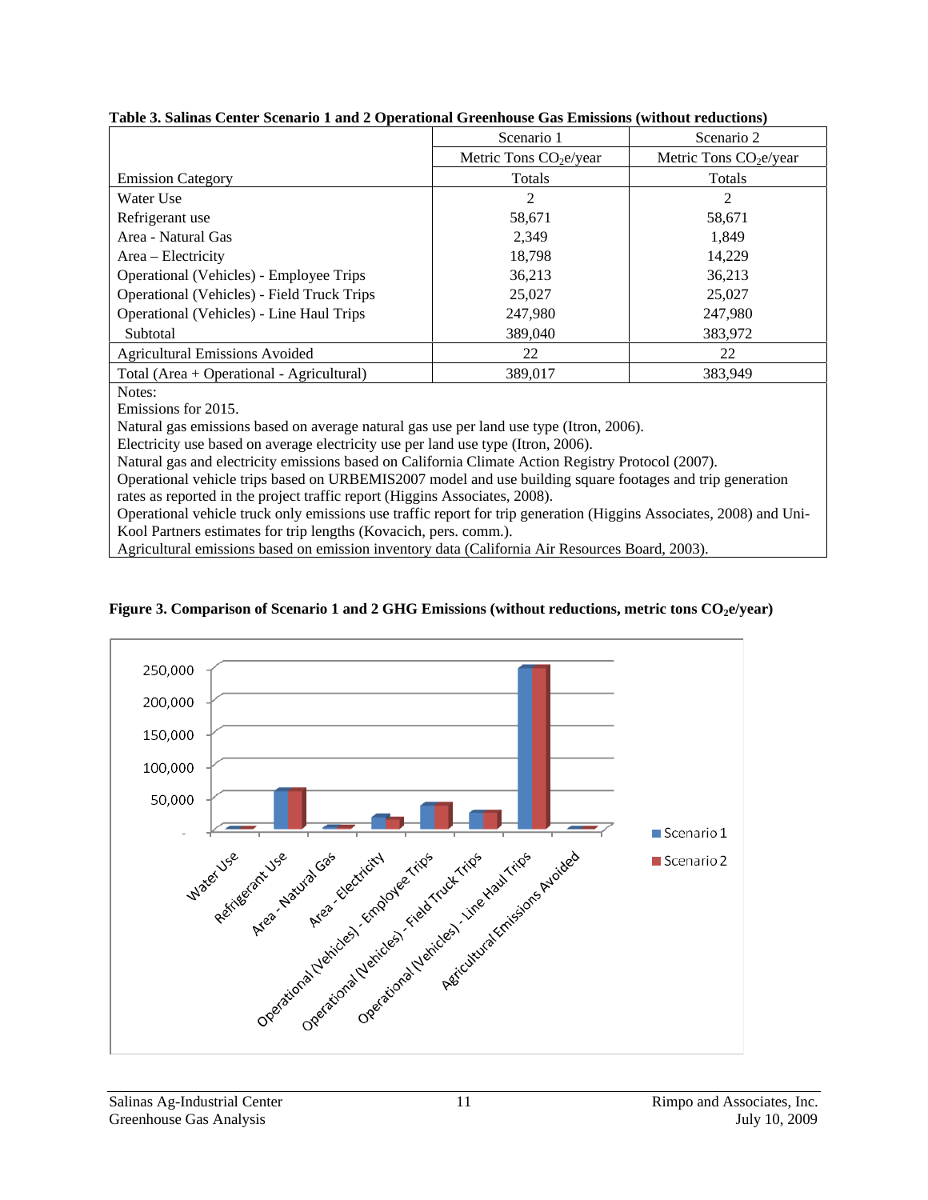**Table 3. Salinas Center Scenario 1 and 2 Operational Greenhouse Gas Emissions (without reductions)**

| | Scenario 1 | Scenario 2 |
|---|---|---|
| | Metric Tons $CO_2e$/year | Metric Tons $CO_2e$/year |
| Emission Category | Totals | Totals |
| Water Use | 2 | 2 |
| Refrigerant use | 58,671 | 58,671 |
| Area - Natural Gas | 2,349 | 1,849 |
| Area – Electricity | 18,798 | 14,229 |
| Operational (Vehicles) - Employee Trips | 36,213 | 36,213 |
| Operational (Vehicles) - Field Truck Trips | 25,027 | 25,027 |
| Operational (Vehicles) - Line Haul Trips | 247,980 | 247,980 |
| Subtotal | 389,040 | 383,972 |
| Agricultural Emissions Avoided | 22 | 22 |
| Total (Area + Operational - Agricultural) | 389,017 | 383,949 |

Notes:
Emissions for 2015.
Natural gas emissions based on average natural gas use per land use type (Itron, 2006).
Electricity use based on average electricity use per land use type (Itron, 2006).
Natural gas and electricity emissions based on California Climate Action Registry Protocol (2007).
Operational vehicle trips based on URBEMIS2007 model and use building square footages and trip generation rates as reported in the project traffic report (Higgins Associates, 2008).
Operational vehicle truck only emissions use traffic report for trip generation (Higgins Associates, 2008) and Uni-Kool Partners estimates for trip lengths (Kovacich, pers. comm.).
Agricultural emissions based on emission inventory data (California Air Resources Board, 2003).

**Figure 3. Comparison of Scenario 1 and 2 GHG Emissions (without reductions, metric tons $CO_2e$/year)**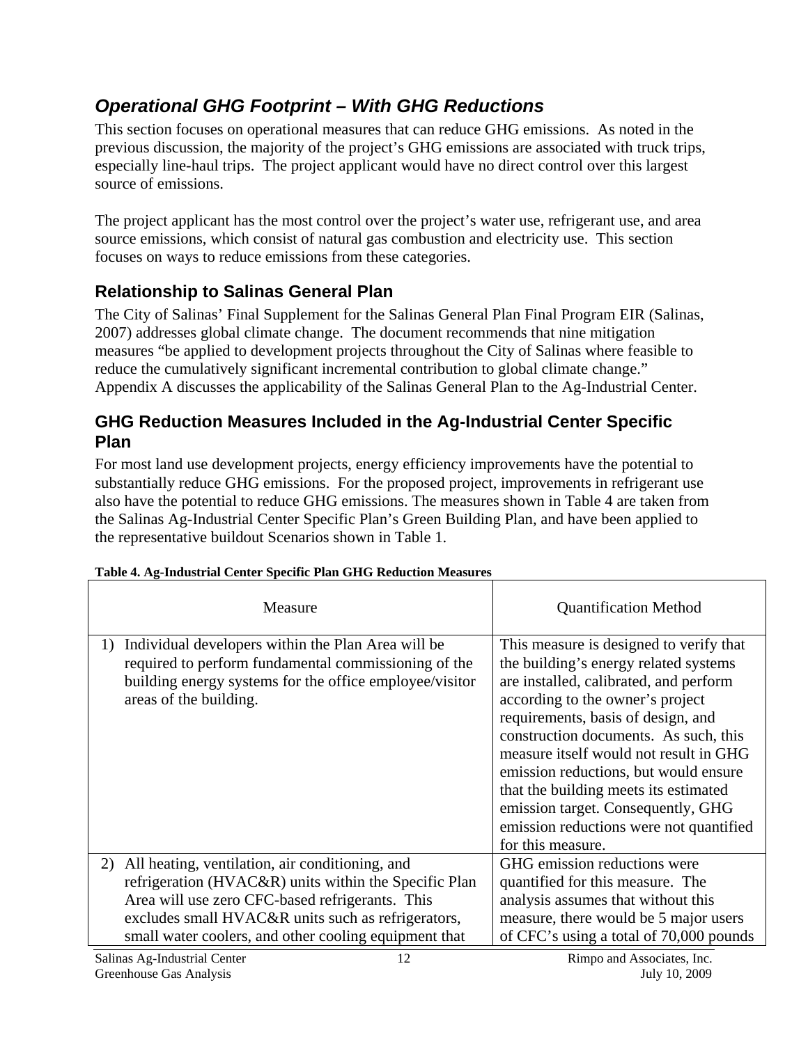## *Operational GHG Footprint – With GHG Reductions*

This section focuses on operational measures that can reduce GHG emissions. As noted in the previous discussion, the majority of the project's GHG emissions are associated with truck trips, especially line-haul trips. The project applicant would have no direct control over this largest source of emissions.

The project applicant has the most control over the project's water use, refrigerant use, and area source emissions, which consist of natural gas combustion and electricity use. This section focuses on ways to reduce emissions from these categories.

### Relationship to Salinas General Plan

The City of Salinas' Final Supplement for the Salinas General Plan Final Program EIR (Salinas, 2007) addresses global climate change. The document recommends that nine mitigation measures "be applied to development projects throughout the City of Salinas where feasible to reduce the cumulatively significant incremental contribution to global climate change." Appendix A discusses the applicability of the Salinas General Plan to the Ag-Industrial Center.

### GHG Reduction Measures Included in the Ag-Industrial Center Specific Plan

For most land use development projects, energy efficiency improvements have the potential to substantially reduce GHG emissions. For the proposed project, improvements in refrigerant use also have the potential to reduce GHG emissions. The measures shown in Table 4 are taken from the Salinas Ag-Industrial Center Specific Plan's Green Building Plan, and have been applied to the representative buildout Scenarios shown in Table 1.

**Table 4. Ag-Industrial Center Specific Plan GHG Reduction Measures**

| Measure | Quantification Method |
|---|---|
| 1) Individual developers within the Plan Area will be required to perform fundamental commissioning of the building energy systems for the office employee/visitor areas of the building. | This measure is designed to verify that the building's energy related systems are installed, calibrated, and perform according to the owner's project requirements, basis of design, and construction documents. As such, this measure itself would not result in GHG emission reductions, but would ensure that the building meets its estimated emission target. Consequently, GHG emission reductions were not quantified for this measure. |
| 2) All heating, ventilation, air conditioning, and refrigeration (HVAC&R) units within the Specific Plan Area will use zero CFC-based refrigerants. This excludes small HVAC&R units such as refrigerators, small water coolers, and other cooling equipment that | GHG emission reductions were quantified for this measure. The analysis assumes that without this measure, there would be 5 major users of CFC's using a total of 70,000 pounds |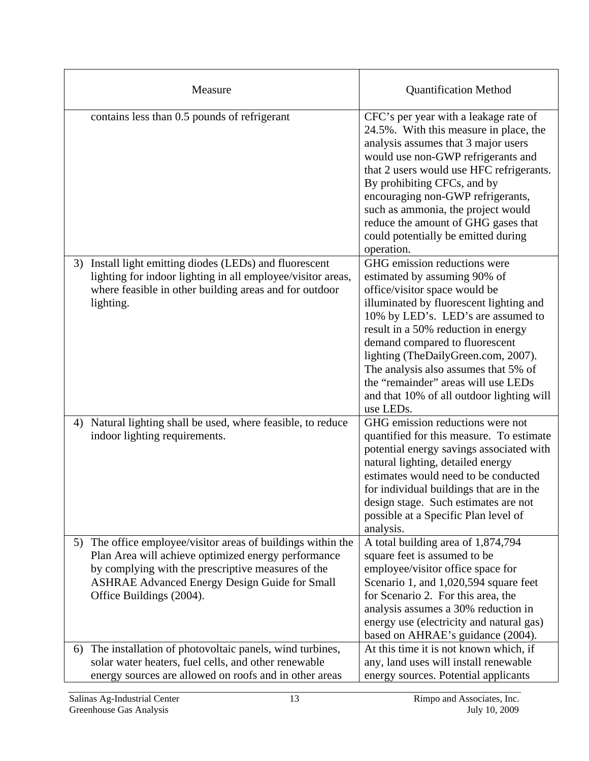| Measure | Quantification Method |
| --- | --- |
| contains less than 0.5 pounds of refrigerant | CFC's per year with a leakage rate of 24.5%. With this measure in place, the analysis assumes that 3 major users would use non-GWP refrigerants and that 2 users would use HFC refrigerants. By prohibiting CFCs, and by encouraging non-GWP refrigerants, such as ammonia, the project would reduce the amount of GHG gases that could potentially be emitted during operation. |
| 3) Install light emitting diodes (LEDs) and fluorescent lighting for indoor lighting in all employee/visitor areas, where feasible in other building areas and for outdoor lighting. | GHG emission reductions were estimated by assuming 90% of office/visitor space would be illuminated by fluorescent lighting and 10% by LED's. LED's are assumed to result in a 50% reduction in energy demand compared to fluorescent lighting (TheDailyGreen.com, 2007). The analysis also assumes that 5% of the "remainder" areas will use LEDs and that 10% of all outdoor lighting will use LEDs. |
| 4) Natural lighting shall be used, where feasible, to reduce indoor lighting requirements. | GHG emission reductions were not quantified for this measure. To estimate potential energy savings associated with natural lighting, detailed energy estimates would need to be conducted for individual buildings that are in the design stage. Such estimates are not possible at a Specific Plan level of analysis. |
| 5) The office employee/visitor areas of buildings within the Plan Area will achieve optimized energy performance by complying with the prescriptive measures of the ASHRAE Advanced Energy Design Guide for Small Office Buildings (2004). | A total building area of 1,874,794 square feet is assumed to be employee/visitor office space for Scenario 1, and 1,020,594 square feet for Scenario 2. For this area, the analysis assumes a 30% reduction in energy use (electricity and natural gas) based on AHRAE's guidance (2004). |
| 6) The installation of photovoltaic panels, wind turbines, solar water heaters, fuel cells, and other renewable energy sources are allowed on roofs and in other areas | At this time it is not known which, if any, land uses will install renewable energy sources. Potential applicants |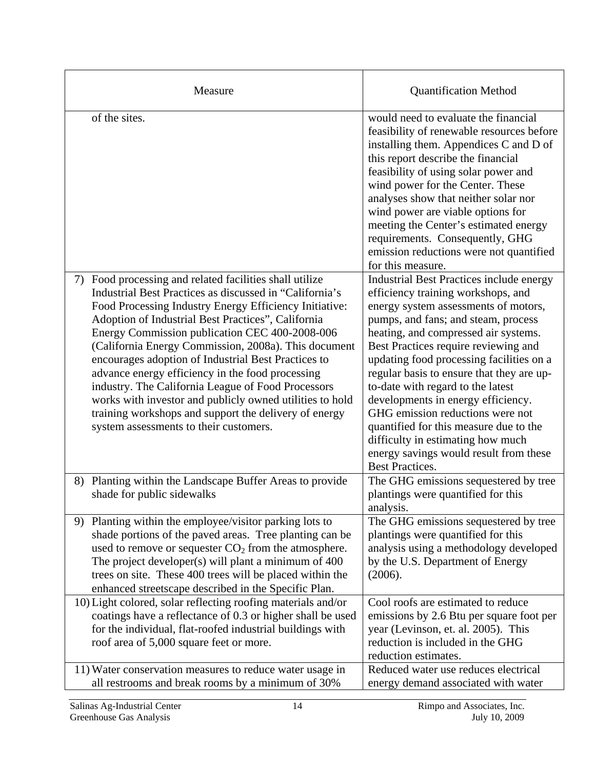| Measure | Quantification Method |
|---|---|
| of the sites. | would need to evaluate the financial feasibility of renewable resources before installing them. Appendices C and D of this report describe the financial feasibility of using solar power and wind power for the Center. These analyses show that neither solar nor wind power are viable options for meeting the Center's estimated energy requirements. Consequently, GHG emission reductions were not quantified for this measure. |
| 7) Food processing and related facilities shall utilize Industrial Best Practices as discussed in "California's Food Processing Industry Energy Efficiency Initiative: Adoption of Industrial Best Practices", California Energy Commission publication CEC 400-2008-006 (California Energy Commission, 2008a). This document encourages adoption of Industrial Best Practices to advance energy efficiency in the food processing industry. The California League of Food Processors works with investor and publicly owned utilities to hold training workshops and support the delivery of energy system assessments to their customers. | Industrial Best Practices include energy efficiency training workshops, and energy system assessments of motors, pumps, and fans; and steam, process heating, and compressed air systems. Best Practices require reviewing and updating food processing facilities on a regular basis to ensure that they are up-to-date with regard to the latest developments in energy efficiency. GHG emission reductions were not quantified for this measure due to the difficulty in estimating how much energy savings would result from these Best Practices. |
| 8) Planting within the Landscape Buffer Areas to provide shade for public sidewalks | The GHG emissions sequestered by tree plantings were quantified for this analysis. |
| 9) Planting within the employee/visitor parking lots to shade portions of the paved areas. Tree planting can be used to remove or sequester $CO_2$ from the atmosphere. The project developer(s) will plant a minimum of 400 trees on site. These 400 trees will be placed within the enhanced streetscape described in the Specific Plan. | The GHG emissions sequestered by tree plantings were quantified for this analysis using a methodology developed by the U.S. Department of Energy (2006). |
| 10) Light colored, solar reflecting roofing materials and/or coatings have a reflectance of 0.3 or higher shall be used for the individual, flat-roofed industrial buildings with roof area of 5,000 square feet or more. | Cool roofs are estimated to reduce emissions by 2.6 Btu per square foot per year (Levinson, et. al. 2005). This reduction is included in the GHG reduction estimates. |
| 11) Water conservation measures to reduce water usage in all restrooms and break rooms by a minimum of 30% | Reduced water use reduces electrical energy demand associated with water |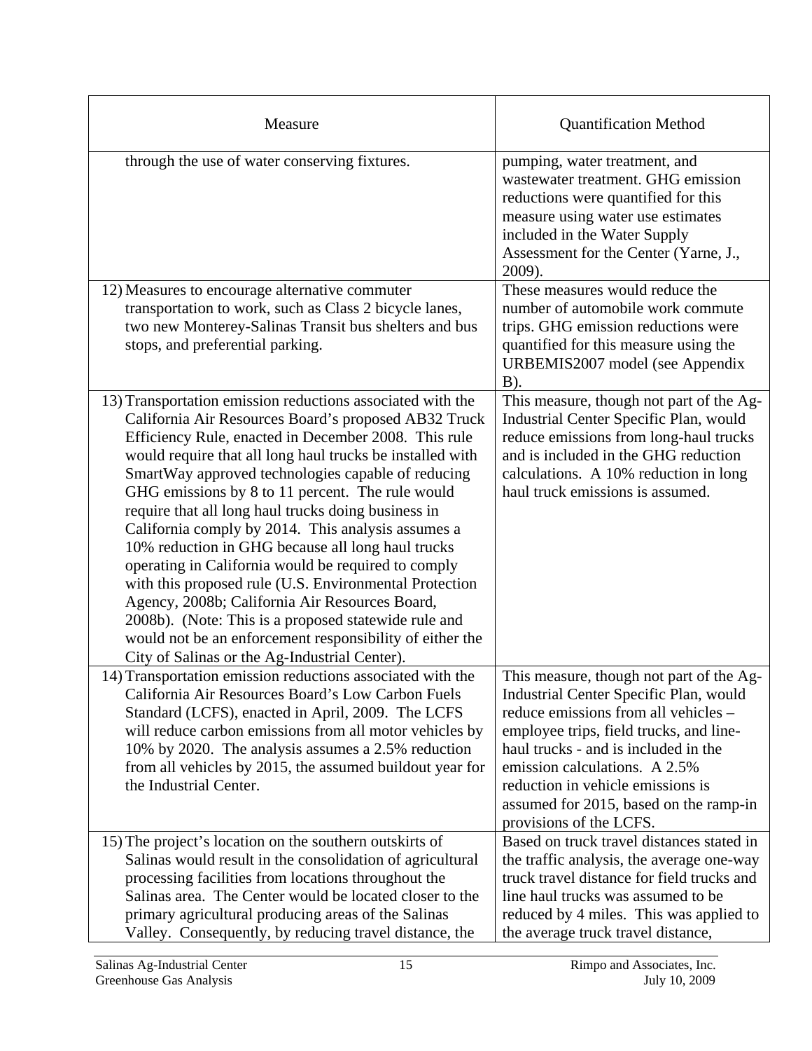| Measure | Quantification Method |
|---|---|
| through the use of water conserving fixtures. | pumping, water treatment, and wastewater treatment. GHG emission reductions were quantified for this measure using water use estimates included in the Water Supply Assessment for the Center (Yarne, J., 2009). |
| 12) Measures to encourage alternative commuter transportation to work, such as Class 2 bicycle lanes, two new Monterey-Salinas Transit bus shelters and bus stops, and preferential parking. | These measures would reduce the number of automobile work commute trips. GHG emission reductions were quantified for this measure using the URBEMIS2007 model (see Appendix B). |
| 13) Transportation emission reductions associated with the California Air Resources Board's proposed AB32 Truck Efficiency Rule, enacted in December 2008. This rule would require that all long haul trucks be installed with SmartWay approved technologies capable of reducing GHG emissions by 8 to 11 percent. The rule would require that all long haul trucks doing business in California comply by 2014. This analysis assumes a 10% reduction in GHG because all long haul trucks operating in California would be required to comply with this proposed rule (U.S. Environmental Protection Agency, 2008b; California Air Resources Board, 2008b). (Note: This is a proposed statewide rule and would not be an enforcement responsibility of either the City of Salinas or the Ag-Industrial Center). | This measure, though not part of the Ag-Industrial Center Specific Plan, would reduce emissions from long-haul trucks and is included in the GHG reduction calculations. A 10% reduction in long haul truck emissions is assumed. |
| 14) Transportation emission reductions associated with the California Air Resources Board's Low Carbon Fuels Standard (LCFS), enacted in April, 2009. The LCFS will reduce carbon emissions from all motor vehicles by 10% by 2020. The analysis assumes a 2.5% reduction from all vehicles by 2015, the assumed buildout year for the Industrial Center. | This measure, though not part of the Ag-Industrial Center Specific Plan, would reduce emissions from all vehicles – employee trips, field trucks, and line-haul trucks - and is included in the emission calculations. A 2.5% reduction in vehicle emissions is assumed for 2015, based on the ramp-in provisions of the LCFS. |
| 15) The project's location on the southern outskirts of Salinas would result in the consolidation of agricultural processing facilities from locations throughout the Salinas area. The Center would be located closer to the primary agricultural producing areas of the Salinas Valley. Consequently, by reducing travel distance, the | Based on truck travel distances stated in the traffic analysis, the average one-way truck travel distance for field trucks and line haul trucks was assumed to be reduced by 4 miles. This was applied to the average truck travel distance, |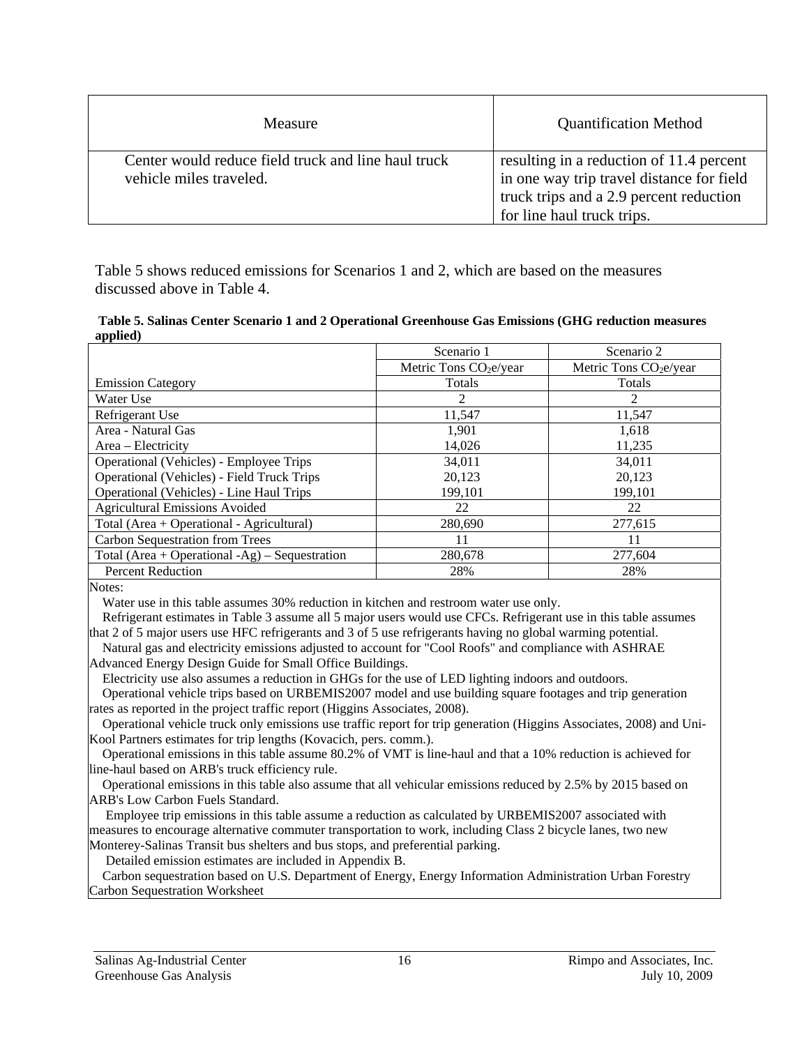| Measure | Quantification Method |
|---|---|
| Center would reduce field truck and line haul truck vehicle miles traveled. | resulting in a reduction of 11.4 percent in one way trip travel distance for field truck trips and a 2.9 percent reduction for line haul truck trips. |

Table 5 shows reduced emissions for Scenarios 1 and 2, which are based on the measures discussed above in Table 4.

**Table 5. Salinas Center Scenario 1 and 2 Operational Greenhouse Gas Emissions (GHG reduction measures applied)**

| | Scenario 1 | Scenario 2 |
|---|---|---|
| | Metric Tons $CO_2$e/year | Metric Tons $CO_2$e/year |
| Emission Category | Totals | Totals |
| Water Use | 2 | 2 |
| Refrigerant Use | 11,547 | 11,547 |
| Area - Natural Gas | 1,901 | 1,618 |
| Area – Electricity | 14,026 | 11,235 |
| Operational (Vehicles) - Employee Trips | 34,011 | 34,011 |
| Operational (Vehicles) - Field Truck Trips | 20,123 | 20,123 |
| Operational (Vehicles) - Line Haul Trips | 199,101 | 199,101 |
| Agricultural Emissions Avoided | 22 | 22 |
| Total (Area + Operational - Agricultural) | 280,690 | 277,615 |
| Carbon Sequestration from Trees | 11 | 11 |
| Total (Area + Operational -Ag) – Sequestration | 280,678 | 277,604 |
| Percent Reduction | 28% | 28% |

Notes:

Water use in this table assumes 30% reduction in kitchen and restroom water use only.

Refrigerant estimates in Table 3 assume all 5 major users would use CFCs. Refrigerant use in this table assumes that 2 of 5 major users use HFC refrigerants and 3 of 5 use refrigerants having no global warming potential.

Natural gas and electricity emissions adjusted to account for "Cool Roofs" and compliance with ASHRAE Advanced Energy Design Guide for Small Office Buildings.

Electricity use also assumes a reduction in GHGs for the use of LED lighting indoors and outdoors.

Operational vehicle trips based on URBEMIS2007 model and use building square footages and trip generation rates as reported in the project traffic report (Higgins Associates, 2008).

Operational vehicle truck only emissions use traffic report for trip generation (Higgins Associates, 2008) and Uni-Kool Partners estimates for trip lengths (Kovacich, pers. comm.).

Operational emissions in this table assume 80.2% of VMT is line-haul and that a 10% reduction is achieved for line-haul based on ARB's truck efficiency rule.

Operational emissions in this table also assume that all vehicular emissions reduced by 2.5% by 2015 based on ARB's Low Carbon Fuels Standard.

Employee trip emissions in this table assume a reduction as calculated by URBEMIS2007 associated with measures to encourage alternative commuter transportation to work, including Class 2 bicycle lanes, two new Monterey-Salinas Transit bus shelters and bus stops, and preferential parking.

Detailed emission estimates are included in Appendix B.

Carbon sequestration based on U.S. Department of Energy, Energy Information Administration Urban Forestry Carbon Sequestration Worksheet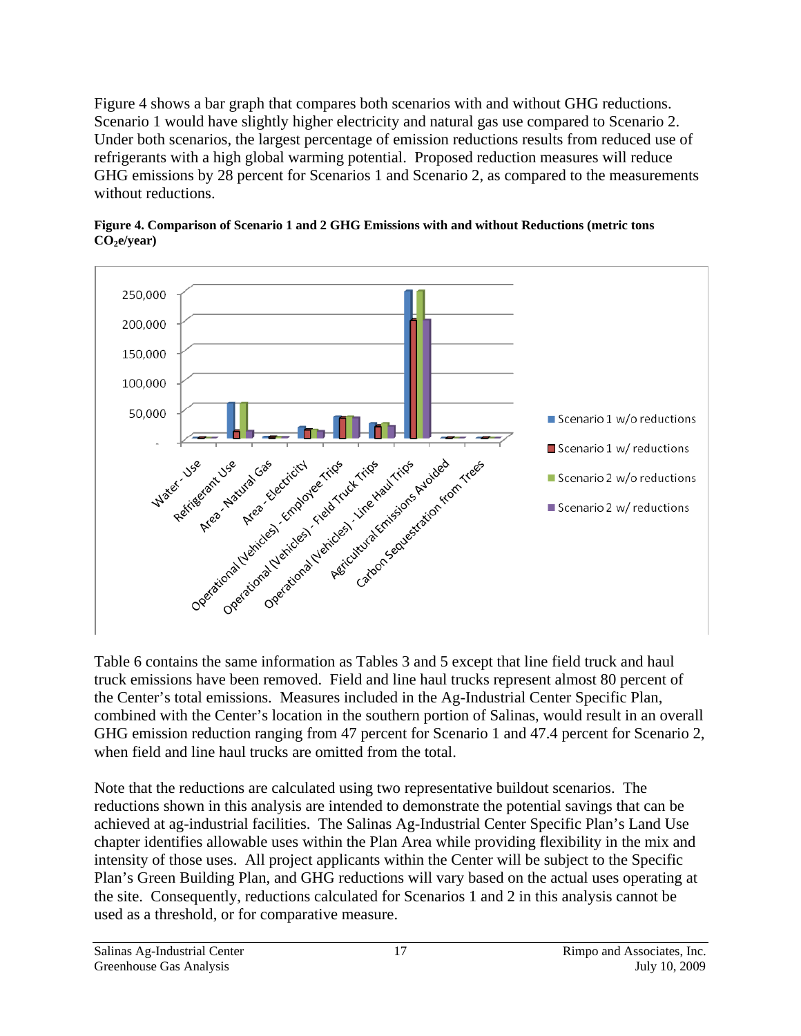Figure 4 shows a bar graph that compares both scenarios with and without GHG reductions. Scenario 1 would have slightly higher electricity and natural gas use compared to Scenario 2. Under both scenarios, the largest percentage of emission reductions results from reduced use of refrigerants with a high global warming potential. Proposed reduction measures will reduce GHG emissions by 28 percent for Scenarios 1 and Scenario 2, as compared to the measurements without reductions.

**Figure 4. Comparison of Scenario 1 and 2 GHG Emissions with and without Reductions (metric tons $CO_2$e/year)**

Table 6 contains the same information as Tables 3 and 5 except that line field truck and haul truck emissions have been removed. Field and line haul trucks represent almost 80 percent of the Center's total emissions. Measures included in the Ag-Industrial Center Specific Plan, combined with the Center's location in the southern portion of Salinas, would result in an overall GHG emission reduction ranging from 47 percent for Scenario 1 and 47.4 percent for Scenario 2, when field and line haul trucks are omitted from the total.

Note that the reductions are calculated using two representative buildout scenarios. The reductions shown in this analysis are intended to demonstrate the potential savings that can be achieved at ag-industrial facilities. The Salinas Ag-Industrial Center Specific Plan's Land Use chapter identifies allowable uses within the Plan Area while providing flexibility in the mix and intensity of those uses. All project applicants within the Center will be subject to the Specific Plan's Green Building Plan, and GHG reductions will vary based on the actual uses operating at the site. Consequently, reductions calculated for Scenarios 1 and 2 in this analysis cannot be used as a threshold, or for comparative measure.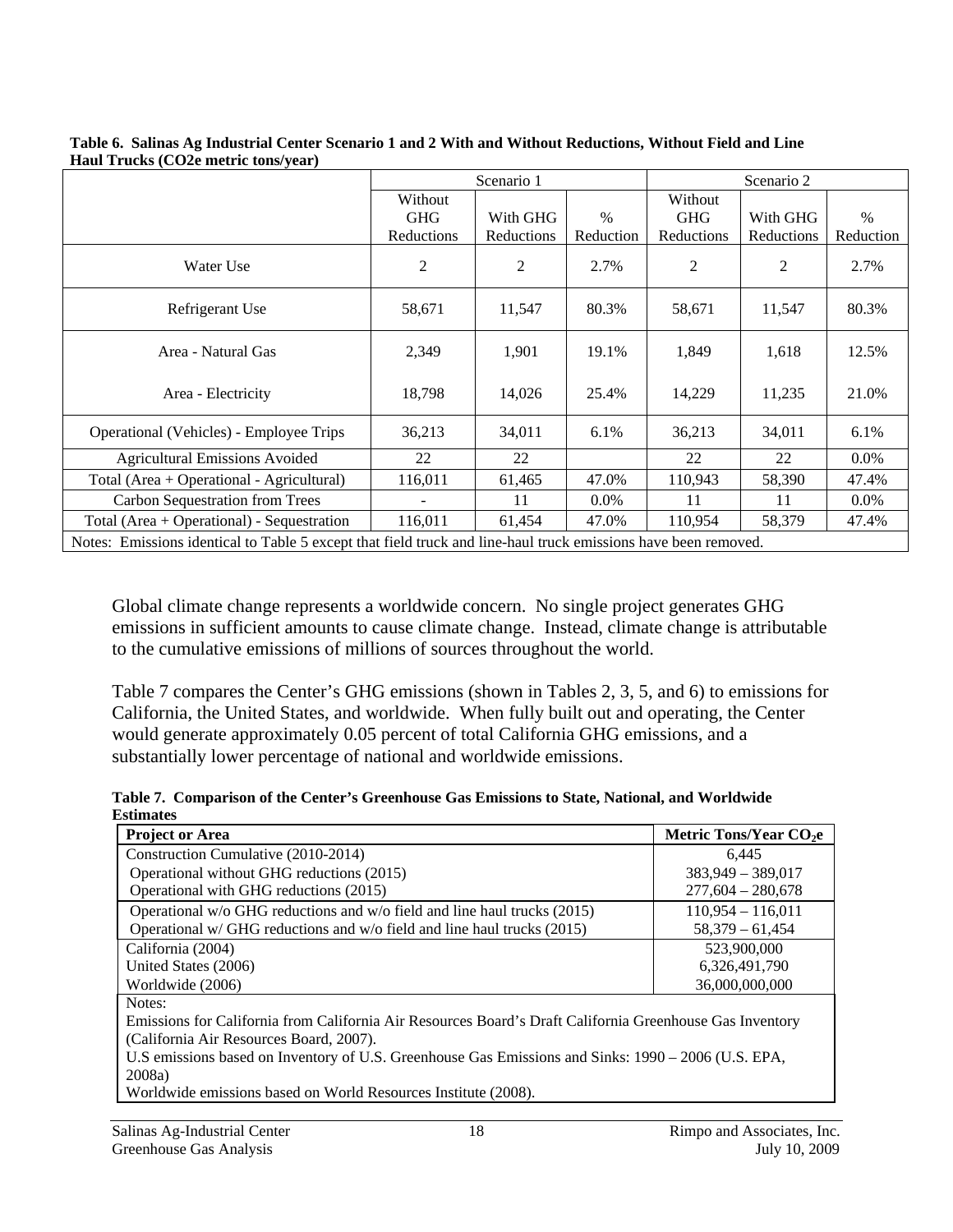**Table 6. Salinas Ag Industrial Center Scenario 1 and 2 With and Without Reductions, Without Field and Line Haul Trucks (CO2e metric tons/year)**

| | Scenario 1 | | | Scenario 2 | | |
|---|---|---|---|---|---|---|
| | Without GHG Reductions | With GHG Reductions | % Reduction | Without GHG Reductions | With GHG Reductions | % Reduction |
| Water Use | 2 | 2 | 2.7% | 2 | 2 | 2.7% |
| Refrigerant Use | 58,671 | 11,547 | 80.3% | 58,671 | 11,547 | 80.3% |
| Area - Natural Gas | 2,349 | 1,901 | 19.1% | 1,849 | 1,618 | 12.5% |
| Area - Electricity | 18,798 | 14,026 | 25.4% | 14,229 | 11,235 | 21.0% |
| Operational (Vehicles) - Employee Trips | 36,213 | 34,011 | 6.1% | 36,213 | 34,011 | 6.1% |
| Agricultural Emissions Avoided | 22 | 22 | | 22 | 22 | 0.0% |
| Total (Area + Operational - Agricultural) | 116,011 | 61,465 | 47.0% | 110,943 | 58,390 | 47.4% |
| Carbon Sequestration from Trees | - | 11 | 0.0% | 11 | 11 | 0.0% |
| Total (Area + Operational) - Sequestration | 116,011 | 61,454 | 47.0% | 110,954 | 58,379 | 47.4% |

Notes: Emissions identical to Table 5 except that field truck and line-haul truck emissions have been removed.

Global climate change represents a worldwide concern. No single project generates GHG emissions in sufficient amounts to cause climate change. Instead, climate change is attributable to the cumulative emissions of millions of sources throughout the world.

Table 7 compares the Center's GHG emissions (shown in Tables 2, 3, 5, and 6) to emissions for California, the United States, and worldwide. When fully built out and operating, the Center would generate approximately 0.05 percent of total California GHG emissions, and a substantially lower percentage of national and worldwide emissions.

**Table 7. Comparison of the Center's Greenhouse Gas Emissions to State, National, and Worldwide Estimates**

| Project or Area | Metric Tons/Year $CO_2e$ |
|---|---|
| Construction Cumulative (2010-2014) | 6,445 |
| Operational without GHG reductions (2015) | 383,949 – 389,017 |
| Operational with GHG reductions (2015) | 277,604 – 280,678 |
| Operational w/o GHG reductions and w/o field and line haul trucks (2015) | 110,954 – 116,011 |
| Operational w/ GHG reductions and w/o field and line haul trucks (2015) | 58,379 – 61,454 |
| California (2004) | 523,900,000 |
| United States (2006) | 6,326,491,790 |
| Worldwide (2006) | 36,000,000,000 |

Notes:
Emissions for California from California Air Resources Board's Draft California Greenhouse Gas Inventory (California Air Resources Board, 2007).
U.S emissions based on Inventory of U.S. Greenhouse Gas Emissions and Sinks: 1990 – 2006 (U.S. EPA, 2008a)
Worldwide emissions based on World Resources Institute (2008).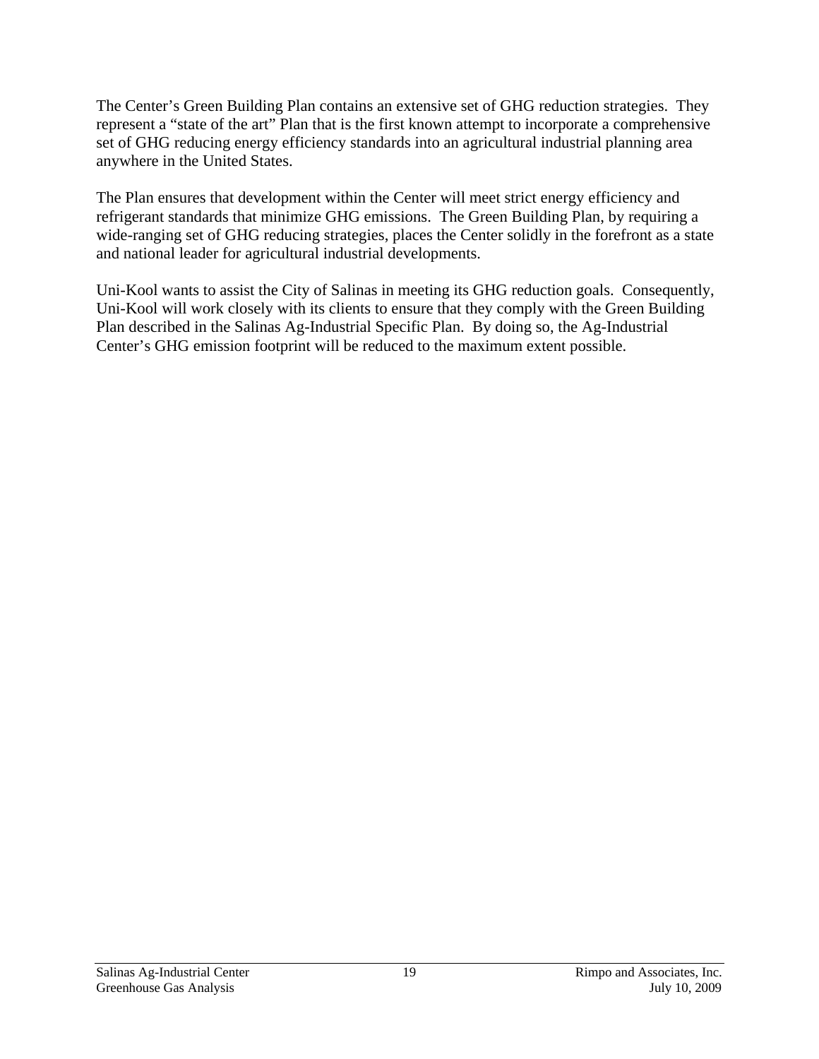The Center's Green Building Plan contains an extensive set of GHG reduction strategies. They represent a "state of the art" Plan that is the first known attempt to incorporate a comprehensive set of GHG reducing energy efficiency standards into an agricultural industrial planning area anywhere in the United States.

The Plan ensures that development within the Center will meet strict energy efficiency and refrigerant standards that minimize GHG emissions. The Green Building Plan, by requiring a wide-ranging set of GHG reducing strategies, places the Center solidly in the forefront as a state and national leader for agricultural industrial developments.

Uni-Kool wants to assist the City of Salinas in meeting its GHG reduction goals. Consequently, Uni-Kool will work closely with its clients to ensure that they comply with the Green Building Plan described in the Salinas Ag-Industrial Specific Plan. By doing so, the Ag-Industrial Center's GHG emission footprint will be reduced to the maximum extent possible.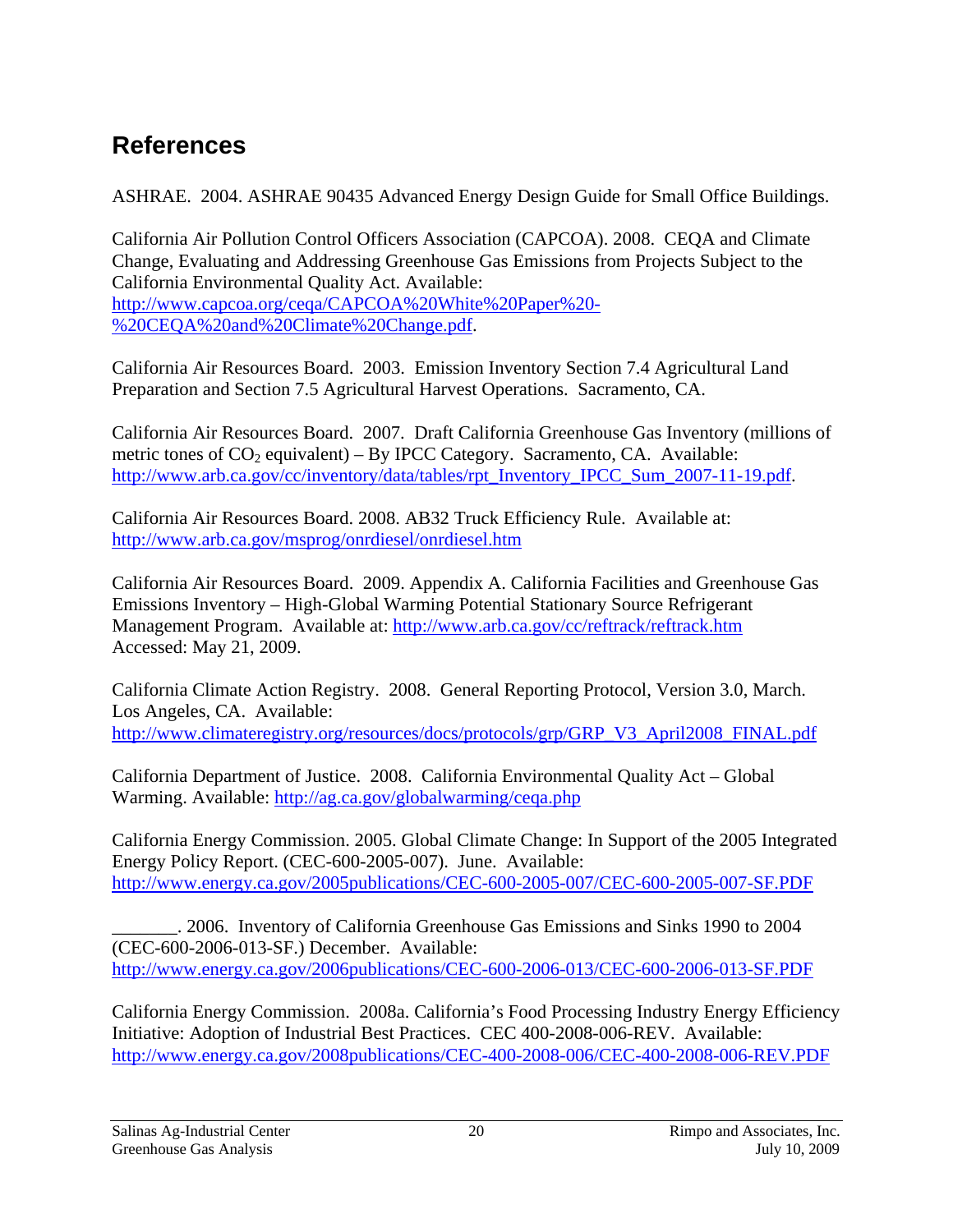## References

ASHRAE. 2004. ASHRAE 90435 Advanced Energy Design Guide for Small Office Buildings.

California Air Pollution Control Officers Association (CAPCOA). 2008. CEQA and Climate Change, Evaluating and Addressing Greenhouse Gas Emissions from Projects Subject to the California Environmental Quality Act. Available: http://www.capcoa.org/ceqa/CAPCOA%20White%20Paper%20-%20CEQA%20and%20Climate%20Change.pdf.

California Air Resources Board. 2003. Emission Inventory Section 7.4 Agricultural Land Preparation and Section 7.5 Agricultural Harvest Operations. Sacramento, CA.

California Air Resources Board. 2007. Draft California Greenhouse Gas Inventory (millions of metric tones of $CO_2$ equivalent) – By IPCC Category. Sacramento, CA. Available: http://www.arb.ca.gov/cc/inventory/data/tables/rpt_Inventory_IPCC_Sum_2007-11-19.pdf.

California Air Resources Board. 2008. AB32 Truck Efficiency Rule. Available at: http://www.arb.ca.gov/msprog/onrdiesel/onrdiesel.htm

California Air Resources Board. 2009. Appendix A. California Facilities and Greenhouse Gas Emissions Inventory – High-Global Warming Potential Stationary Source Refrigerant Management Program. Available at: http://www.arb.ca.gov/cc/reftrack/reftrack.htm Accessed: May 21, 2009.

California Climate Action Registry. 2008. General Reporting Protocol, Version 3.0, March. Los Angeles, CA. Available: http://www.climateregistry.org/resources/docs/protocols/grp/GRP_V3_April2008_FINAL.pdf

California Department of Justice. 2008. California Environmental Quality Act – Global Warming. Available: http://ag.ca.gov/globalwarming/ceqa.php

California Energy Commission. 2005. Global Climate Change: In Support of the 2005 Integrated Energy Policy Report. (CEC-600-2005-007). June. Available: http://www.energy.ca.gov/2005publications/CEC-600-2005-007/CEC-600-2005-007-SF.PDF

_______. 2006. Inventory of California Greenhouse Gas Emissions and Sinks 1990 to 2004 (CEC-600-2006-013-SF.) December. Available: http://www.energy.ca.gov/2006publications/CEC-600-2006-013/CEC-600-2006-013-SF.PDF

California Energy Commission. 2008a. California's Food Processing Industry Energy Efficiency Initiative: Adoption of Industrial Best Practices. CEC 400-2008-006-REV. Available: http://www.energy.ca.gov/2008publications/CEC-400-2008-006/CEC-400-2008-006-REV.PDF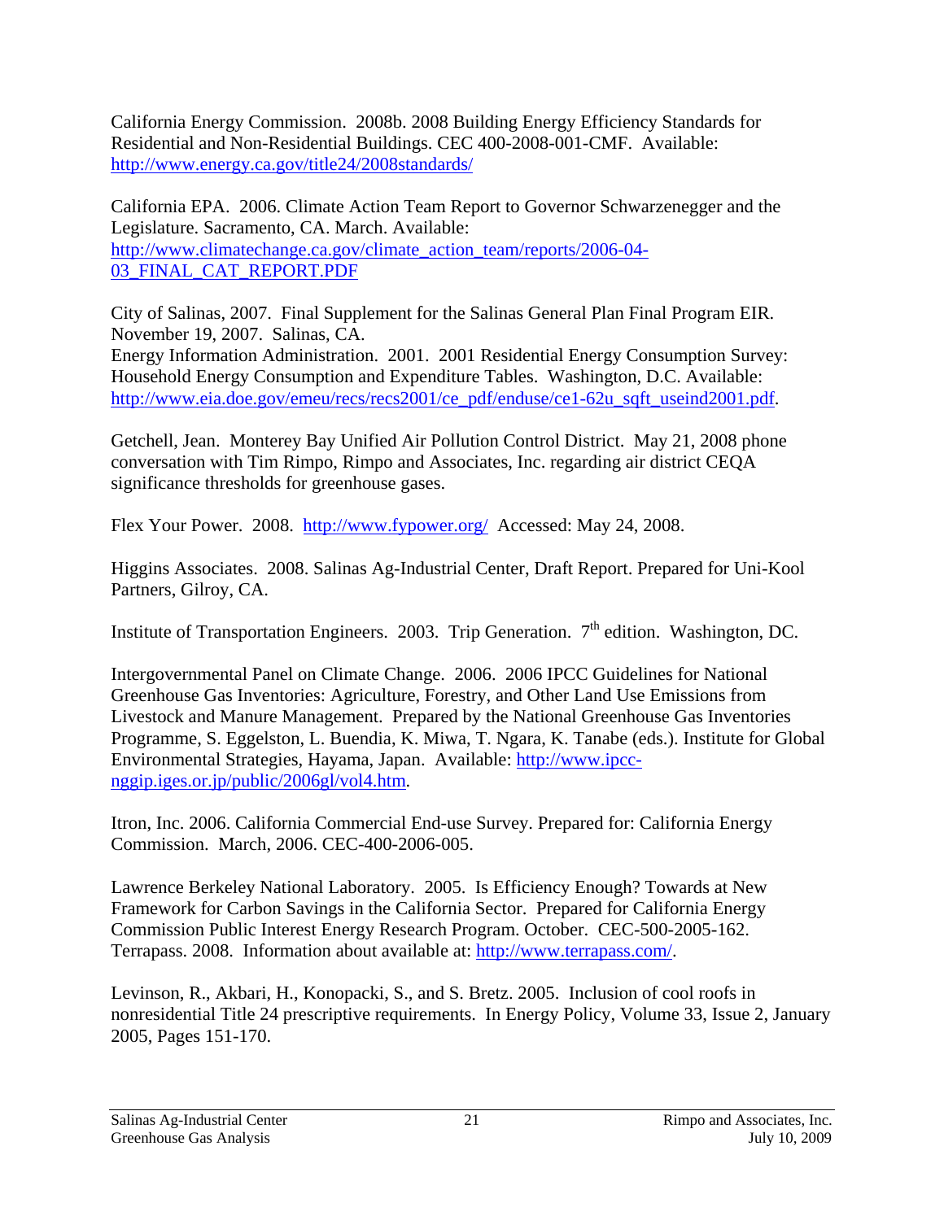California Energy Commission. 2008b. 2008 Building Energy Efficiency Standards for Residential and Non-Residential Buildings. CEC 400-2008-001-CMF. Available: http://www.energy.ca.gov/title24/2008standards/

California EPA. 2006. Climate Action Team Report to Governor Schwarzenegger and the Legislature. Sacramento, CA. March. Available: http://www.climatechange.ca.gov/climate_action_team/reports/2006-04-03_FINAL_CAT_REPORT.PDF

City of Salinas, 2007. Final Supplement for the Salinas General Plan Final Program EIR. November 19, 2007. Salinas, CA.
Energy Information Administration. 2001. 2001 Residential Energy Consumption Survey: Household Energy Consumption and Expenditure Tables. Washington, D.C. Available: http://www.eia.doe.gov/emeu/recs/recs2001/ce_pdf/enduse/ce1-62u_sqft_useind2001.pdf.

Getchell, Jean. Monterey Bay Unified Air Pollution Control District. May 21, 2008 phone conversation with Tim Rimpo, Rimpo and Associates, Inc. regarding air district CEQA significance thresholds for greenhouse gases.

Flex Your Power. 2008. http://www.fypower.org/ Accessed: May 24, 2008.

Higgins Associates. 2008. Salinas Ag-Industrial Center, Draft Report. Prepared for Uni-Kool Partners, Gilroy, CA.

Institute of Transportation Engineers. 2003. Trip Generation. 7th edition. Washington, DC.

Intergovernmental Panel on Climate Change. 2006. 2006 IPCC Guidelines for National Greenhouse Gas Inventories: Agriculture, Forestry, and Other Land Use Emissions from Livestock and Manure Management. Prepared by the National Greenhouse Gas Inventories Programme, S. Eggelston, L. Buendia, K. Miwa, T. Ngara, K. Tanabe (eds.). Institute for Global Environmental Strategies, Hayama, Japan. Available: http://www.ipcc-nggip.iges.or.jp/public/2006gl/vol4.htm.

Itron, Inc. 2006. California Commercial End-use Survey. Prepared for: California Energy Commission. March, 2006. CEC-400-2006-005.

Lawrence Berkeley National Laboratory. 2005. Is Efficiency Enough? Towards at New Framework for Carbon Savings in the California Sector. Prepared for California Energy Commission Public Interest Energy Research Program. October. CEC-500-2005-162.
Terrapass. 2008. Information about available at: http://www.terrapass.com/.

Levinson, R., Akbari, H., Konopacki, S., and S. Bretz. 2005. Inclusion of cool roofs in nonresidential Title 24 prescriptive requirements. In Energy Policy, Volume 33, Issue 2, January 2005, Pages 151-170.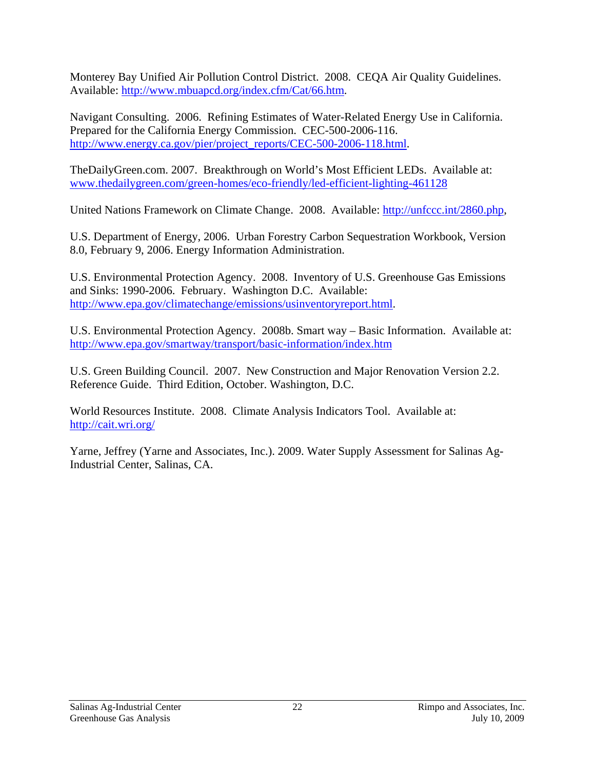Monterey Bay Unified Air Pollution Control District. 2008. CEQA Air Quality Guidelines. Available: http://www.mbuapcd.org/index.cfm/Cat/66.htm.

Navigant Consulting. 2006. Refining Estimates of Water-Related Energy Use in California. Prepared for the California Energy Commission. CEC-500-2006-116. http://www.energy.ca.gov/pier/project_reports/CEC-500-2006-118.html.

TheDailyGreen.com. 2007. Breakthrough on World's Most Efficient LEDs. Available at: www.thedailygreen.com/green-homes/eco-friendly/led-efficient-lighting-461128

United Nations Framework on Climate Change. 2008. Available: http://unfccc.int/2860.php,

U.S. Department of Energy, 2006. Urban Forestry Carbon Sequestration Workbook, Version 8.0, February 9, 2006. Energy Information Administration.

U.S. Environmental Protection Agency. 2008. Inventory of U.S. Greenhouse Gas Emissions and Sinks: 1990-2006. February. Washington D.C. Available: http://www.epa.gov/climatechange/emissions/usinventoryreport.html.

U.S. Environmental Protection Agency. 2008b. Smart way – Basic Information. Available at: http://www.epa.gov/smartway/transport/basic-information/index.htm

U.S. Green Building Council. 2007. New Construction and Major Renovation Version 2.2. Reference Guide. Third Edition, October. Washington, D.C.

World Resources Institute. 2008. Climate Analysis Indicators Tool. Available at: http://cait.wri.org/

Yarne, Jeffrey (Yarne and Associates, Inc.). 2009. Water Supply Assessment for Salinas Ag-Industrial Center, Salinas, CA.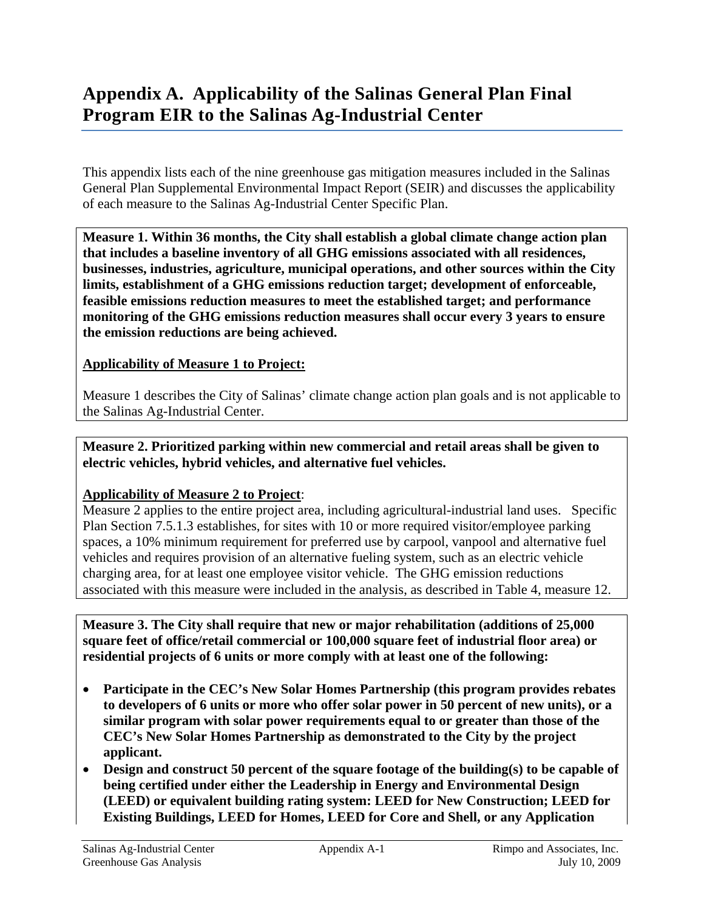# Appendix A. Applicability of the Salinas General Plan Final Program EIR to the Salinas Ag-Industrial Center

This appendix lists each of the nine greenhouse gas mitigation measures included in the Salinas General Plan Supplemental Environmental Impact Report (SEIR) and discusses the applicability of each measure to the Salinas Ag-Industrial Center Specific Plan.

**Measure 1. Within 36 months, the City shall establish a global climate change action plan that includes a baseline inventory of all GHG emissions associated with all residences, businesses, industries, agriculture, municipal operations, and other sources within the City limits, establishment of a GHG emissions reduction target; development of enforceable, feasible emissions reduction measures to meet the established target; and performance monitoring of the GHG emissions reduction measures shall occur every 3 years to ensure the emission reductions are being achieved.**

**Applicability of Measure 1 to Project:**

Measure 1 describes the City of Salinas' climate change action plan goals and is not applicable to the Salinas Ag-Industrial Center.

**Measure 2. Prioritized parking within new commercial and retail areas shall be given to electric vehicles, hybrid vehicles, and alternative fuel vehicles.**

**Applicability of Measure 2 to Project**:

Measure 2 applies to the entire project area, including agricultural-industrial land uses. Specific Plan Section 7.5.1.3 establishes, for sites with 10 or more required visitor/employee parking spaces, a 10% minimum requirement for preferred use by carpool, vanpool and alternative fuel vehicles and requires provision of an alternative fueling system, such as an electric vehicle charging area, for at least one employee visitor vehicle. The GHG emission reductions associated with this measure were included in the analysis, as described in Table 4, measure 12.

**Measure 3. The City shall require that new or major rehabilitation (additions of 25,000 square feet of office/retail commercial or 100,000 square feet of industrial floor area) or residential projects of 6 units or more comply with at least one of the following:**

- **Participate in the CEC's New Solar Homes Partnership (this program provides rebates to developers of 6 units or more who offer solar power in 50 percent of new units), or a similar program with solar power requirements equal to or greater than those of the CEC's New Solar Homes Partnership as demonstrated to the City by the project applicant.**
- **Design and construct 50 percent of the square footage of the building(s) to be capable of being certified under either the Leadership in Energy and Environmental Design (LEED) or equivalent building rating system: LEED for New Construction; LEED for Existing Buildings, LEED for Homes, LEED for Core and Shell, or any Application**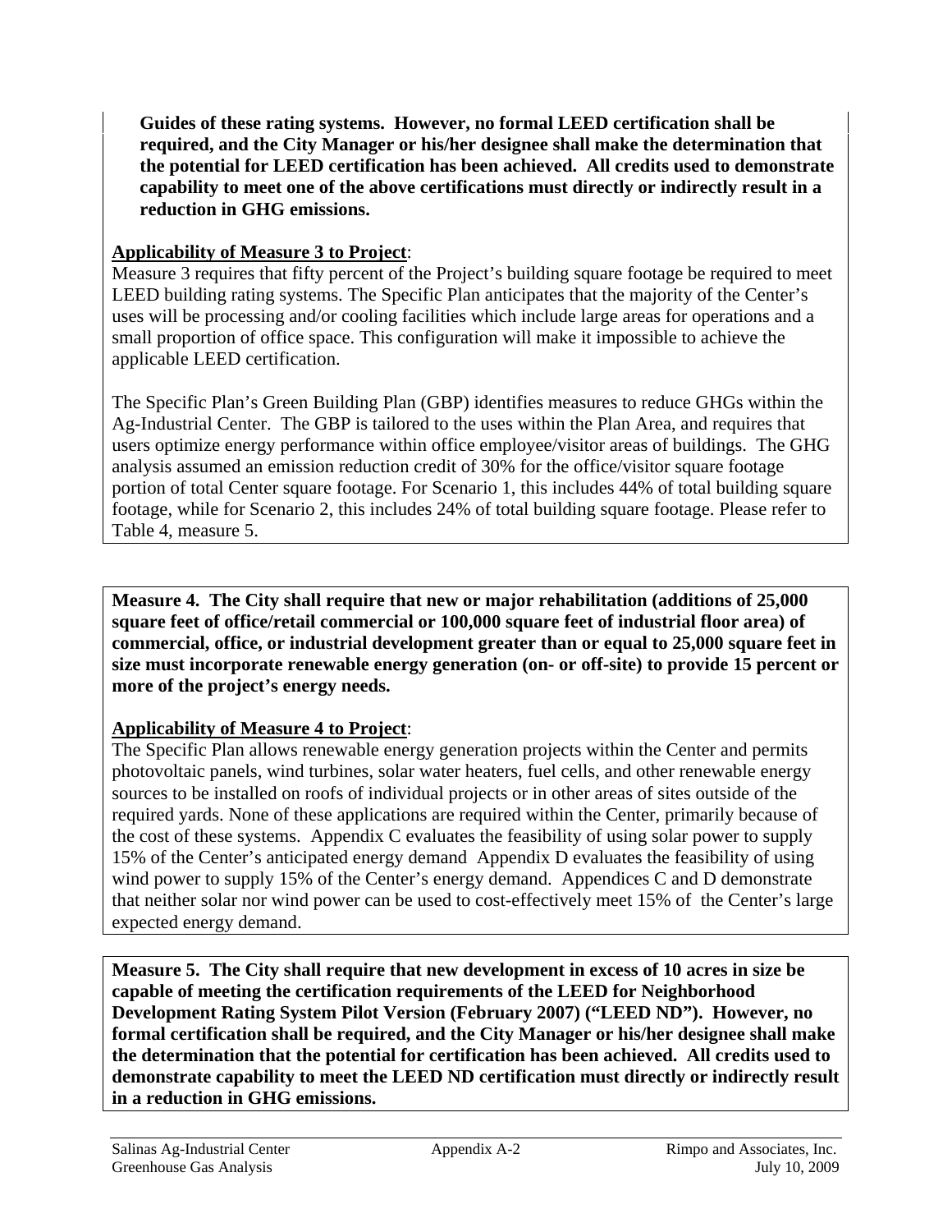**Guides of these rating systems. However, no formal LEED certification shall be required, and the City Manager or his/her designee shall make the determination that the potential for LEED certification has been achieved. All credits used to demonstrate capability to meet one of the above certifications must directly or indirectly result in a reduction in GHG emissions.**

**Applicability of Measure 3 to Project**:
Measure 3 requires that fifty percent of the Project's building square footage be required to meet LEED building rating systems. The Specific Plan anticipates that the majority of the Center's uses will be processing and/or cooling facilities which include large areas for operations and a small proportion of office space. This configuration will make it impossible to achieve the applicable LEED certification.

The Specific Plan's Green Building Plan (GBP) identifies measures to reduce GHGs within the Ag-Industrial Center. The GBP is tailored to the uses within the Plan Area, and requires that users optimize energy performance within office employee/visitor areas of buildings. The GHG analysis assumed an emission reduction credit of 30% for the office/visitor square footage portion of total Center square footage. For Scenario 1, this includes 44% of total building square footage, while for Scenario 2, this includes 24% of total building square footage. Please refer to Table 4, measure 5.

**Measure 4. The City shall require that new or major rehabilitation (additions of 25,000 square feet of office/retail commercial or 100,000 square feet of industrial floor area) of commercial, office, or industrial development greater than or equal to 25,000 square feet in size must incorporate renewable energy generation (on- or off-site) to provide 15 percent or more of the project's energy needs.**

**Applicability of Measure 4 to Project**:
The Specific Plan allows renewable energy generation projects within the Center and permits photovoltaic panels, wind turbines, solar water heaters, fuel cells, and other renewable energy sources to be installed on roofs of individual projects or in other areas of sites outside of the required yards. None of these applications are required within the Center, primarily because of the cost of these systems. Appendix C evaluates the feasibility of using solar power to supply 15% of the Center's anticipated energy demand Appendix D evaluates the feasibility of using wind power to supply 15% of the Center's energy demand. Appendices C and D demonstrate that neither solar nor wind power can be used to cost-effectively meet 15% of the Center's large expected energy demand.

**Measure 5. The City shall require that new development in excess of 10 acres in size be capable of meeting the certification requirements of the LEED for Neighborhood Development Rating System Pilot Version (February 2007) ("LEED ND"). However, no formal certification shall be required, and the City Manager or his/her designee shall make the determination that the potential for certification has been achieved. All credits used to demonstrate capability to meet the LEED ND certification must directly or indirectly result in a reduction in GHG emissions.**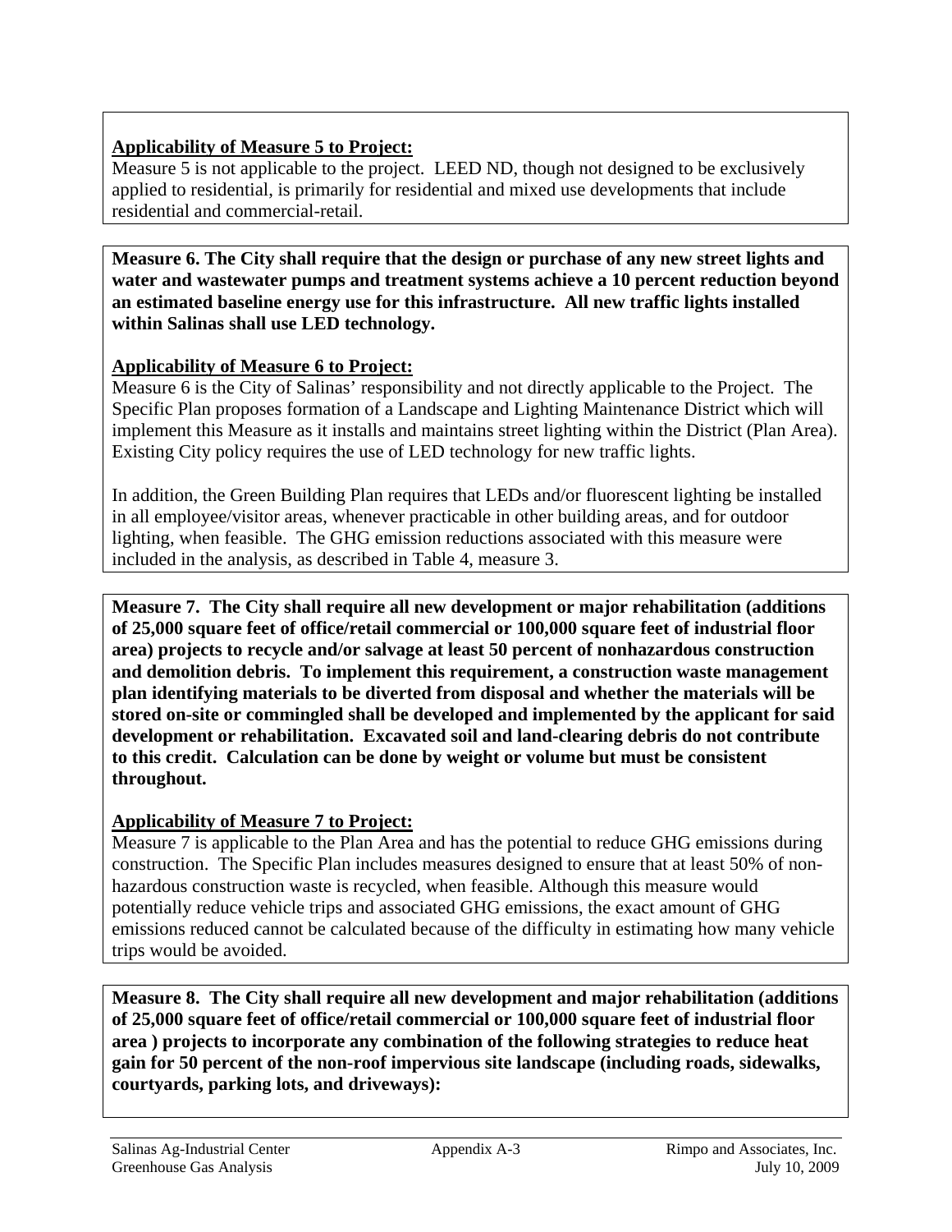**Applicability of Measure 5 to Project:**
Measure 5 is not applicable to the project. LEED ND, though not designed to be exclusively applied to residential, is primarily for residential and mixed use developments that include residential and commercial-retail.

**Measure 6. The City shall require that the design or purchase of any new street lights and water and wastewater pumps and treatment systems achieve a 10 percent reduction beyond an estimated baseline energy use for this infrastructure. All new traffic lights installed within Salinas shall use LED technology.**

**Applicability of Measure 6 to Project:**
Measure 6 is the City of Salinas' responsibility and not directly applicable to the Project. The Specific Plan proposes formation of a Landscape and Lighting Maintenance District which will implement this Measure as it installs and maintains street lighting within the District (Plan Area). Existing City policy requires the use of LED technology for new traffic lights.

In addition, the Green Building Plan requires that LEDs and/or fluorescent lighting be installed in all employee/visitor areas, whenever practicable in other building areas, and for outdoor lighting, when feasible. The GHG emission reductions associated with this measure were included in the analysis, as described in Table 4, measure 3.

**Measure 7. The City shall require all new development or major rehabilitation (additions of 25,000 square feet of office/retail commercial or 100,000 square feet of industrial floor area) projects to recycle and/or salvage at least 50 percent of nonhazardous construction and demolition debris. To implement this requirement, a construction waste management plan identifying materials to be diverted from disposal and whether the materials will be stored on-site or commingled shall be developed and implemented by the applicant for said development or rehabilitation. Excavated soil and land-clearing debris do not contribute to this credit. Calculation can be done by weight or volume but must be consistent throughout.**

**Applicability of Measure 7 to Project:**
Measure 7 is applicable to the Plan Area and has the potential to reduce GHG emissions during construction. The Specific Plan includes measures designed to ensure that at least 50% of non-hazardous construction waste is recycled, when feasible. Although this measure would potentially reduce vehicle trips and associated GHG emissions, the exact amount of GHG emissions reduced cannot be calculated because of the difficulty in estimating how many vehicle trips would be avoided.

**Measure 8. The City shall require all new development and major rehabilitation (additions of 25,000 square feet of office/retail commercial or 100,000 square feet of industrial floor area ) projects to incorporate any combination of the following strategies to reduce heat gain for 50 percent of the non-roof impervious site landscape (including roads, sidewalks, courtyards, parking lots, and driveways):**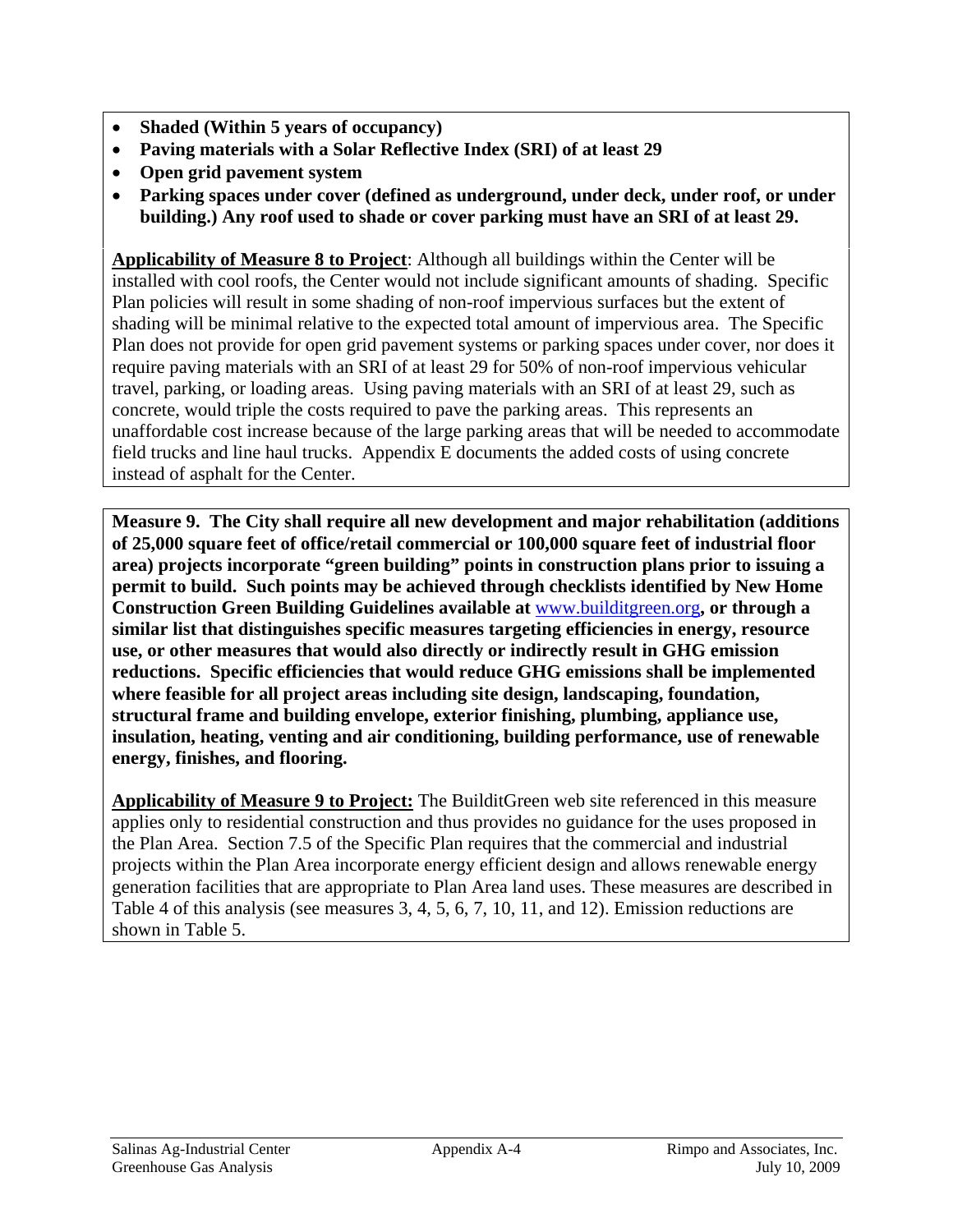- **Shaded (Within 5 years of occupancy)**
- **Paving materials with a Solar Reflective Index (SRI) of at least 29**
- **Open grid pavement system**
- **Parking spaces under cover (defined as underground, under deck, under roof, or under building.) Any roof used to shade or cover parking must have an SRI of at least 29.**

**Applicability of Measure 8 to Project**: Although all buildings within the Center will be installed with cool roofs, the Center would not include significant amounts of shading. Specific Plan policies will result in some shading of non-roof impervious surfaces but the extent of shading will be minimal relative to the expected total amount of impervious area. The Specific Plan does not provide for open grid pavement systems or parking spaces under cover, nor does it require paving materials with an SRI of at least 29 for 50% of non-roof impervious vehicular travel, parking, or loading areas. Using paving materials with an SRI of at least 29, such as concrete, would triple the costs required to pave the parking areas. This represents an unaffordable cost increase because of the large parking areas that will be needed to accommodate field trucks and line haul trucks. Appendix E documents the added costs of using concrete instead of asphalt for the Center.

**Measure 9. The City shall require all new development and major rehabilitation (additions of 25,000 square feet of office/retail commercial or 100,000 square feet of industrial floor area) projects incorporate "green building" points in construction plans prior to issuing a permit to build. Such points may be achieved through checklists identified by New Home Construction Green Building Guidelines available at www.builditgreen.org, or through a similar list that distinguishes specific measures targeting efficiencies in energy, resource use, or other measures that would also directly or indirectly result in GHG emission reductions. Specific efficiencies that would reduce GHG emissions shall be implemented where feasible for all project areas including site design, landscaping, foundation, structural frame and building envelope, exterior finishing, plumbing, appliance use, insulation, heating, venting and air conditioning, building performance, use of renewable energy, finishes, and flooring.**

**Applicability of Measure 9 to Project:** The BuilditGreen web site referenced in this measure applies only to residential construction and thus provides no guidance for the uses proposed in the Plan Area. Section 7.5 of the Specific Plan requires that the commercial and industrial projects within the Plan Area incorporate energy efficient design and allows renewable energy generation facilities that are appropriate to Plan Area land uses. These measures are described in Table 4 of this analysis (see measures 3, 4, 5, 6, 7, 10, 11, and 12). Emission reductions are shown in Table 5.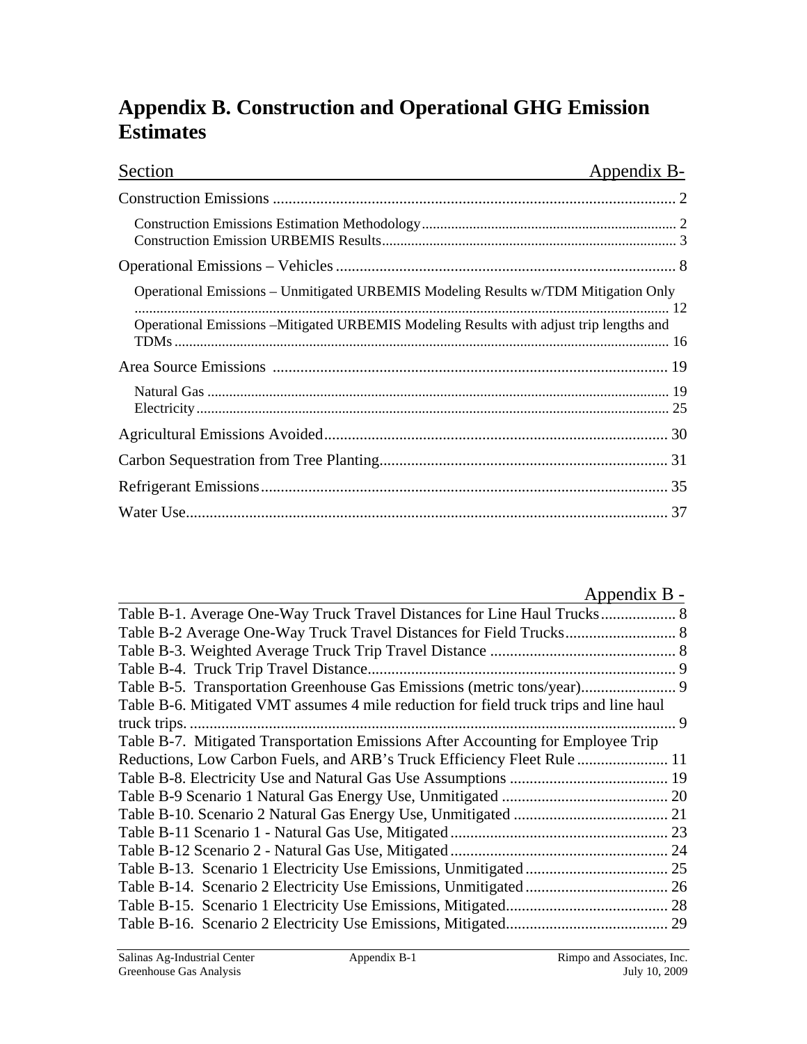# Appendix B. Construction and Operational GHG Emission Estimates

| Section | Appendix B- |
|---|---|
| Construction Emissions | 2 |
| Construction Emissions Estimation Methodology | 2 |
| Construction Emission URBEMIS Results | 3 |
| Operational Emissions – Vehicles | 8 |
| Operational Emissions – Unmitigated URBEMIS Modeling Results w/TDM Mitigation Only | 12 |
| Operational Emissions –Mitigated URBEMIS Modeling Results with adjust trip lengths and TDMs | 16 |
| Area Source Emissions | 19 |
| Natural Gas | 19 |
| Electricity | 25 |
| Agricultural Emissions Avoided | 30 |
| Carbon Sequestration from Tree Planting | 31 |
| Refrigerant Emissions | 35 |
| Water Use | 37 |

| | Appendix B - |
|---|---|
| Table B-1. Average One-Way Truck Travel Distances for Line Haul Trucks | 8 |
| Table B-2 Average One-Way Truck Travel Distances for Field Trucks | 8 |
| Table B-3. Weighted Average Truck Trip Travel Distance | 8 |
| Table B-4. Truck Trip Travel Distance | 9 |
| Table B-5. Transportation Greenhouse Gas Emissions (metric tons/year) | 9 |
| Table B-6. Mitigated VMT assumes 4 mile reduction for field truck trips and line haul truck trips. | 9 |
| Table B-7. Mitigated Transportation Emissions After Accounting for Employee Trip Reductions, Low Carbon Fuels, and ARB's Truck Efficiency Fleet Rule | 11 |
| Table B-8. Electricity Use and Natural Gas Use Assumptions | 19 |
| Table B-9 Scenario 1 Natural Gas Energy Use, Unmitigated | 20 |
| Table B-10. Scenario 2 Natural Gas Energy Use, Unmitigated | 21 |
| Table B-11 Scenario 1 - Natural Gas Use, Mitigated | 23 |
| Table B-12 Scenario 2 - Natural Gas Use, Mitigated | 24 |
| Table B-13. Scenario 1 Electricity Use Emissions, Unmitigated | 25 |
| Table B-14. Scenario 2 Electricity Use Emissions, Unmitigated | 26 |
| Table B-15. Scenario 1 Electricity Use Emissions, Mitigated | 28 |
| Table B-16. Scenario 2 Electricity Use Emissions, Mitigated | 29 |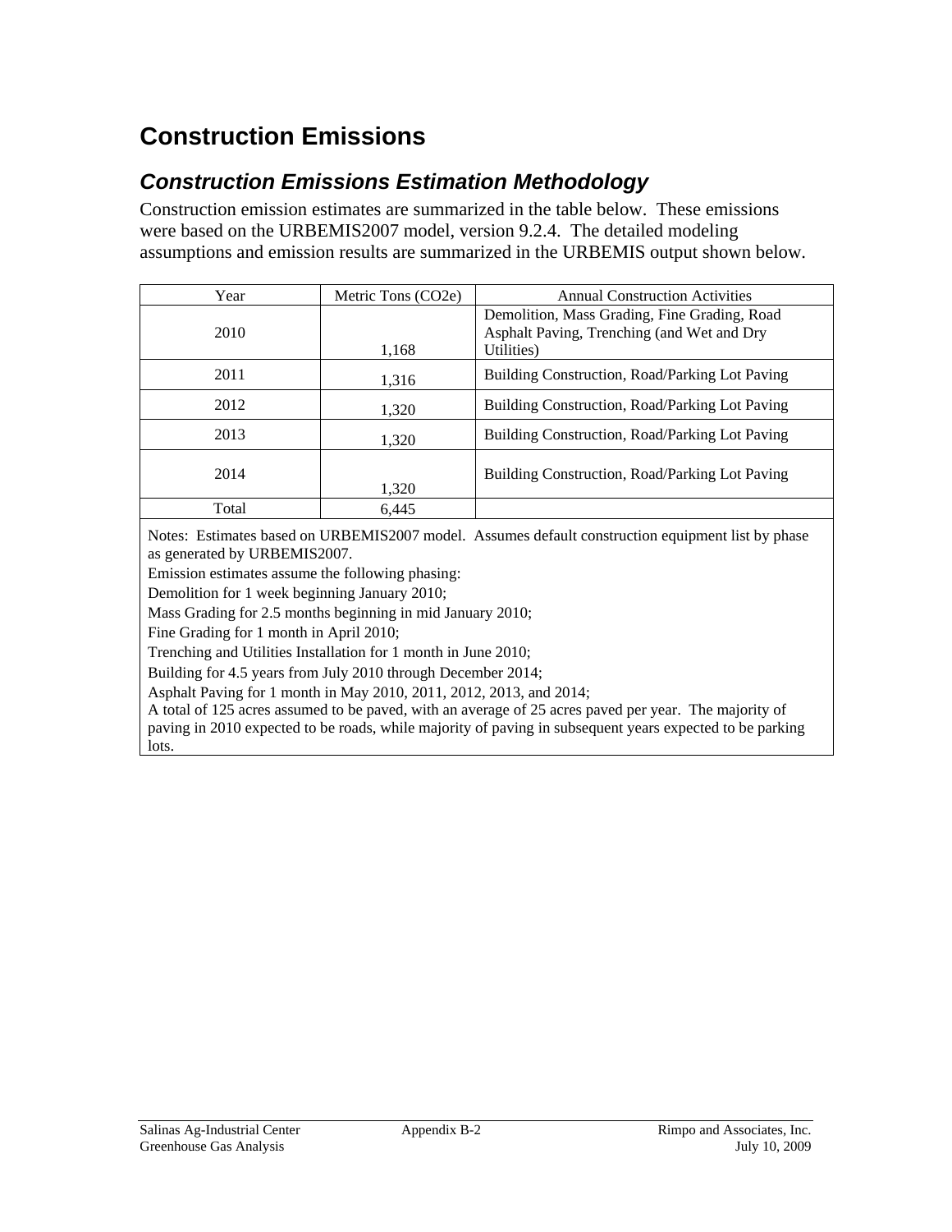# Construction Emissions

## *Construction Emissions Estimation Methodology*

Construction emission estimates are summarized in the table below. These emissions were based on the URBEMIS2007 model, version 9.2.4. The detailed modeling assumptions and emission results are summarized in the URBEMIS output shown below.

| Year | Metric Tons (CO2e) | Annual Construction Activities |
|---|---|---|
| 2010 | 1,168 | Demolition, Mass Grading, Fine Grading, Road Asphalt Paving, Trenching (and Wet and Dry Utilities) |
| 2011 | 1,316 | Building Construction, Road/Parking Lot Paving |
| 2012 | 1,320 | Building Construction, Road/Parking Lot Paving |
| 2013 | 1,320 | Building Construction, Road/Parking Lot Paving |
| 2014 | 1,320 | Building Construction, Road/Parking Lot Paving |
| Total | 6,445 | |

Notes: Estimates based on URBEMIS2007 model. Assumes default construction equipment list by phase as generated by URBEMIS2007.

Emission estimates assume the following phasing:

Demolition for 1 week beginning January 2010;

Mass Grading for 2.5 months beginning in mid January 2010;

Fine Grading for 1 month in April 2010;

Trenching and Utilities Installation for 1 month in June 2010;

Building for 4.5 years from July 2010 through December 2014;

Asphalt Paving for 1 month in May 2010, 2011, 2012, 2013, and 2014;

A total of 125 acres assumed to be paved, with an average of 25 acres paved per year. The majority of paving in 2010 expected to be roads, while majority of paving in subsequent years expected to be parking lots.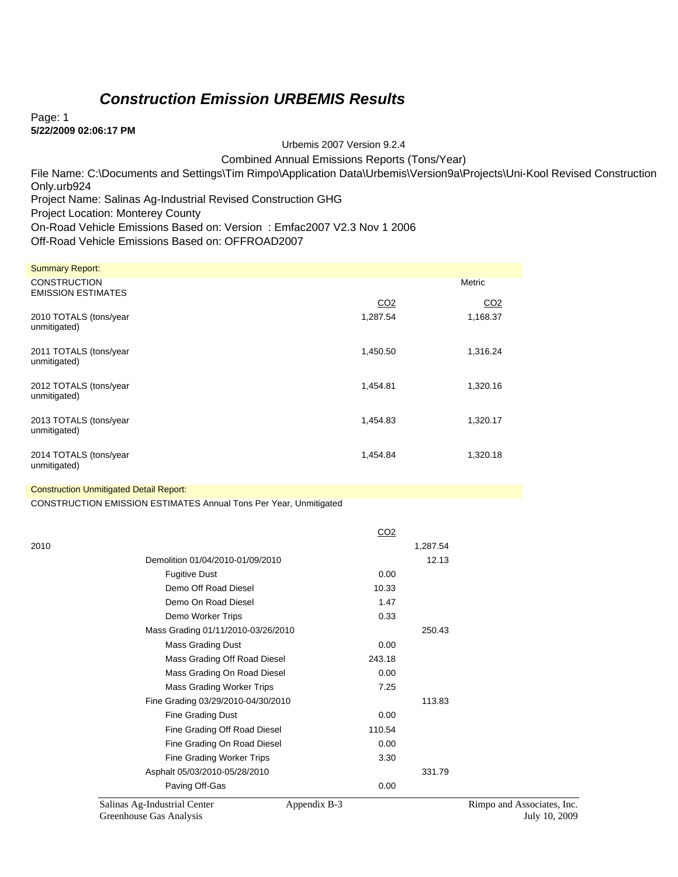# ***Construction Emission URBEMIS Results***

Page: 1
**5/22/2009 02:06:17 PM**

Urbemis 2007 Version 9.2.4

Combined Annual Emissions Reports (Tons/Year)

File Name: C:\Documents and Settings\Tim Rimpo\Application Data\Urbemis\Version9a\Projects\Uni-Kool Revised Construction Only.urb924

Project Name: Salinas Ag-Industrial Revised Construction GHG

Project Location: Monterey County

On-Road Vehicle Emissions Based on: Version : Emfac2007 V2.3 Nov 1 2006

Off-Road Vehicle Emissions Based on: OFFROAD2007

Summary Report:

| CONSTRUCTION EMISSION ESTIMATES | | Metric |
|---|---|---|
| | $CO_2$ | $CO_2$ |
| 2010 TOTALS (tons/year unmitigated) | 1,287.54 | 1,168.37 |
| 2011 TOTALS (tons/year unmitigated) | 1,450.50 | 1,316.24 |
| 2012 TOTALS (tons/year unmitigated) | 1,454.81 | 1,320.16 |
| 2013 TOTALS (tons/year unmitigated) | 1,454.83 | 1,320.17 |
| 2014 TOTALS (tons/year unmitigated) | 1,454.84 | 1,320.18 |

Construction Unmitigated Detail Report:

CONSTRUCTION EMISSION ESTIMATES Annual Tons Per Year, Unmitigated

| | $CO_2$ | |
|---|---|---|
| 2010 | | 1,287.54 |
| Demolition 01/04/2010-01/09/2010 | | 12.13 |
| Fugitive Dust | 0.00 | |
| Demo Off Road Diesel | 10.33 | |
| Demo On Road Diesel | 1.47 | |
| Demo Worker Trips | 0.33 | |
| Mass Grading 01/11/2010-03/26/2010 | | 250.43 |
| Mass Grading Dust | 0.00 | |
| Mass Grading Off Road Diesel | 243.18 | |
| Mass Grading On Road Diesel | 0.00 | |
| Mass Grading Worker Trips | 7.25 | |
| Fine Grading 03/29/2010-04/30/2010 | | 113.83 |
| Fine Grading Dust | 0.00 | |
| Fine Grading Off Road Diesel | 110.54 | |
| Fine Grading On Road Diesel | 0.00 | |
| Fine Grading Worker Trips | 3.30 | |
| Asphalt 05/03/2010-05/28/2010 | | 331.79 |
| Paving Off-Gas | 0.00 | |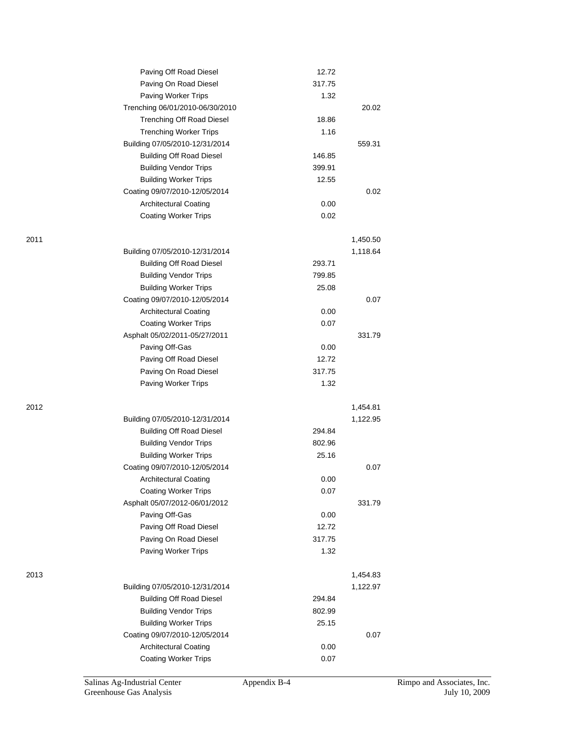| | | | |
|---|---|---|---|
| | Paving Off Road Diesel | 12.72 | |
| | Paving On Road Diesel | 317.75 | |
| | Paving Worker Trips | 1.32 | |
| | Trenching 06/01/2010-06/30/2010 | | 20.02 |
| | Trenching Off Road Diesel | 18.86 | |
| | Trenching Worker Trips | 1.16 | |
| | Building 07/05/2010-12/31/2014 | | 559.31 |
| | Building Off Road Diesel | 146.85 | |
| | Building Vendor Trips | 399.91 | |
| | Building Worker Trips | 12.55 | |
| | Coating 09/07/2010-12/05/2014 | | 0.02 |
| | Architectural Coating | 0.00 | |
| | Coating Worker Trips | 0.02 | |
| 2011 | | | 1,450.50 |
| | Building 07/05/2010-12/31/2014 | | 1,118.64 |
| | Building Off Road Diesel | 293.71 | |
| | Building Vendor Trips | 799.85 | |
| | Building Worker Trips | 25.08 | |
| | Coating 09/07/2010-12/05/2014 | | 0.07 |
| | Architectural Coating | 0.00 | |
| | Coating Worker Trips | 0.07 | |
| | Asphalt 05/02/2011-05/27/2011 | | 331.79 |
| | Paving Off-Gas | 0.00 | |
| | Paving Off Road Diesel | 12.72 | |
| | Paving On Road Diesel | 317.75 | |
| | Paving Worker Trips | 1.32 | |
| 2012 | | | 1,454.81 |
| | Building 07/05/2010-12/31/2014 | | 1,122.95 |
| | Building Off Road Diesel | 294.84 | |
| | Building Vendor Trips | 802.96 | |
| | Building Worker Trips | 25.16 | |
| | Coating 09/07/2010-12/05/2014 | | 0.07 |
| | Architectural Coating | 0.00 | |
| | Coating Worker Trips | 0.07 | |
| | Asphalt 05/07/2012-06/01/2012 | | 331.79 |
| | Paving Off-Gas | 0.00 | |
| | Paving Off Road Diesel | 12.72 | |
| | Paving On Road Diesel | 317.75 | |
| | Paving Worker Trips | 1.32 | |
| 2013 | | | 1,454.83 |
| | Building 07/05/2010-12/31/2014 | | 1,122.97 |
| | Building Off Road Diesel | 294.84 | |
| | Building Vendor Trips | 802.99 | |
| | Building Worker Trips | 25.15 | |
| | Coating 09/07/2010-12/05/2014 | | 0.07 |
| | Architectural Coating | 0.00 | |
| | Coating Worker Trips | 0.07 | |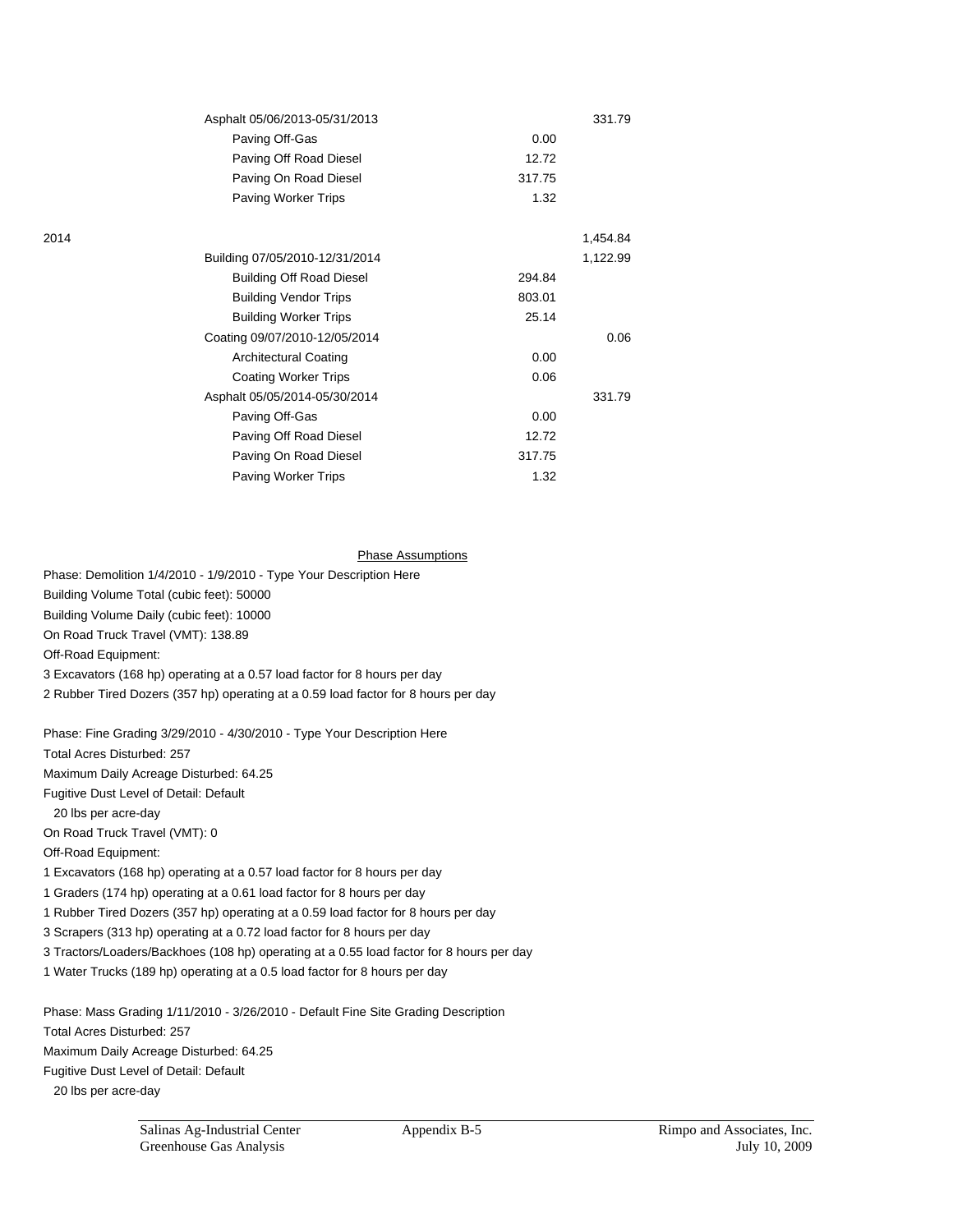| | | | |
|---|---|---|---|
| | Asphalt 05/06/2013-05/31/2013 | | 331.79 |
| | Paving Off-Gas | 0.00 | |
| | Paving Off Road Diesel | 12.72 | |
| | Paving On Road Diesel | 317.75 | |
| | Paving Worker Trips | 1.32 | |
| 2014 | | | 1,454.84 |
| | Building 07/05/2010-12/31/2014 | | 1,122.99 |
| | Building Off Road Diesel | 294.84 | |
| | Building Vendor Trips | 803.01 | |
| | Building Worker Trips | 25.14 | |
| | Coating 09/07/2010-12/05/2014 | | 0.06 |
| | Architectural Coating | 0.00 | |
| | Coating Worker Trips | 0.06 | |
| | Asphalt 05/05/2014-05/30/2014 | | 331.79 |
| | Paving Off-Gas | 0.00 | |
| | Paving Off Road Diesel | 12.72 | |
| | Paving On Road Diesel | 317.75 | |
| | Paving Worker Trips | 1.32 | |

Phase Assumptions

Phase: Demolition 1/4/2010 - 1/9/2010 - Type Your Description Here
Building Volume Total (cubic feet): 50000
Building Volume Daily (cubic feet): 10000
On Road Truck Travel (VMT): 138.89
Off-Road Equipment:
3 Excavators (168 hp) operating at a 0.57 load factor for 8 hours per day
2 Rubber Tired Dozers (357 hp) operating at a 0.59 load factor for 8 hours per day

Phase: Fine Grading 3/29/2010 - 4/30/2010 - Type Your Description Here
Total Acres Disturbed: 257
Maximum Daily Acreage Disturbed: 64.25
Fugitive Dust Level of Detail: Default
20 lbs per acre-day
On Road Truck Travel (VMT): 0
Off-Road Equipment:
1 Excavators (168 hp) operating at a 0.57 load factor for 8 hours per day
1 Graders (174 hp) operating at a 0.61 load factor for 8 hours per day
1 Rubber Tired Dozers (357 hp) operating at a 0.59 load factor for 8 hours per day
3 Scrapers (313 hp) operating at a 0.72 load factor for 8 hours per day
3 Tractors/Loaders/Backhoes (108 hp) operating at a 0.55 load factor for 8 hours per day
1 Water Trucks (189 hp) operating at a 0.5 load factor for 8 hours per day

Phase: Mass Grading 1/11/2010 - 3/26/2010 - Default Fine Site Grading Description
Total Acres Disturbed: 257
Maximum Daily Acreage Disturbed: 64.25
Fugitive Dust Level of Detail: Default
20 lbs per acre-day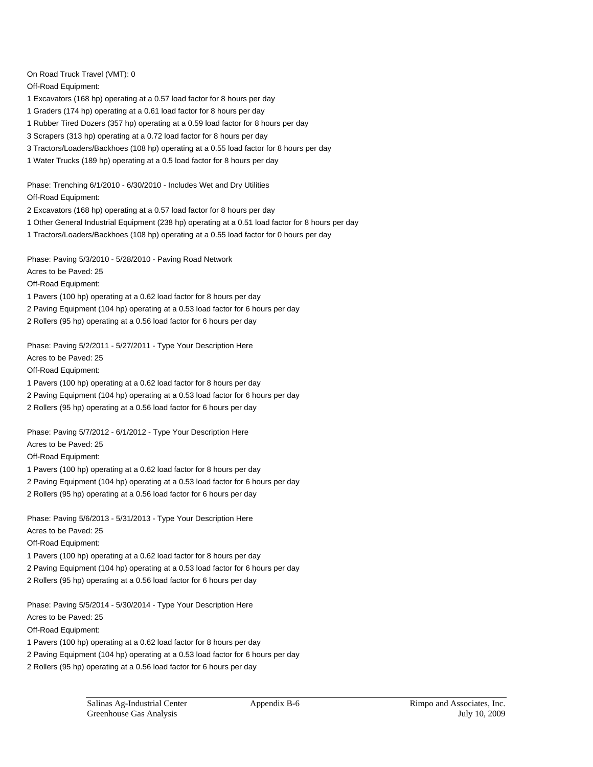On Road Truck Travel (VMT): 0

Off-Road Equipment:

1 Excavators (168 hp) operating at a 0.57 load factor for 8 hours per day

1 Graders (174 hp) operating at a 0.61 load factor for 8 hours per day

1 Rubber Tired Dozers (357 hp) operating at a 0.59 load factor for 8 hours per day

3 Scrapers (313 hp) operating at a 0.72 load factor for 8 hours per day

3 Tractors/Loaders/Backhoes (108 hp) operating at a 0.55 load factor for 8 hours per day

1 Water Trucks (189 hp) operating at a 0.5 load factor for 8 hours per day

Phase: Trenching 6/1/2010 - 6/30/2010 - Includes Wet and Dry Utilities

Off-Road Equipment:

2 Excavators (168 hp) operating at a 0.57 load factor for 8 hours per day

1 Other General Industrial Equipment (238 hp) operating at a 0.51 load factor for 8 hours per day

1 Tractors/Loaders/Backhoes (108 hp) operating at a 0.55 load factor for 0 hours per day

Phase: Paving 5/3/2010 - 5/28/2010 - Paving Road Network

Acres to be Paved: 25

Off-Road Equipment:

1 Pavers (100 hp) operating at a 0.62 load factor for 8 hours per day

2 Paving Equipment (104 hp) operating at a 0.53 load factor for 6 hours per day

2 Rollers (95 hp) operating at a 0.56 load factor for 6 hours per day

Phase: Paving 5/2/2011 - 5/27/2011 - Type Your Description Here

Acres to be Paved: 25

Off-Road Equipment:

1 Pavers (100 hp) operating at a 0.62 load factor for 8 hours per day

2 Paving Equipment (104 hp) operating at a 0.53 load factor for 6 hours per day

2 Rollers (95 hp) operating at a 0.56 load factor for 6 hours per day

Phase: Paving 5/7/2012 - 6/1/2012 - Type Your Description Here

Acres to be Paved: 25

Off-Road Equipment:

1 Pavers (100 hp) operating at a 0.62 load factor for 8 hours per day

2 Paving Equipment (104 hp) operating at a 0.53 load factor for 6 hours per day

2 Rollers (95 hp) operating at a 0.56 load factor for 6 hours per day

Phase: Paving 5/6/2013 - 5/31/2013 - Type Your Description Here

Acres to be Paved: 25

Off-Road Equipment:

1 Pavers (100 hp) operating at a 0.62 load factor for 8 hours per day

2 Paving Equipment (104 hp) operating at a 0.53 load factor for 6 hours per day

2 Rollers (95 hp) operating at a 0.56 load factor for 6 hours per day

Phase: Paving 5/5/2014 - 5/30/2014 - Type Your Description Here

Acres to be Paved: 25

Off-Road Equipment:

1 Pavers (100 hp) operating at a 0.62 load factor for 8 hours per day

2 Paving Equipment (104 hp) operating at a 0.53 load factor for 6 hours per day

2 Rollers (95 hp) operating at a 0.56 load factor for 6 hours per day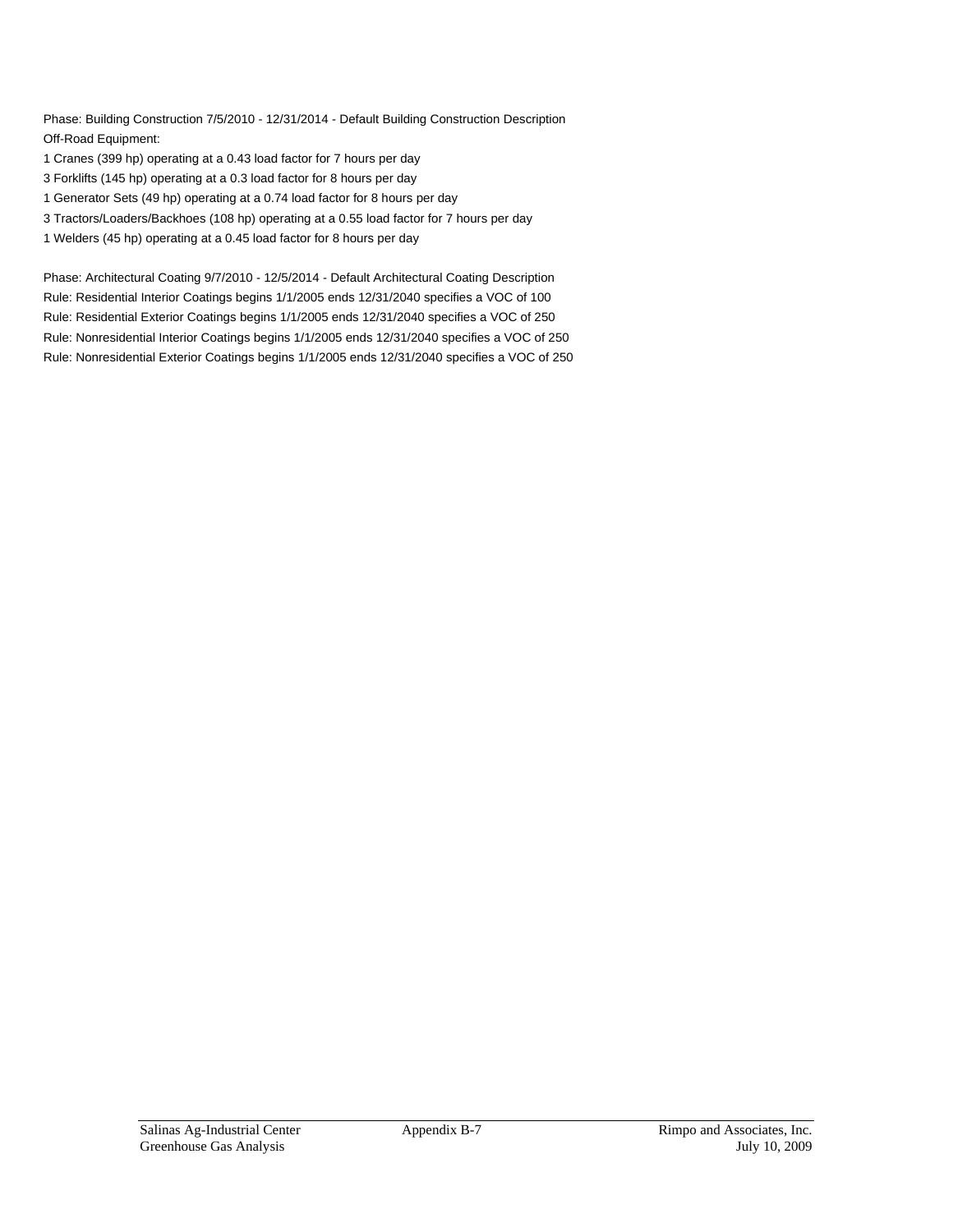Phase: Building Construction 7/5/2010 - 12/31/2014 - Default Building Construction Description
Off-Road Equipment:
1 Cranes (399 hp) operating at a 0.43 load factor for 7 hours per day
3 Forklifts (145 hp) operating at a 0.3 load factor for 8 hours per day
1 Generator Sets (49 hp) operating at a 0.74 load factor for 8 hours per day
3 Tractors/Loaders/Backhoes (108 hp) operating at a 0.55 load factor for 7 hours per day
1 Welders (45 hp) operating at a 0.45 load factor for 8 hours per day

Phase: Architectural Coating 9/7/2010 - 12/5/2014 - Default Architectural Coating Description
Rule: Residential Interior Coatings begins 1/1/2005 ends 12/31/2040 specifies a VOC of 100
Rule: Residential Exterior Coatings begins 1/1/2005 ends 12/31/2040 specifies a VOC of 250
Rule: Nonresidential Interior Coatings begins 1/1/2005 ends 12/31/2040 specifies a VOC of 250
Rule: Nonresidential Exterior Coatings begins 1/1/2005 ends 12/31/2040 specifies a VOC of 250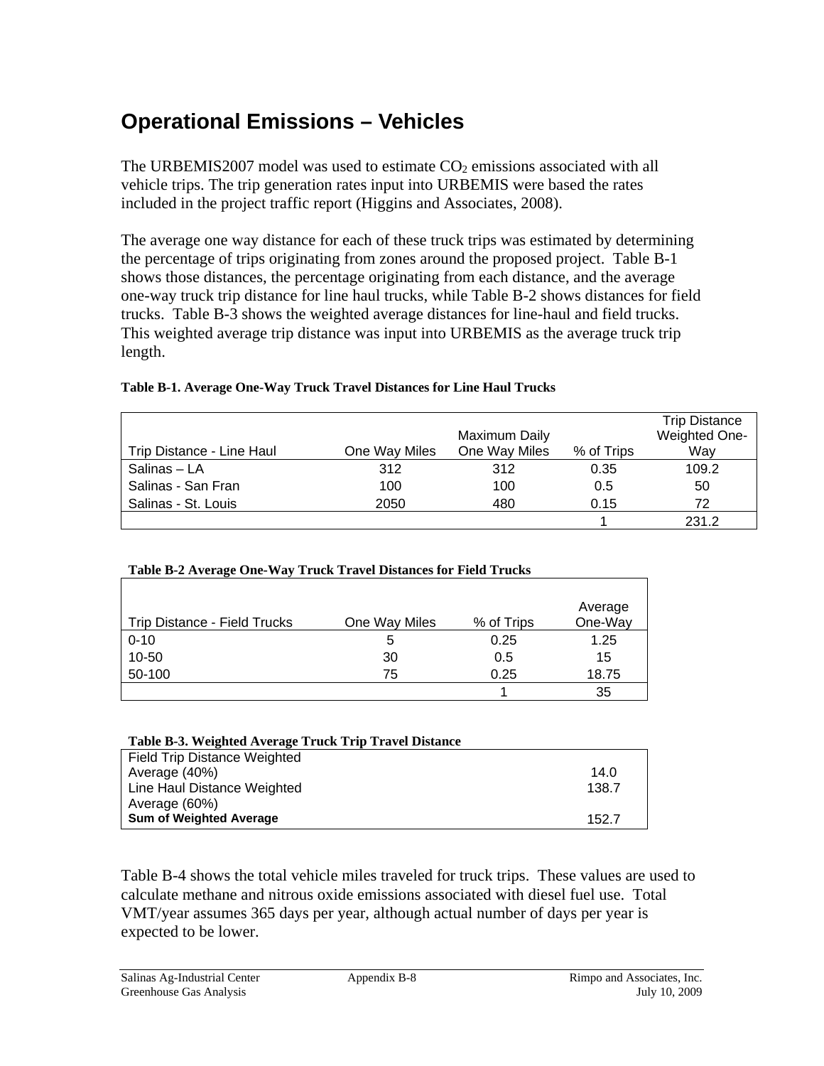## Operational Emissions – Vehicles

The URBEMIS2007 model was used to estimate $CO_2$ emissions associated with all vehicle trips. The trip generation rates input into URBEMIS were based the rates included in the project traffic report (Higgins and Associates, 2008).

The average one way distance for each of these truck trips was estimated by determining the percentage of trips originating from zones around the proposed project. Table B-1 shows those distances, the percentage originating from each distance, and the average one-way truck trip distance for line haul trucks, while Table B-2 shows distances for field trucks. Table B-3 shows the weighted average distances for line-haul and field trucks. This weighted average trip distance was input into URBEMIS as the average truck trip length.

**Table B-1. Average One-Way Truck Travel Distances for Line Haul Trucks**

| Trip Distance - Line Haul | One Way Miles | Maximum Daily One Way Miles | % of Trips | Trip Distance Weighted One-Way |
|---|---|---|---|---|
| Salinas – LA | 312 | 312 | 0.35 | 109.2 |
| Salinas - San Fran | 100 | 100 | 0.5 | 50 |
| Salinas - St. Louis | 2050 | 480 | 0.15 | 72 |
| | | | 1 | 231.2 |

**Table B-2 Average One-Way Truck Travel Distances for Field Trucks**

| Trip Distance - Field Trucks | One Way Miles | % of Trips | Average One-Way |
|---|---|---|---|
| 0-10 | 5 | 0.25 | 1.25 |
| 10-50 | 30 | 0.5 | 15 |
| 50-100 | 75 | 0.25 | 18.75 |
| | | 1 | 35 |

**Table B-3. Weighted Average Truck Trip Travel Distance**

| | |
|---|---|
| Field Trip Distance Weighted Average (40%) | 14.0 |
| Line Haul Distance Weighted Average (60%) | 138.7 |
| **Sum of Weighted Average** | 152.7 |

Table B-4 shows the total vehicle miles traveled for truck trips. These values are used to calculate methane and nitrous oxide emissions associated with diesel fuel use. Total VMT/year assumes 365 days per year, although actual number of days per year is expected to be lower.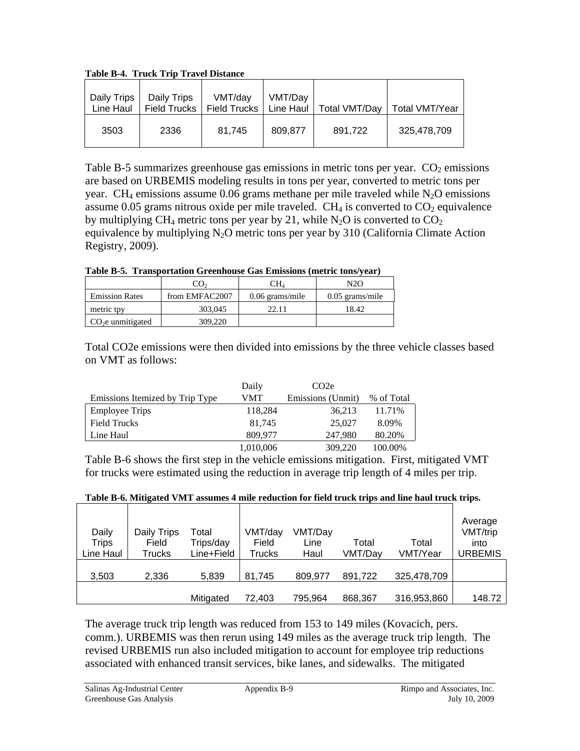**Table B-4. Truck Trip Travel Distance**

| Daily Trips Line Haul | Daily Trips Field Trucks | VMT/day Field Trucks | VMT/Day Line Haul | Total VMT/Day | Total VMT/Year |
|---|---|---|---|---|---|
| 3503 | 2336 | 81,745 | 809,877 | 891,722 | 325,478,709 |

Table B-5 summarizes greenhouse gas emissions in metric tons per year. $CO_2$ emissions are based on URBEMIS modeling results in tons per year, converted to metric tons per year. $CH_4$ emissions assume 0.06 grams methane per mile traveled while $N_2O$ emissions assume 0.05 grams nitrous oxide per mile traveled. $CH_4$ is converted to $CO_2$ equivalence by multiplying $CH_4$ metric tons per year by 21, while $N_2O$ is converted to $CO_2$ equivalence by multiplying $N_2O$ metric tons per year by 310 (California Climate Action Registry, 2009).

**Table B-5. Transportation Greenhouse Gas Emissions (metric tons/year)**

| | $CO_2$ | $CH_4$ | N2O |
|---|---|---|---|
| Emission Rates | from EMFAC2007 | 0.06 grams/mile | 0.05 grams/mile |
| metric tpy | 303,045 | 22.11 | 18.42 |
| $CO_2$e unmitigated | 309,220 | | |

Total CO2e emissions were then divided into emissions by the three vehicle classes based on VMT as follows:

| Emissions Itemized by Trip Type | Daily VMT | CO2e Emissions (Unmit) | % of Total |
|---|---|---|---|
| Employee Trips | 118,284 | 36,213 | 11.71% |
| Field Trucks | 81,745 | 25,027 | 8.09% |
| Line Haul | 809,977 | 247,980 | 80.20% |
| | 1,010,006 | 309,220 | 100.00% |

Table B-6 shows the first step in the vehicle emissions mitigation. First, mitigated VMT for trucks were estimated using the reduction in average trip length of 4 miles per trip.

**Table B-6. Mitigated VMT assumes 4 mile reduction for field truck trips and line haul truck trips.**

| Daily Trips Line Haul | Daily Trips Field Trucks | Total Trips/day Line+Field | VMT/day Field Trucks | VMT/Day Line Haul | Total VMT/Day | Total VMT/Year | Average VMT/trip into URBEMIS |
|---|---|---|---|---|---|---|---|
| 3,503 | 2,336 | 5,839 | 81,745 | 809,977 | 891,722 | 325,478,709 | |
| | | Mitigated | 72,403 | 795,964 | 868,367 | 316,953,860 | 148.72 |

The average truck trip length was reduced from 153 to 149 miles (Kovacich, pers. comm.). URBEMIS was then rerun using 149 miles as the average truck trip length. The revised URBEMIS run also included mitigation to account for employee trip reductions associated with enhanced transit services, bike lanes, and sidewalks. The mitigated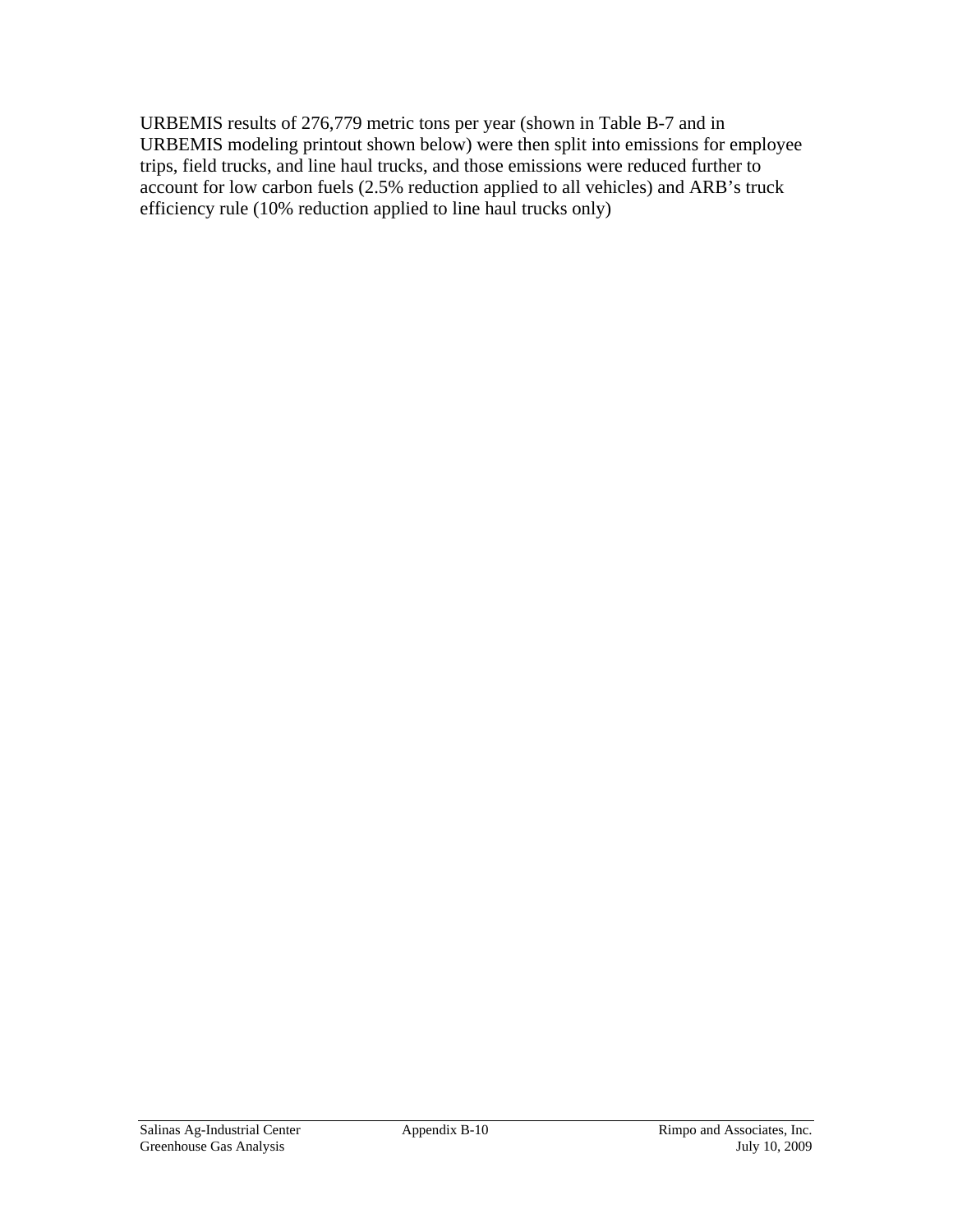URBEMIS results of 276,779 metric tons per year (shown in Table B-7 and in URBEMIS modeling printout shown below) were then split into emissions for employee trips, field trucks, and line haul trucks, and those emissions were reduced further to account for low carbon fuels (2.5% reduction applied to all vehicles) and ARB's truck efficiency rule (10% reduction applied to line haul trucks only)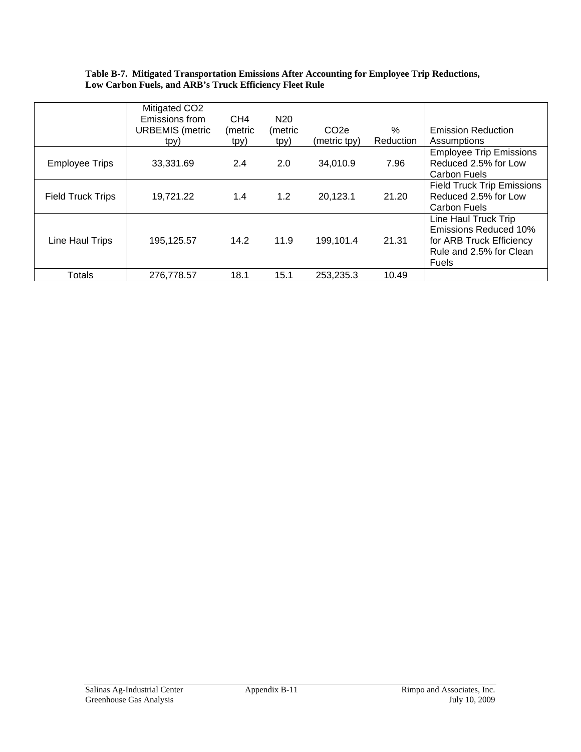**Table B-7. Mitigated Transportation Emissions After Accounting for Employee Trip Reductions, Low Carbon Fuels, and ARB's Truck Efficiency Fleet Rule**

| | Mitigated CO2 Emissions from URBEMIS (metric tpy) | CH4 (metric tpy) | N20 (metric tpy) | CO2e (metric tpy) | % Reduction | Emission Reduction Assumptions |
|---|---|---|---|---|---|---|
| Employee Trips | 33,331.69 | 2.4 | 2.0 | 34,010.9 | 7.96 | Employee Trip Emissions Reduced 2.5% for Low Carbon Fuels |
| Field Truck Trips | 19,721.22 | 1.4 | 1.2 | 20,123.1 | 21.20 | Field Truck Trip Emissions Reduced 2.5% for Low Carbon Fuels |
| Line Haul Trips | 195,125.57 | 14.2 | 11.9 | 199,101.4 | 21.31 | Line Haul Truck Trip Emissions Reduced 10% for ARB Truck Efficiency Rule and 2.5% for Clean Fuels |
| Totals | 276,778.57 | 18.1 | 15.1 | 253,235.3 | 10.49 | |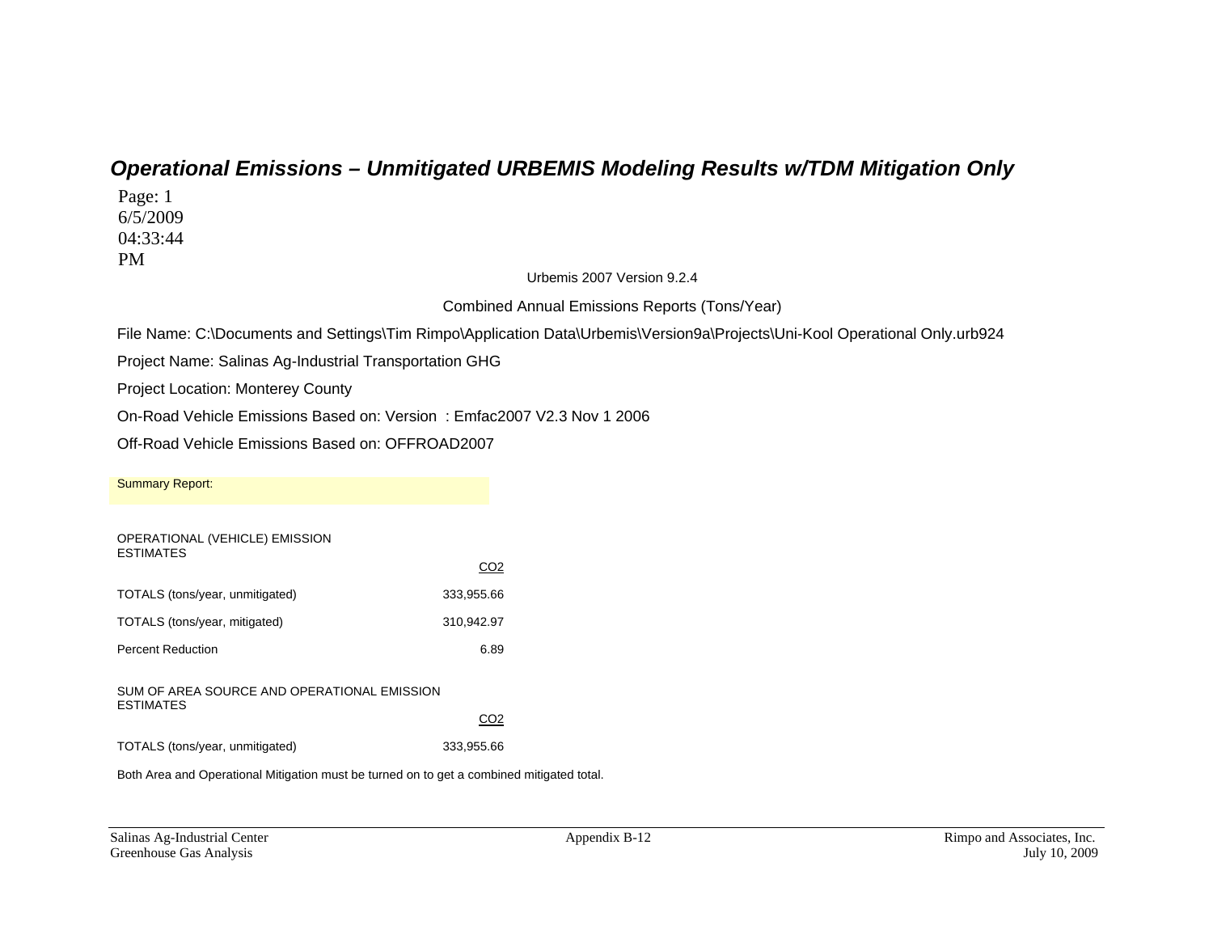## *Operational Emissions – Unmitigated URBEMIS Modeling Results w/TDM Mitigation Only*

Page: 1
6/5/2009
04:33:44
PM

Urbemis 2007 Version 9.2.4

Combined Annual Emissions Reports (Tons/Year)

File Name: C:\Documents and Settings\Tim Rimpo\Application Data\Urbemis\Version9a\Projects\Uni-Kool Operational Only.urb924

Project Name: Salinas Ag-Industrial Transportation GHG

Project Location: Monterey County

On-Road Vehicle Emissions Based on: Version : Emfac2007 V2.3 Nov 1 2006

Off-Road Vehicle Emissions Based on: OFFROAD2007

Summary Report:

| OPERATIONAL (VEHICLE) EMISSION ESTIMATES | $CO_2$ |
|---|---|
| TOTALS (tons/year, unmitigated) | 333,955.66 |
| TOTALS (tons/year, mitigated) | 310,942.97 |
| Percent Reduction | 6.89 |

| SUM OF AREA SOURCE AND OPERATIONAL EMISSION ESTIMATES | $CO_2$ |
|---|---|
| TOTALS (tons/year, unmitigated) | 333,955.66 |

Both Area and Operational Mitigation must be turned on to get a combined mitigated total.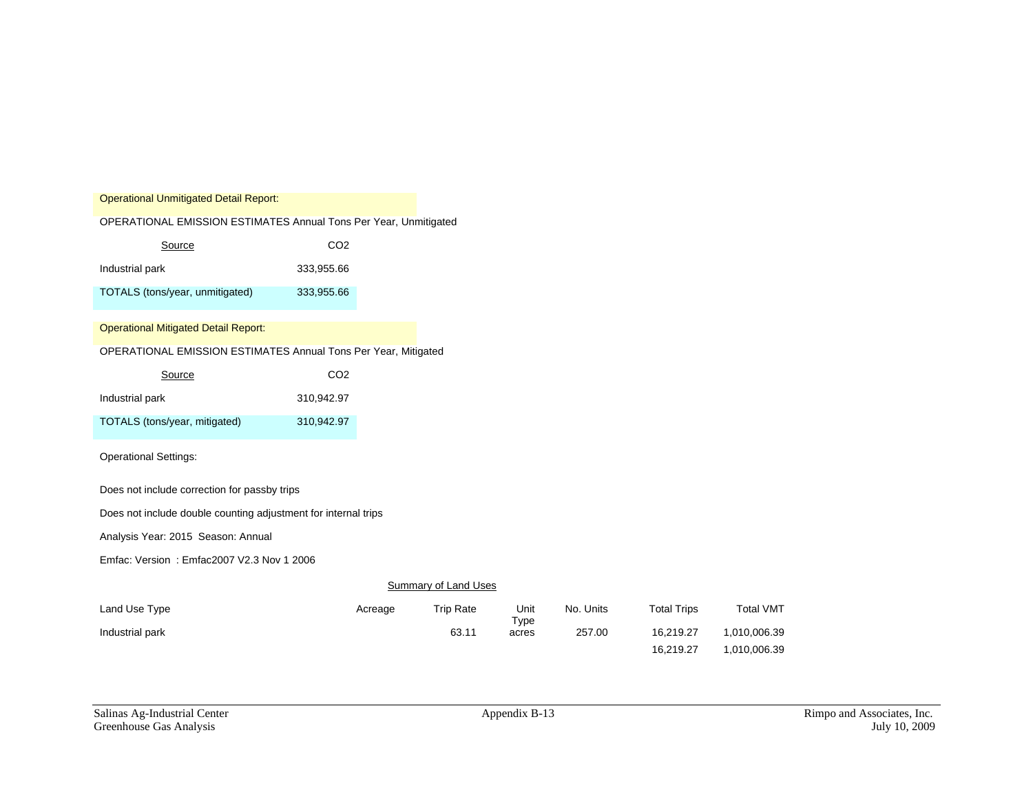Operational Unmitigated Detail Report:

OPERATIONAL EMISSION ESTIMATES Annual Tons Per Year, Unmitigated

| Source | $CO_2$ |
|---|---|
| Industrial park | 333,955.66 |
| TOTALS (tons/year, unmitigated) | 333,955.66 |

Operational Mitigated Detail Report:

OPERATIONAL EMISSION ESTIMATES Annual Tons Per Year, Mitigated

| Source | $CO_2$ |
|---|---|
| Industrial park | 310,942.97 |
| TOTALS (tons/year, mitigated) | 310,942.97 |

Operational Settings:

Does not include correction for passby trips

Does not include double counting adjustment for internal trips

Analysis Year: 2015  Season: Annual

Emfac: Version  : Emfac2007 V2.3 Nov 1 2006

Summary of Land Uses

| Land Use Type | Acreage | Trip Rate | Unit Type | No. Units | Total Trips | Total VMT |
|---|---|---|---|---|---|---|
| Industrial park | | 63.11 | acres | 257.00 | 16,219.27 | 1,010,006.39 |
| | | | | | 16,219.27 | 1,010,006.39 |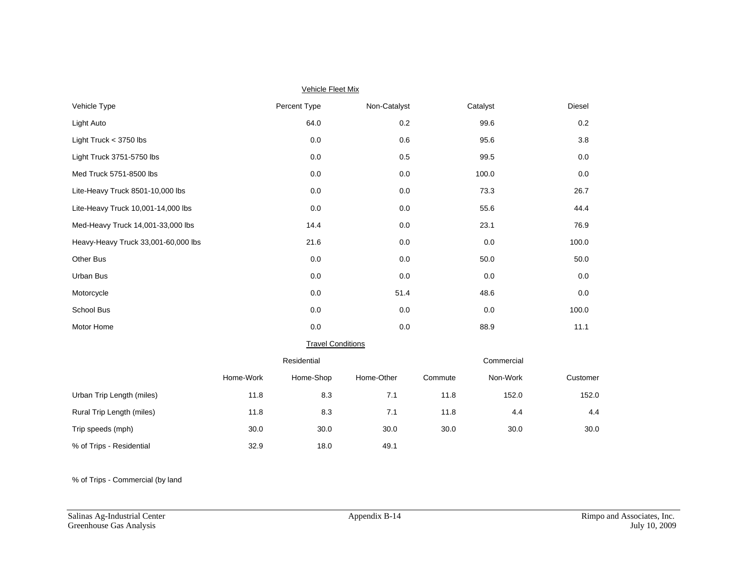Vehicle Fleet Mix

| Vehicle Type | Percent Type | Non-Catalyst | Catalyst | Diesel |
|---|---|---|---|---|
| Light Auto | 64.0 | 0.2 | 99.6 | 0.2 |
| Light Truck < 3750 lbs | 0.0 | 0.6 | 95.6 | 3.8 |
| Light Truck 3751-5750 lbs | 0.0 | 0.5 | 99.5 | 0.0 |
| Med Truck 5751-8500 lbs | 0.0 | 0.0 | 100.0 | 0.0 |
| Lite-Heavy Truck 8501-10,000 lbs | 0.0 | 0.0 | 73.3 | 26.7 |
| Lite-Heavy Truck 10,001-14,000 lbs | 0.0 | 0.0 | 55.6 | 44.4 |
| Med-Heavy Truck 14,001-33,000 lbs | 14.4 | 0.0 | 23.1 | 76.9 |
| Heavy-Heavy Truck 33,001-60,000 lbs | 21.6 | 0.0 | 0.0 | 100.0 |
| Other Bus | 0.0 | 0.0 | 50.0 | 50.0 |
| Urban Bus | 0.0 | 0.0 | 0.0 | 0.0 |
| Motorcycle | 0.0 | 51.4 | 48.6 | 0.0 |
| School Bus | 0.0 | 0.0 | 0.0 | 100.0 |
| Motor Home | 0.0 | 0.0 | 88.9 | 11.1 |

Travel Conditions

| | Residential | | | Commercial | | |
|---|---|---|---|---|---|---|
| | Home-Work | Home-Shop | Home-Other | Commute | Non-Work | Customer |
| Urban Trip Length (miles) | 11.8 | 8.3 | 7.1 | 11.8 | 152.0 | 152.0 |
| Rural Trip Length (miles) | 11.8 | 8.3 | 7.1 | 11.8 | 4.4 | 4.4 |
| Trip speeds (mph) | 30.0 | 30.0 | 30.0 | 30.0 | 30.0 | 30.0 |
| % of Trips - Residential | 32.9 | 18.0 | 49.1 | | | |

% of Trips - Commercial (by land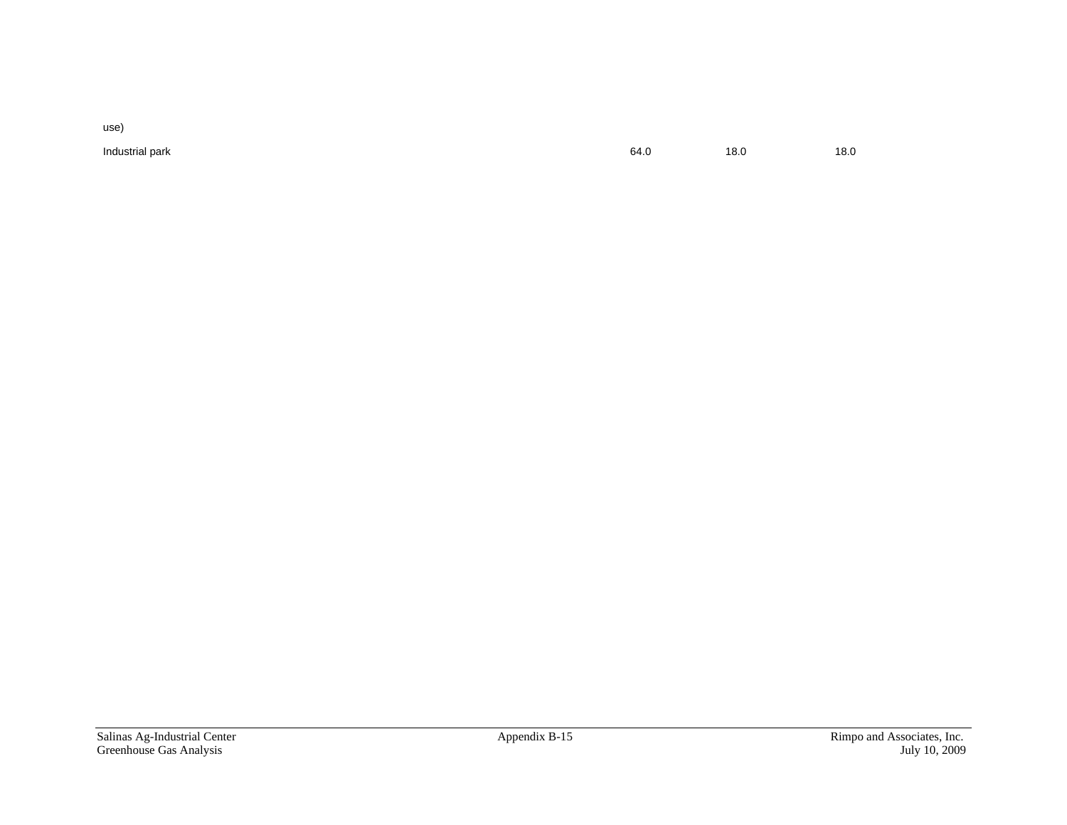use)

| | | | |
|---|---|---|---|
| Industrial park | 64.0 | 18.0 | 18.0 |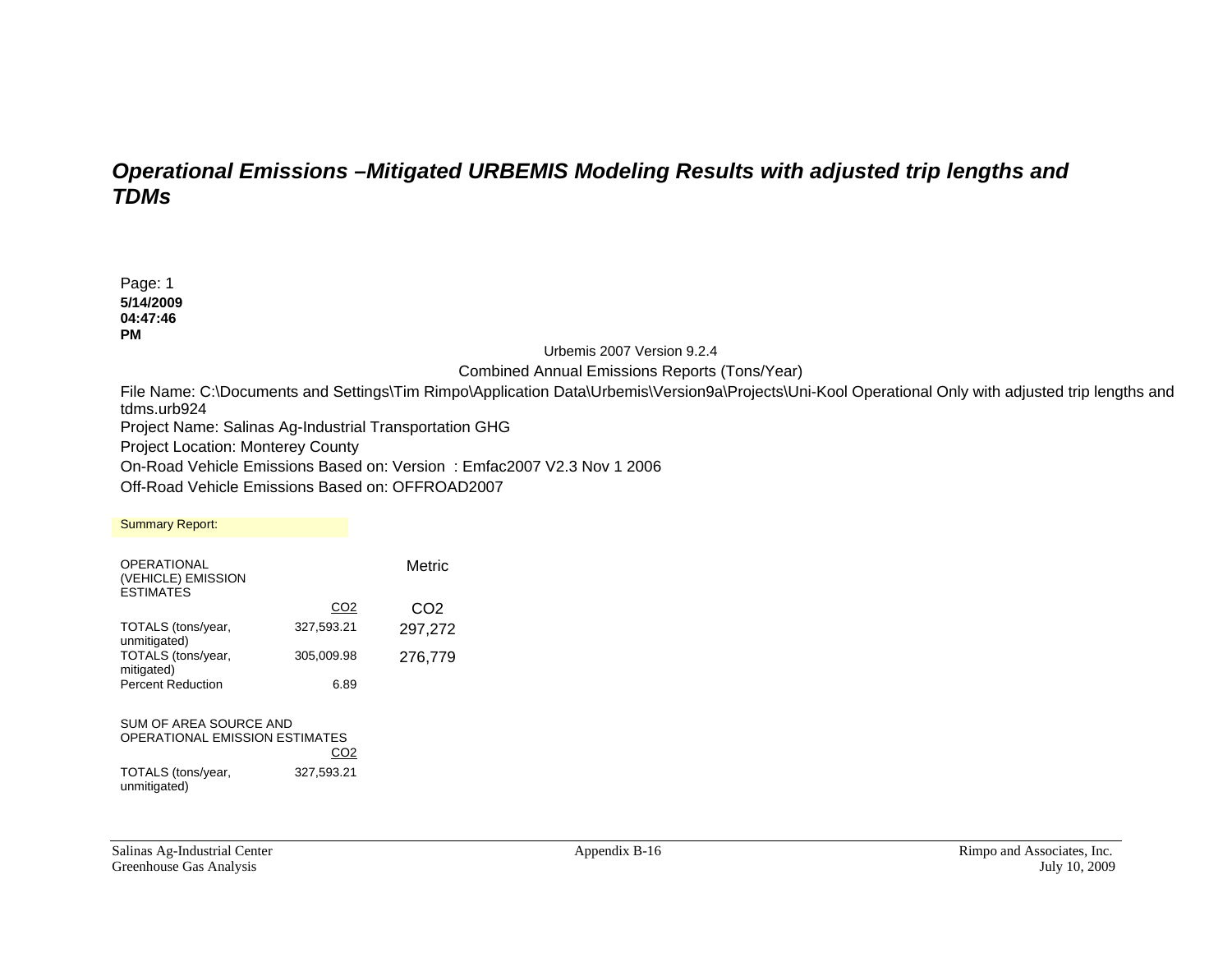## *Operational Emissions –Mitigated URBEMIS Modeling Results with adjusted trip lengths and TDMs*

Page: 1
**5/14/2009 04:47:46 PM**

Urbemis 2007 Version 9.2.4

Combined Annual Emissions Reports (Tons/Year)

File Name: C:\Documents and Settings\Tim Rimpo\Application Data\Urbemis\Version9a\Projects\Uni-Kool Operational Only with adjusted trip lengths and tdms.urb924

Project Name: Salinas Ag-Industrial Transportation GHG

Project Location: Monterey County

On-Road Vehicle Emissions Based on: Version : Emfac2007 V2.3 Nov 1 2006

Off-Road Vehicle Emissions Based on: OFFROAD2007

Summary Report:

| OPERATIONAL (VEHICLE) EMISSION ESTIMATES | | Metric |
|---|---|---|
| | $CO_2$ | $CO_2$ |
| TOTALS (tons/year, unmitigated) | 327,593.21 | 297,272 |
| TOTALS (tons/year, mitigated) | 305,009.98 | 276,779 |
| Percent Reduction | 6.89 | |

| SUM OF AREA SOURCE AND OPERATIONAL EMISSION ESTIMATES | |
|---|---|
| | $CO_2$ |
| TOTALS (tons/year, unmitigated) | 327,593.21 |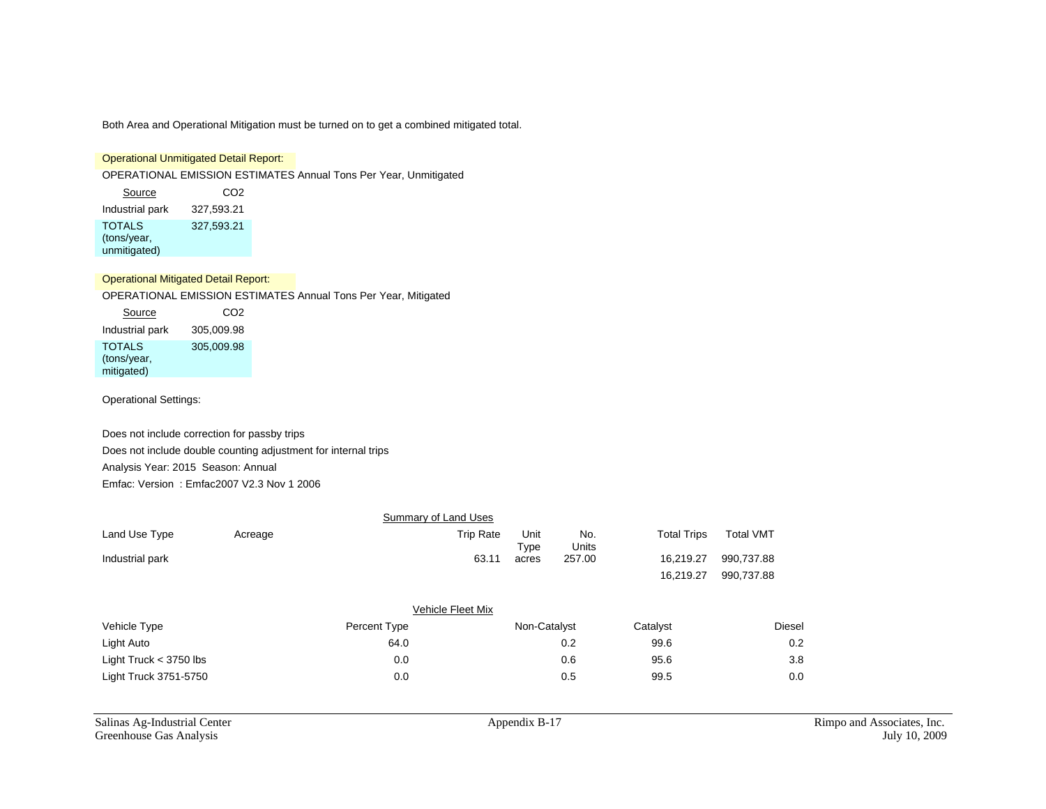Both Area and Operational Mitigation must be turned on to get a combined mitigated total.

Operational Unmitigated Detail Report:

OPERATIONAL EMISSION ESTIMATES Annual Tons Per Year, Unmitigated

| Source | $CO_2$ |
|---|---|
| Industrial park | 327,593.21 |
| TOTALS (tons/year, unmitigated) | 327,593.21 |

Operational Mitigated Detail Report:

OPERATIONAL EMISSION ESTIMATES Annual Tons Per Year, Mitigated

| Source | $CO_2$ |
|---|---|
| Industrial park | 305,009.98 |
| TOTALS (tons/year, mitigated) | 305,009.98 |

Operational Settings:

Does not include correction for passby trips

Does not include double counting adjustment for internal trips

Analysis Year: 2015 Season: Annual

Emfac: Version : Emfac2007 V2.3 Nov 1 2006

Summary of Land Uses

| Land Use Type | Acreage | Trip Rate | Unit Type | No. Units | Total Trips | Total VMT |
|---|---|---|---|---|---|---|
| Industrial park | | 63.11 | acres | 257.00 | 16,219.27 | 990,737.88 |
| | | | | | 16,219.27 | 990,737.88 |

Vehicle Fleet Mix

| Vehicle Type | Percent Type | Non-Catalyst | Catalyst | Diesel |
|---|---|---|---|---|
| Light Auto | 64.0 | 0.2 | 99.6 | 0.2 |
| Light Truck < 3750 lbs | 0.0 | 0.6 | 95.6 | 3.8 |
| Light Truck 3751-5750 | 0.0 | 0.5 | 99.5 | 0.0 |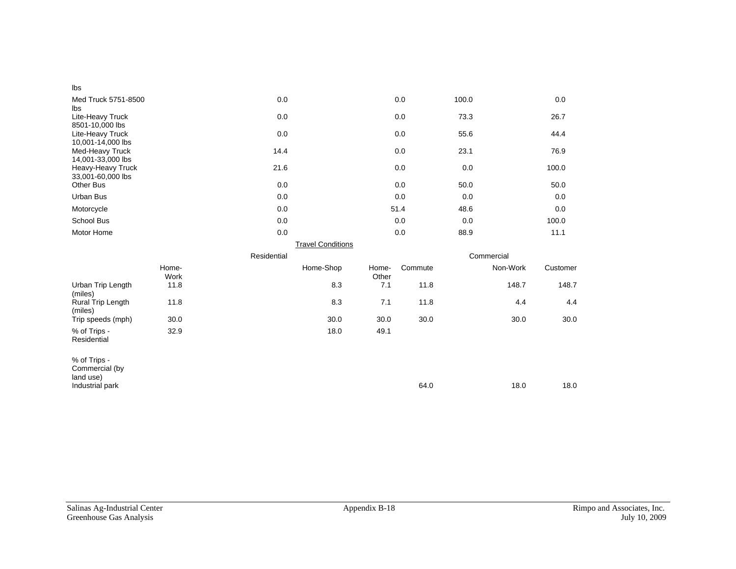| lbs | | | | |
|---|---|---|---|---|
| Med Truck 5751-8500 lbs | 0.0 | 0.0 | 100.0 | 0.0 |
| Lite-Heavy Truck 8501-10,000 lbs | 0.0 | 0.0 | 73.3 | 26.7 |
| Lite-Heavy Truck 10,001-14,000 lbs | 0.0 | 0.0 | 55.6 | 44.4 |
| Med-Heavy Truck 14,001-33,000 lbs | 14.4 | 0.0 | 23.1 | 76.9 |
| Heavy-Heavy Truck 33,001-60,000 lbs | 21.6 | 0.0 | 0.0 | 100.0 |
| Other Bus | 0.0 | 0.0 | 50.0 | 50.0 |
| Urban Bus | 0.0 | 0.0 | 0.0 | 0.0 |
| Motorcycle | 0.0 | 51.4 | 48.6 | 0.0 |
| School Bus | 0.0 | 0.0 | 0.0 | 100.0 |
| Motor Home | 0.0 | 0.0 | 88.9 | 11.1 |

Travel Conditions

| | Residential | | | Commercial | | |
|---|---|---|---|---|---|---|
| | Home-Work | Home-Shop | Home-Other | Commute | Non-Work | Customer |
| Urban Trip Length (miles) | 11.8 | 8.3 | 7.1 | 11.8 | 148.7 | 148.7 |
| Rural Trip Length (miles) | 11.8 | 8.3 | 7.1 | 11.8 | 4.4 | 4.4 |
| Trip speeds (mph) | 30.0 | 30.0 | 30.0 | 30.0 | 30.0 | 30.0 |
| % of Trips - Residential | 32.9 | 18.0 | 49.1 | | | |
| % of Trips - Commercial (by land use) | | | | | | |
| Industrial park | | | | 64.0 | 18.0 | 18.0 |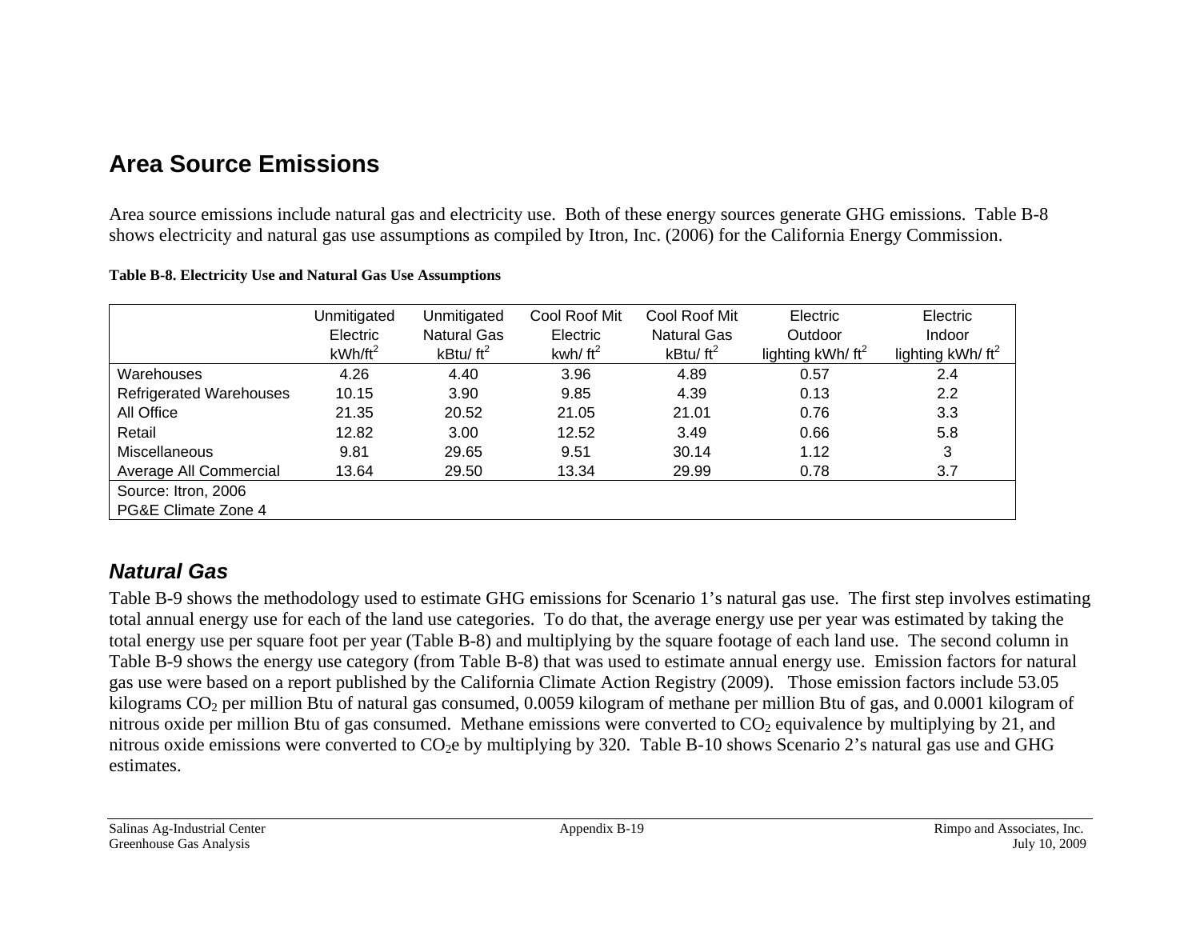## Area Source Emissions

Area source emissions include natural gas and electricity use. Both of these energy sources generate GHG emissions. Table B-8 shows electricity and natural gas use assumptions as compiled by Itron, Inc. (2006) for the California Energy Commission.

**Table B-8. Electricity Use and Natural Gas Use Assumptions**

| | Unmitigated Electric $kWh/ft^2$ | Unmitigated Natural Gas $kBtu/ft^2$ | Cool Roof Mit Electric $kwh/ft^2$ | Cool Roof Mit Natural Gas $kBtu/ft^2$ | Electric Outdoor lighting $kWh/ft^2$ | Electric Indoor lighting $kWh/ft^2$ |
|---|---|---|---|---|---|---|
| Warehouses | 4.26 | 4.40 | 3.96 | 4.89 | 0.57 | 2.4 |
| Refrigerated Warehouses | 10.15 | 3.90 | 9.85 | 4.39 | 0.13 | 2.2 |
| All Office | 21.35 | 20.52 | 21.05 | 21.01 | 0.76 | 3.3 |
| Retail | 12.82 | 3.00 | 12.52 | 3.49 | 0.66 | 5.8 |
| Miscellaneous | 9.81 | 29.65 | 9.51 | 30.14 | 1.12 | 3 |
| Average All Commercial | 13.64 | 29.50 | 13.34 | 29.99 | 0.78 | 3.7 |
| Source: Itron, 2006 | | | | | | |
| PG&E Climate Zone 4 | | | | | | |

### *Natural Gas*

Table B-9 shows the methodology used to estimate GHG emissions for Scenario 1's natural gas use. The first step involves estimating total annual energy use for each of the land use categories. To do that, the average energy use per year was estimated by taking the total energy use per square foot per year (Table B-8) and multiplying by the square footage of each land use. The second column in Table B-9 shows the energy use category (from Table B-8) that was used to estimate annual energy use. Emission factors for natural gas use were based on a report published by the California Climate Action Registry (2009). Those emission factors include 53.05 kilograms $CO_2$ per million Btu of natural gas consumed, 0.0059 kilogram of methane per million Btu of gas, and 0.0001 kilogram of nitrous oxide per million Btu of gas consumed. Methane emissions were converted to $CO_2$ equivalence by multiplying by 21, and nitrous oxide emissions were converted to $CO_2e$ by multiplying by 320. Table B-10 shows Scenario 2's natural gas use and GHG estimates.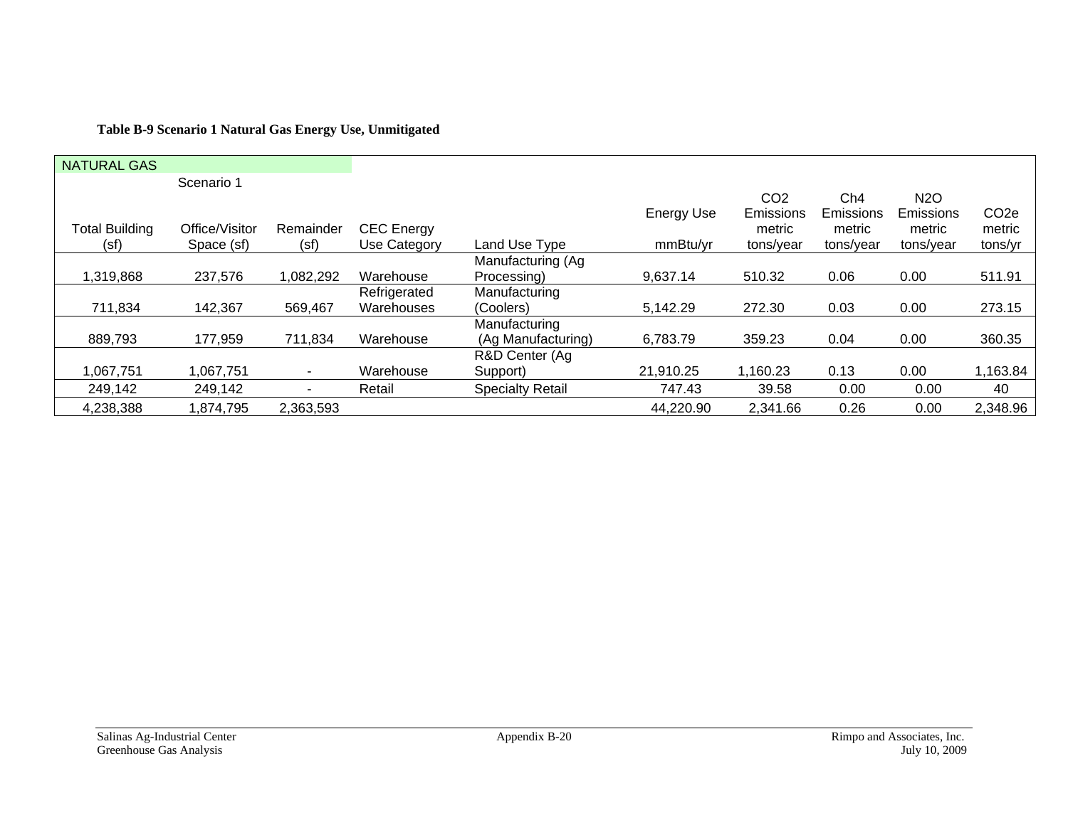**Table B-9 Scenario 1 Natural Gas Energy Use, Unmitigated**

| NATURAL GAS | | | | | | | | | |
|---|---|---|---|---|---|---|---|---|---|
| | Scenario 1 | | | | | | | | |
| Total Building (sf) | Office/Visitor Space (sf) | Remainder (sf) | CEC Energy Use Category | Land Use Type | Energy Use mmBtu/yr | $CO_2$ Emissions metric tons/year | Ch4 Emissions metric tons/year | N2O Emissions metric tons/year | $CO_2e$ metric tons/yr |
| 1,319,868 | 237,576 | 1,082,292 | Warehouse | Manufacturing (Ag Processing) | 9,637.14 | 510.32 | 0.06 | 0.00 | 511.91 |
| 711,834 | 142,367 | 569,467 | Refrigerated Warehouses | Manufacturing (Coolers) | 5,142.29 | 272.30 | 0.03 | 0.00 | 273.15 |
| 889,793 | 177,959 | 711,834 | Warehouse | Manufacturing (Ag Manufacturing) | 6,783.79 | 359.23 | 0.04 | 0.00 | 360.35 |
| 1,067,751 | 1,067,751 | - | Warehouse | R&D Center (Ag Support) | 21,910.25 | 1,160.23 | 0.13 | 0.00 | 1,163.84 |
| 249,142 | 249,142 | - | Retail | Specialty Retail | 747.43 | 39.58 | 0.00 | 0.00 | 40 |
| 4,238,388 | 1,874,795 | 2,363,593 | | | 44,220.90 | 2,341.66 | 0.26 | 0.00 | 2,348.96 |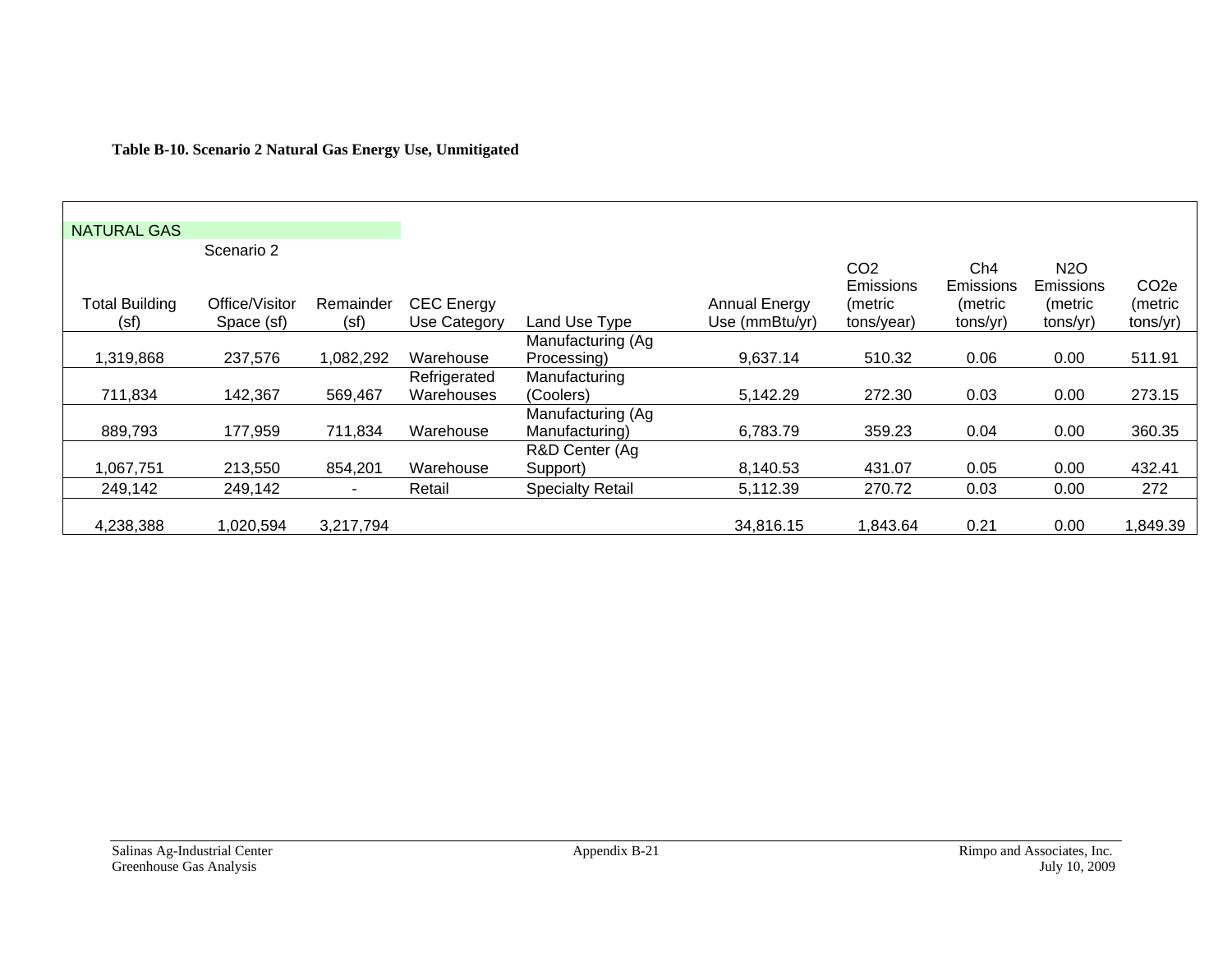**Table B-10. Scenario 2 Natural Gas Energy Use, Unmitigated**

NATURAL GAS

Scenario 2

| Total Building (sf) | Office/Visitor Space (sf) | Remainder (sf) | CEC Energy Use Category | Land Use Type | Annual Energy Use (mmBtu/yr) | $CO_2$ Emissions (metric tons/year) | Ch4 Emissions (metric tons/yr) | $N_2O$ Emissions (metric tons/yr) | $CO_2e$ (metric tons/yr) |
|---|---|---|---|---|---|---|---|---|---|
| 1,319,868 | 237,576 | 1,082,292 | Warehouse | Manufacturing (Ag Processing) | 9,637.14 | 510.32 | 0.06 | 0.00 | 511.91 |
| 711,834 | 142,367 | 569,467 | Refrigerated Warehouses | Manufacturing (Coolers) | 5,142.29 | 272.30 | 0.03 | 0.00 | 273.15 |
| 889,793 | 177,959 | 711,834 | Warehouse | Manufacturing (Ag Manufacturing) | 6,783.79 | 359.23 | 0.04 | 0.00 | 360.35 |
| 1,067,751 | 213,550 | 854,201 | Warehouse | R&D Center (Ag Support) | 8,140.53 | 431.07 | 0.05 | 0.00 | 432.41 |
| 249,142 | 249,142 | - | Retail | Specialty Retail | 5,112.39 | 270.72 | 0.03 | 0.00 | 272 |
| 4,238,388 | 1,020,594 | 3,217,794 | | | 34,816.15 | 1,843.64 | 0.21 | 0.00 | 1,849.39 |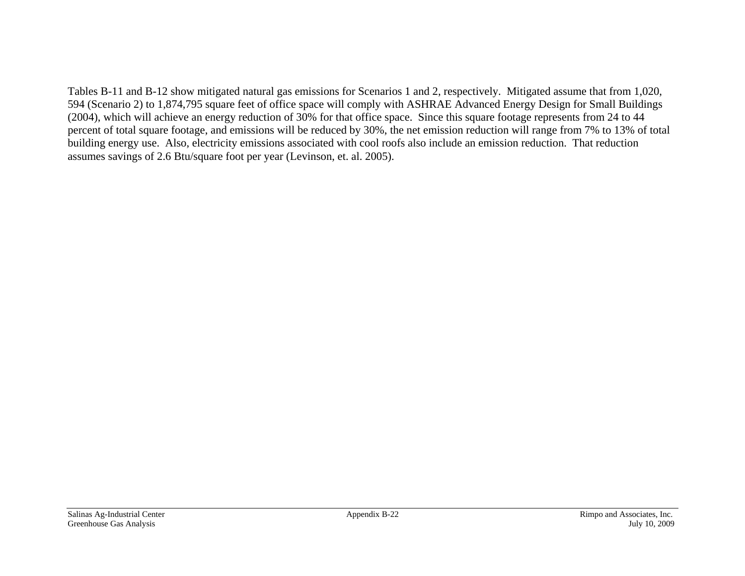Tables B-11 and B-12 show mitigated natural gas emissions for Scenarios 1 and 2, respectively. Mitigated assume that from 1,020, 594 (Scenario 2) to 1,874,795 square feet of office space will comply with ASHRAE Advanced Energy Design for Small Buildings (2004), which will achieve an energy reduction of 30% for that office space. Since this square footage represents from 24 to 44 percent of total square footage, and emissions will be reduced by 30%, the net emission reduction will range from 7% to 13% of total building energy use. Also, electricity emissions associated with cool roofs also include an emission reduction. That reduction assumes savings of 2.6 Btu/square foot per year (Levinson, et. al. 2005).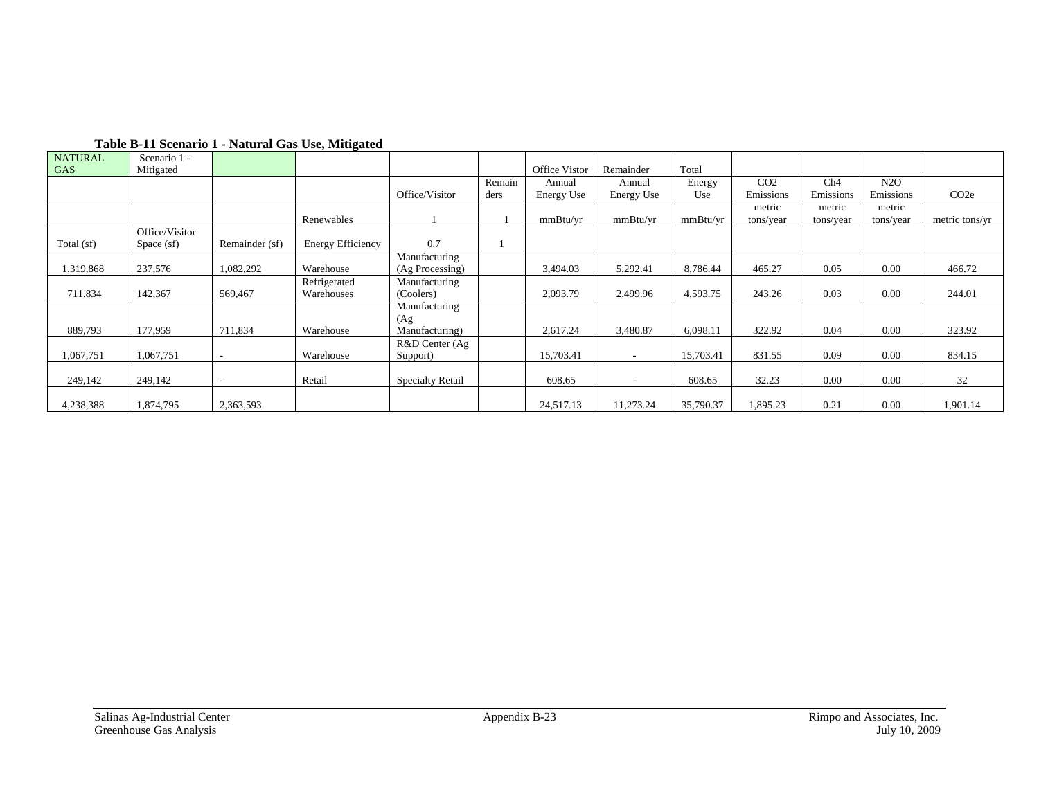**Table B-11 Scenario 1 - Natural Gas Use, Mitigated**

| NATURAL GAS | Scenario 1 - Mitigated | | | | | Office Vistor | Remainder | Total | | | | |
|---|---|---|---|---|---|---|---|---|---|---|---|---|
| | | | | Office/Visitor | Remainders | Annual Energy Use | Annual Energy Use | Energy Use | $CO_2$ Emissions | Ch4 Emissions | $N_2O$ Emissions | $CO_2e$ |
| | | | Renewables | 1 | 1 | mmBtu/yr | mmBtu/yr | mmBtu/yr | metric tons/year | metric tons/year | metric tons/year | metric tons/yr |
| Total (sf) | Office/Visitor Space (sf) | Remainder (sf) | Energy Efficiency | 0.7 | 1 | | | | | | | |
| 1,319,868 | 237,576 | 1,082,292 | Warehouse | Manufacturing (Ag Processing) | | 3,494.03 | 5,292.41 | 8,786.44 | 465.27 | 0.05 | 0.00 | 466.72 |
| 711,834 | 142,367 | 569,467 | Refrigerated Warehouses | Manufacturing (Coolers) | | 2,093.79 | 2,499.96 | 4,593.75 | 243.26 | 0.03 | 0.00 | 244.01 |
| 889,793 | 177,959 | 711,834 | Warehouse | Manufacturing (Ag Manufacturing) | | 2,617.24 | 3,480.87 | 6,098.11 | 322.92 | 0.04 | 0.00 | 323.92 |
| 1,067,751 | 1,067,751 | - | Warehouse | R&D Center (Ag Support) | | 15,703.41 | - | 15,703.41 | 831.55 | 0.09 | 0.00 | 834.15 |
| 249,142 | 249,142 | - | Retail | Specialty Retail | | 608.65 | - | 608.65 | 32.23 | 0.00 | 0.00 | 32 |
| 4,238,388 | 1,874,795 | 2,363,593 | | | | 24,517.13 | 11,273.24 | 35,790.37 | 1,895.23 | 0.21 | 0.00 | 1,901.14 |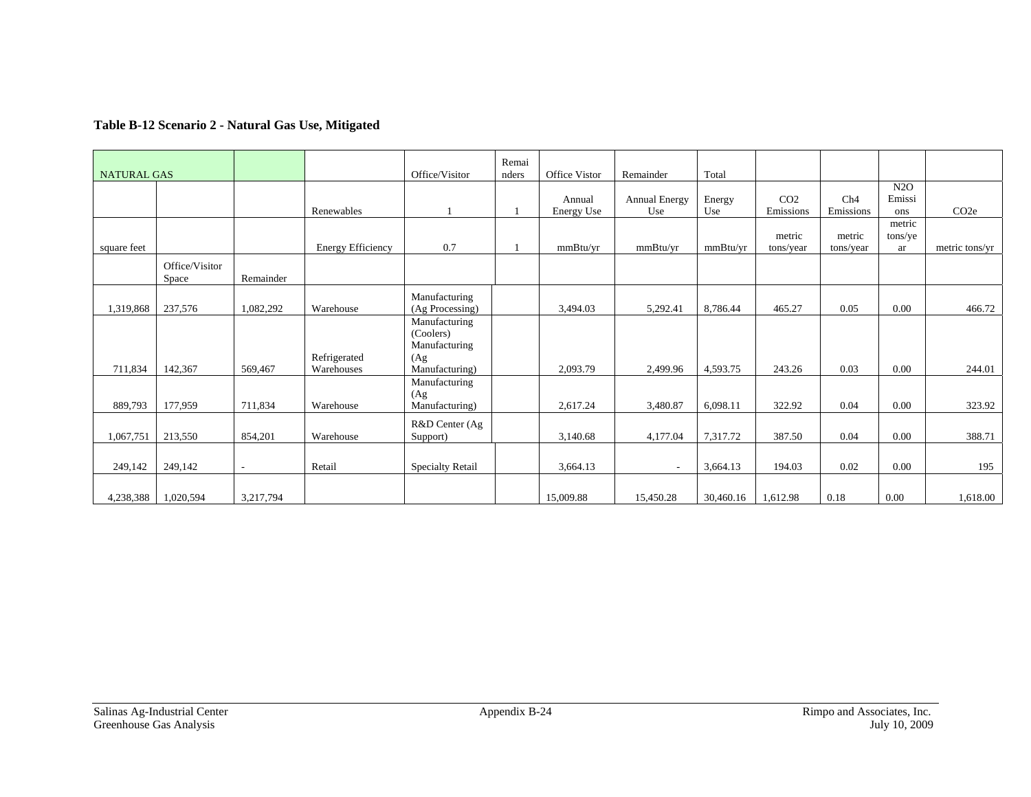**Table B-12 Scenario 2 - Natural Gas Use, Mitigated**

| NATURAL GAS | | | | Office/Visitor | Remainders | Office Vistor | Remainder | Total | | | | |
|---|---|---|---|---|---|---|---|---|---|---|---|---|
| | | | Renewables | 1 | 1 | Annual Energy Use | Annual Energy Use | Energy Use | $CO_2$ Emissions | $CH_4$ Emissions | $N_2O$ Emissions | $CO_2e$ |
| square feet | | | Energy Efficiency | 0.7 | 1 | mmBtu/yr | mmBtu/yr | mmBtu/yr | metric tons/year | metric tons/year | metric tons/year | metric tons/yr |
| | Office/Visitor Space | Remainder | | | | | | | | | | |
| 1,319,868 | 237,576 | 1,082,292 | Warehouse | Manufacturing (Ag Processing) | | 3,494.03 | 5,292.41 | 8,786.44 | 465.27 | 0.05 | 0.00 | 466.72 |
| 711,834 | 142,367 | 569,467 | Refrigerated Warehouses | Manufacturing (Coolers) Manufacturing (Ag Manufacturing) | | 2,093.79 | 2,499.96 | 4,593.75 | 243.26 | 0.03 | 0.00 | 244.01 |
| 889,793 | 177,959 | 711,834 | Warehouse | Manufacturing (Ag Manufacturing) | | 2,617.24 | 3,480.87 | 6,098.11 | 322.92 | 0.04 | 0.00 | 323.92 |
| 1,067,751 | 213,550 | 854,201 | Warehouse | R&D Center (Ag Support) | | 3,140.68 | 4,177.04 | 7,317.72 | 387.50 | 0.04 | 0.00 | 388.71 |
| 249,142 | 249,142 | - | Retail | Specialty Retail | | 3,664.13 | - | 3,664.13 | 194.03 | 0.02 | 0.00 | 195 |
| 4,238,388 | 1,020,594 | 3,217,794 | | | | 15,009.88 | 15,450.28 | 30,460.16 | 1,612.98 | 0.18 | 0.00 | 1,618.00 |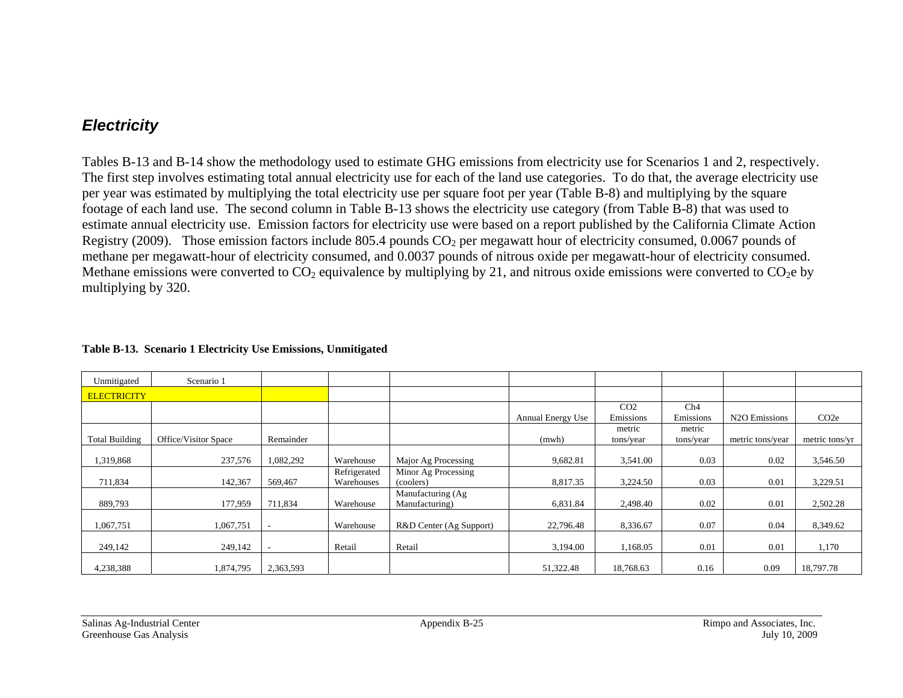## *Electricity*

Tables B-13 and B-14 show the methodology used to estimate GHG emissions from electricity use for Scenarios 1 and 2, respectively. The first step involves estimating total annual electricity use for each of the land use categories. To do that, the average electricity use per year was estimated by multiplying the total electricity use per square foot per year (Table B-8) and multiplying by the square footage of each land use. The second column in Table B-13 shows the electricity use category (from Table B-8) that was used to estimate annual electricity use. Emission factors for electricity use were based on a report published by the California Climate Action Registry (2009). Those emission factors include 805.4 pounds $CO_2$ per megawatt hour of electricity consumed, 0.0067 pounds of methane per megawatt-hour of electricity consumed, and 0.0037 pounds of nitrous oxide per megawatt-hour of electricity consumed. Methane emissions were converted to $CO_2$ equivalence by multiplying by 21, and nitrous oxide emissions were converted to $CO_2$e by multiplying by 320.

**Table B-13. Scenario 1 Electricity Use Emissions, Unmitigated**

| Unmitigated | Scenario 1 | | | | | | | | |
|---|---|---|---|---|---|---|---|---|---|
| ELECTRICITY | | | | | | | | | |
| | | | | | Annual Energy Use | CO2 Emissions | Ch4 Emissions | N2O Emissions | CO2e |
| Total Building | Office/Visitor Space | Remainder | | | (mwh) | metric tons/year | metric tons/year | metric tons/year | metric tons/yr |
| 1,319,868 | 237,576 | 1,082,292 | Warehouse | Major Ag Processing | 9,682.81 | 3,541.00 | 0.03 | 0.02 | 3,546.50 |
| 711,834 | 142,367 | 569,467 | Refrigerated Warehouses | Minor Ag Processing (coolers) | 8,817.35 | 3,224.50 | 0.03 | 0.01 | 3,229.51 |
| 889,793 | 177,959 | 711,834 | Warehouse | Manufacturing (Ag Manufacturing) | 6,831.84 | 2,498.40 | 0.02 | 0.01 | 2,502.28 |
| 1,067,751 | 1,067,751 | - | Warehouse | R&D Center (Ag Support) | 22,796.48 | 8,336.67 | 0.07 | 0.04 | 8,349.62 |
| 249,142 | 249,142 | - | Retail | Retail | 3,194.00 | 1,168.05 | 0.01 | 0.01 | 1,170 |
| 4,238,388 | 1,874,795 | 2,363,593 | | | 51,322.48 | 18,768.63 | 0.16 | 0.09 | 18,797.78 |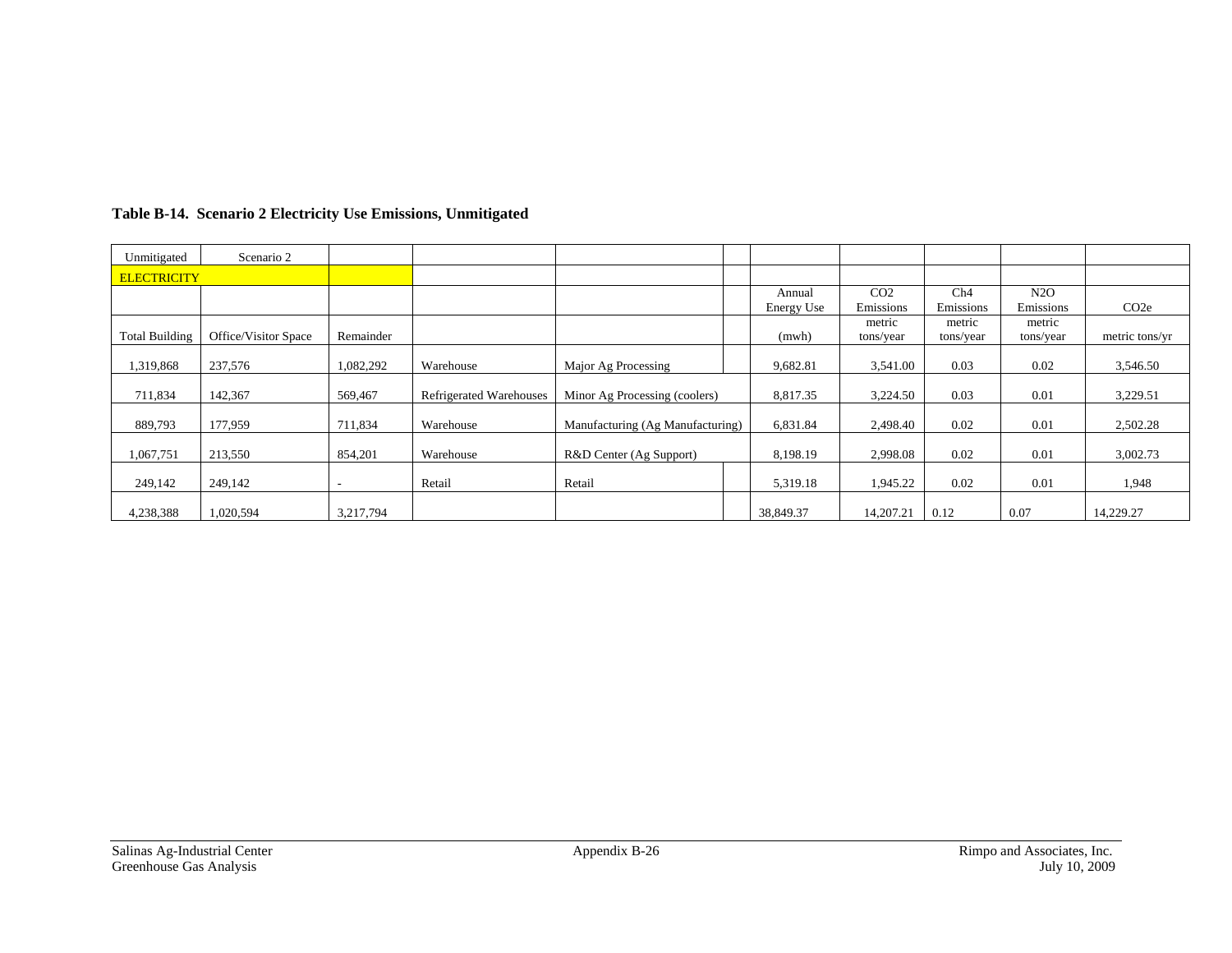**Table B-14. Scenario 2 Electricity Use Emissions, Unmitigated**

| Unmitigated | Scenario 2 | | | | | | | | | |
|---|---|---|---|---|---|---|---|---|---|---|
| ELECTRICITY | | | | | | | | | | |
| | | | | | | Annual Energy Use | $CO_2$ Emissions | Ch4 Emissions | $N_2O$ Emissions | $CO_2e$ |
| Total Building | Office/Visitor Space | Remainder | | | | (mwh) | metric tons/year | metric tons/year | metric tons/year | metric tons/yr |
| 1,319,868 | 237,576 | 1,082,292 | Warehouse | Major Ag Processing | | 9,682.81 | 3,541.00 | 0.03 | 0.02 | 3,546.50 |
| 711,834 | 142,367 | 569,467 | Refrigerated Warehouses | Minor Ag Processing (coolers) | | 8,817.35 | 3,224.50 | 0.03 | 0.01 | 3,229.51 |
| 889,793 | 177,959 | 711,834 | Warehouse | Manufacturing (Ag Manufacturing) | | 6,831.84 | 2,498.40 | 0.02 | 0.01 | 2,502.28 |
| 1,067,751 | 213,550 | 854,201 | Warehouse | R&D Center (Ag Support) | | 8,198.19 | 2,998.08 | 0.02 | 0.01 | 3,002.73 |
| 249,142 | 249,142 | - | Retail | Retail | | 5,319.18 | 1,945.22 | 0.02 | 0.01 | 1,948 |
| 4,238,388 | 1,020,594 | 3,217,794 | | | | 38,849.37 | 14,207.21 | 0.12 | 0.07 | 14,229.27 |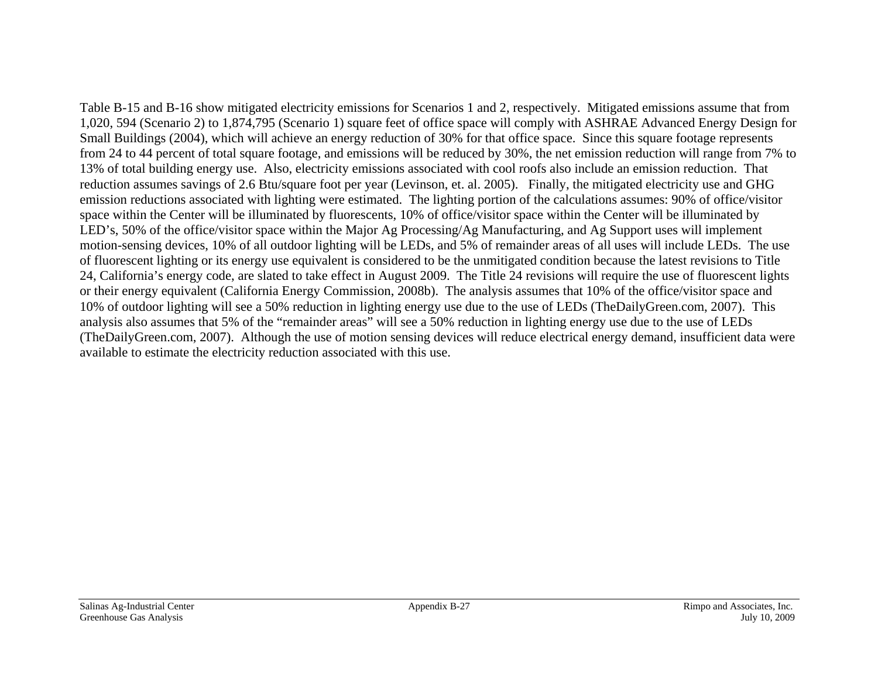Table B-15 and B-16 show mitigated electricity emissions for Scenarios 1 and 2, respectively. Mitigated emissions assume that from 1,020, 594 (Scenario 2) to 1,874,795 (Scenario 1) square feet of office space will comply with ASHRAE Advanced Energy Design for Small Buildings (2004), which will achieve an energy reduction of 30% for that office space. Since this square footage represents from 24 to 44 percent of total square footage, and emissions will be reduced by 30%, the net emission reduction will range from 7% to 13% of total building energy use. Also, electricity emissions associated with cool roofs also include an emission reduction. That reduction assumes savings of 2.6 Btu/square foot per year (Levinson, et. al. 2005). Finally, the mitigated electricity use and GHG emission reductions associated with lighting were estimated. The lighting portion of the calculations assumes: 90% of office/visitor space within the Center will be illuminated by fluorescents, 10% of office/visitor space within the Center will be illuminated by LED's, 50% of the office/visitor space within the Major Ag Processing/Ag Manufacturing, and Ag Support uses will implement motion-sensing devices, 10% of all outdoor lighting will be LEDs, and 5% of remainder areas of all uses will include LEDs. The use of fluorescent lighting or its energy use equivalent is considered to be the unmitigated condition because the latest revisions to Title 24, California's energy code, are slated to take effect in August 2009. The Title 24 revisions will require the use of fluorescent lights or their energy equivalent (California Energy Commission, 2008b). The analysis assumes that 10% of the office/visitor space and 10% of outdoor lighting will see a 50% reduction in lighting energy use due to the use of LEDs (TheDailyGreen.com, 2007). This analysis also assumes that 5% of the "remainder areas" will see a 50% reduction in lighting energy use due to the use of LEDs (TheDailyGreen.com, 2007). Although the use of motion sensing devices will reduce electrical energy demand, insufficient data were available to estimate the electricity reduction associated with this use.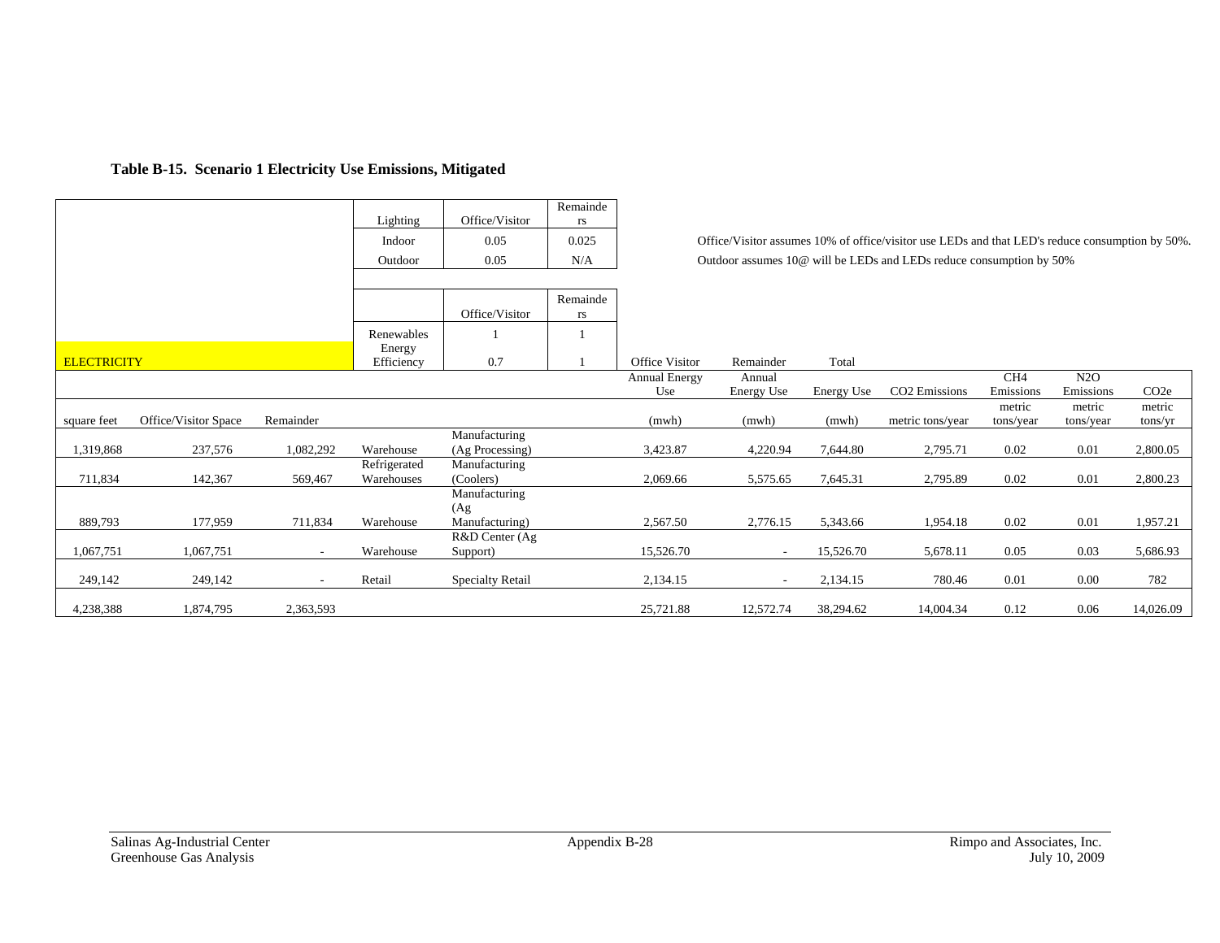### Table B-15. Scenario 1 Electricity Use Emissions, Mitigated

| Lighting | Office/Visitor | Remainders |
|---|---|---|
| Indoor | 0.05 | 0.025 |
| Outdoor | 0.05 | N/A |

Office/Visitor assumes 10% of office/visitor use LEDs and that LED's reduce consumption by 50%.
Outdoor assumes 10@ will be LEDs and LEDs reduce consumption by 50%

| | Office/Visitor | Remainders |
|---|---|---|
| Renewables | 1 | 1 |
| Energy Efficiency | 0.7 | 1 |

**ELECTRICITY**

| square feet | Office/Visitor Space | Remainder | | | Office Visitor Annual Energy Use (mwh) | Remainder Annual Energy Use (mwh) | Total Energy Use (mwh) | $CO_2$ Emissions metric tons/year | $CH_4$ Emissions metric tons/year | $N_2O$ Emissions metric tons/year | $CO_2e$ metric tons/yr |
|---|---|---|---|---|---|---|---|---|---|---|---|
| 1,319,868 | 237,576 | 1,082,292 | Warehouse | Manufacturing (Ag Processing) | 3,423.87 | 4,220.94 | 7,644.80 | 2,795.71 | 0.02 | 0.01 | 2,800.05 |
| 711,834 | 142,367 | 569,467 | Refrigerated Warehouses | Manufacturing (Coolers) | 2,069.66 | 5,575.65 | 7,645.31 | 2,795.89 | 0.02 | 0.01 | 2,800.23 |
| 889,793 | 177,959 | 711,834 | Warehouse | Manufacturing (Ag Manufacturing) | 2,567.50 | 2,776.15 | 5,343.66 | 1,954.18 | 0.02 | 0.01 | 1,957.21 |
| 1,067,751 | 1,067,751 | - | Warehouse | R&D Center (Ag Support) | 15,526.70 | - | 15,526.70 | 5,678.11 | 0.05 | 0.03 | 5,686.93 |
| 249,142 | 249,142 | - | Retail | Specialty Retail | 2,134.15 | - | 2,134.15 | 780.46 | 0.01 | 0.00 | 782 |
| 4,238,388 | 1,874,795 | 2,363,593 | | | 25,721.88 | 12,572.74 | 38,294.62 | 14,004.34 | 0.12 | 0.06 | 14,026.09 |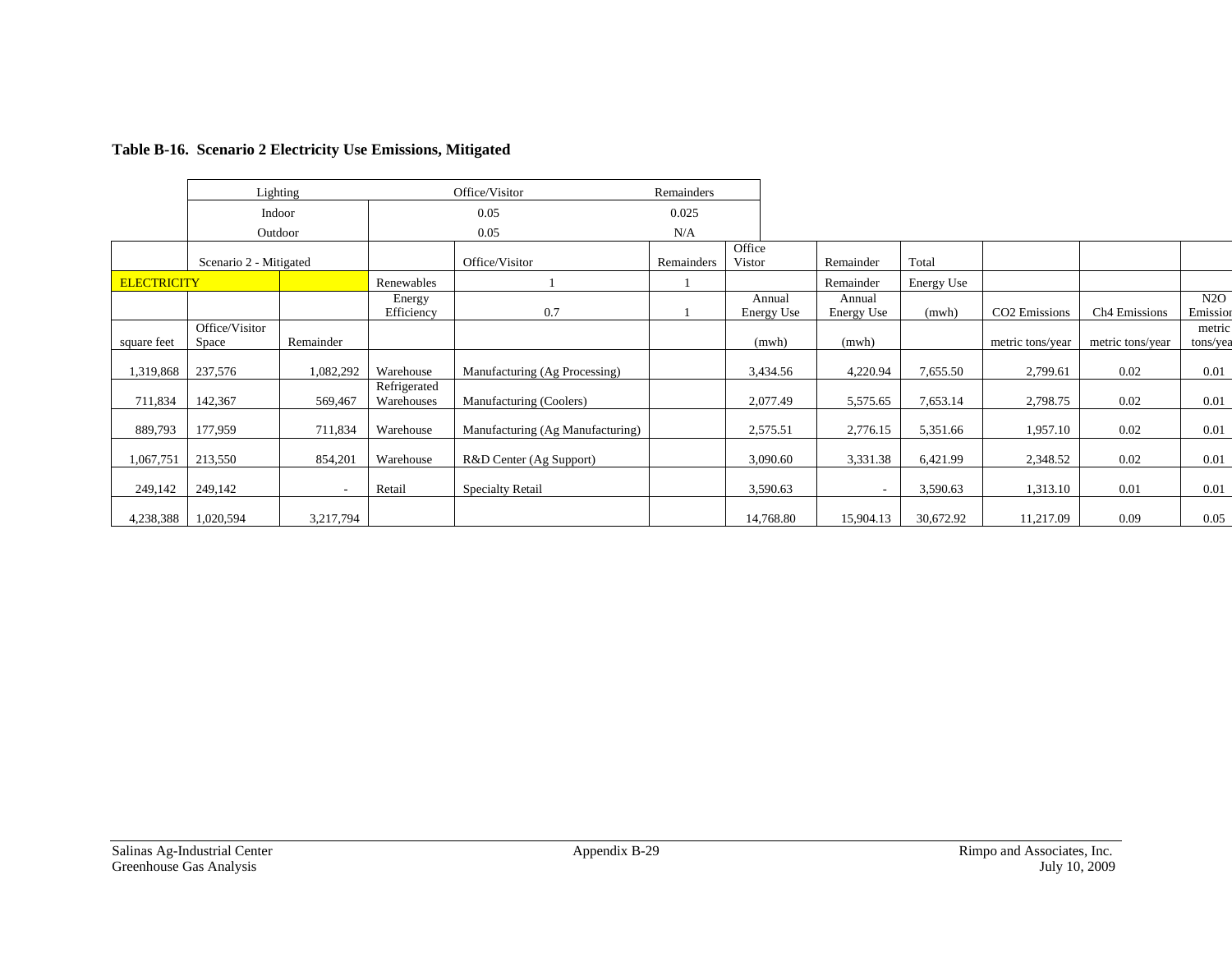**Table B-16. Scenario 2 Electricity Use Emissions, Mitigated**

| Lighting | Office/Visitor | Remainders |
|---|---|---|
| Indoor | 0.05 | 0.025 |
| Outdoor | 0.05 | N/A |

| | Scenario 2 - Mitigated | | | Office/Visitor | Remainders | Office Vistor | Remainder | Total | | | |
|---|---|---|---|---|---|---|---|---|---|---|---|
| ELECTRICITY | | | Renewables | 1 | 1 | | Remainder | Energy Use | | | |
| | | | Energy Efficiency | 0.7 | 1 | Annual Energy Use | Annual Energy Use | (mwh) | CO2 Emissions | Ch4 Emissions | N2O Emission |
| square feet | Office/Visitor Space | Remainder | | | | (mwh) | (mwh) | | metric tons/year | metric tons/year | metric tons/year |
| 1,319,868 | 237,576 | 1,082,292 | Warehouse | Manufacturing (Ag Processing) | | 3,434.56 | 4,220.94 | 7,655.50 | 2,799.61 | 0.02 | 0.01 |
| 711,834 | 142,367 | 569,467 | Refrigerated Warehouses | Manufacturing (Coolers) | | 2,077.49 | 5,575.65 | 7,653.14 | 2,798.75 | 0.02 | 0.01 |
| 889,793 | 177,959 | 711,834 | Warehouse | Manufacturing (Ag Manufacturing) | | 2,575.51 | 2,776.15 | 5,351.66 | 1,957.10 | 0.02 | 0.01 |
| 1,067,751 | 213,550 | 854,201 | Warehouse | R&D Center (Ag Support) | | 3,090.60 | 3,331.38 | 6,421.99 | 2,348.52 | 0.02 | 0.01 |
| 249,142 | 249,142 | - | Retail | Specialty Retail | | 3,590.63 | - | 3,590.63 | 1,313.10 | 0.01 | 0.01 |
| 4,238,388 | 1,020,594 | 3,217,794 | | | | 14,768.80 | 15,904.13 | 30,672.92 | 11,217.09 | 0.09 | 0.05 |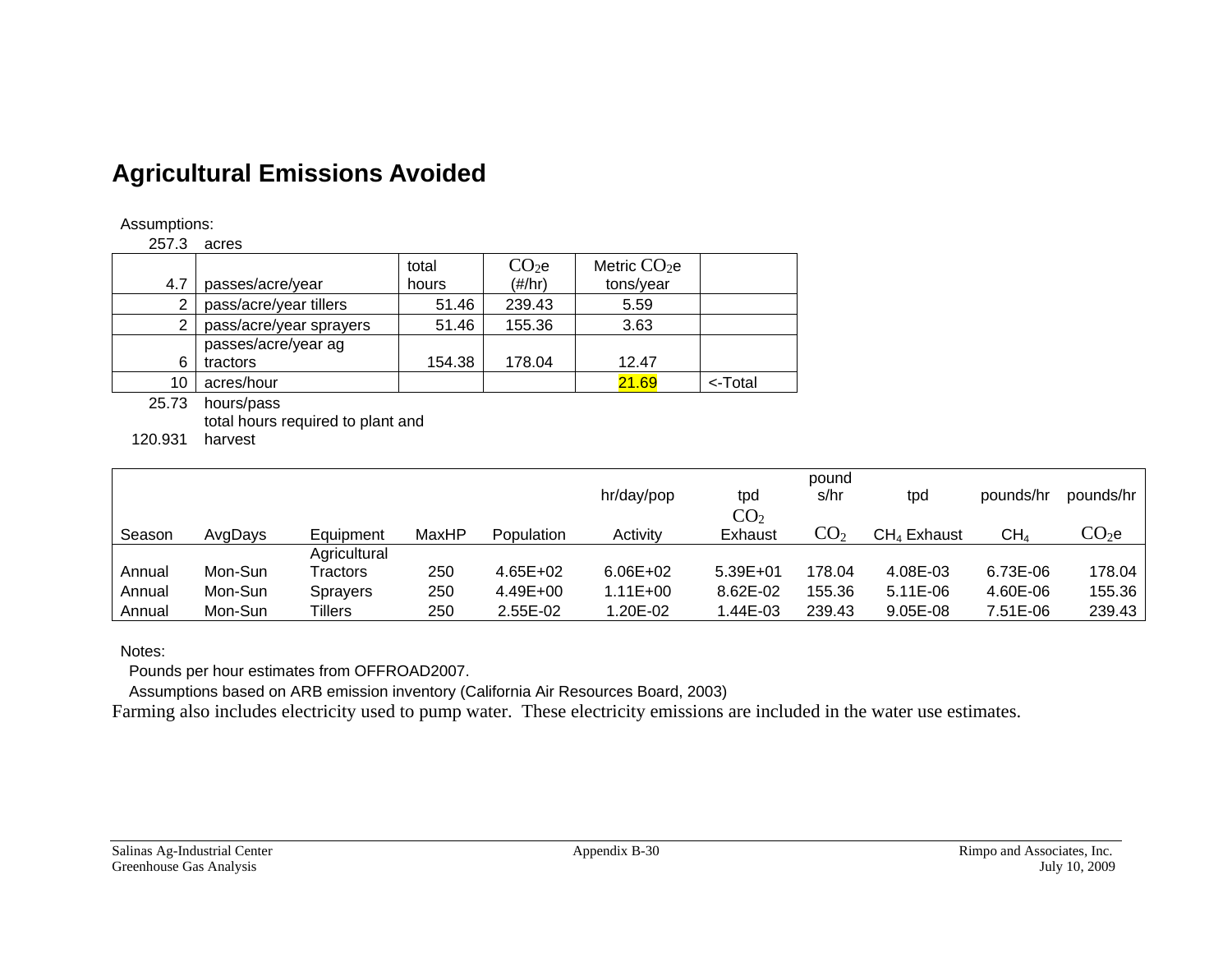# Agricultural Emissions Avoided

Assumptions:

257.3 acres

| | | total hours | $CO_2e$ (#/hr) | Metric $CO_2e$ tons/year | |
|---|---|---|---|---|---|
| 4.7 | passes/acre/year | | | | |
| 2 | pass/acre/year tillers | 51.46 | 239.43 | 5.59 | |
| 2 | pass/acre/year sprayers | 51.46 | 155.36 | 3.63 | |
| 6 | passes/acre/year ag tractors | 154.38 | 178.04 | 12.47 | |
| 10 | acres/hour | | | 21.69 | <-Total |

25.73 hours/pass

120.931 total hours required to plant and harvest

| Season | AvgDays | Equipment | MaxHP | Population | hr/day/pop Activity | tpd $CO_2$ Exhaust | pounds/hr $CO_2$ | tpd $CH_4$ Exhaust | pounds/hr $CH_4$ | pounds/hr $CO_2e$ |
|---|---|---|---|---|---|---|---|---|---|---|
| Annual | Mon-Sun | Agricultural Tractors | 250 | 4.65E+02 | 6.06E+02 | 5.39E+01 | 178.04 | 4.08E-03 | 6.73E-06 | 178.04 |
| Annual | Mon-Sun | Sprayers | 250 | 4.49E+00 | 1.11E+00 | 8.62E-02 | 155.36 | 5.11E-06 | 4.60E-06 | 155.36 |
| Annual | Mon-Sun | Tillers | 250 | 2.55E-02 | 1.20E-02 | 1.44E-03 | 239.43 | 9.05E-08 | 7.51E-06 | 239.43 |

Notes:

Pounds per hour estimates from OFFROAD2007.

Assumptions based on ARB emission inventory (California Air Resources Board, 2003)

Farming also includes electricity used to pump water. These electricity emissions are included in the water use estimates.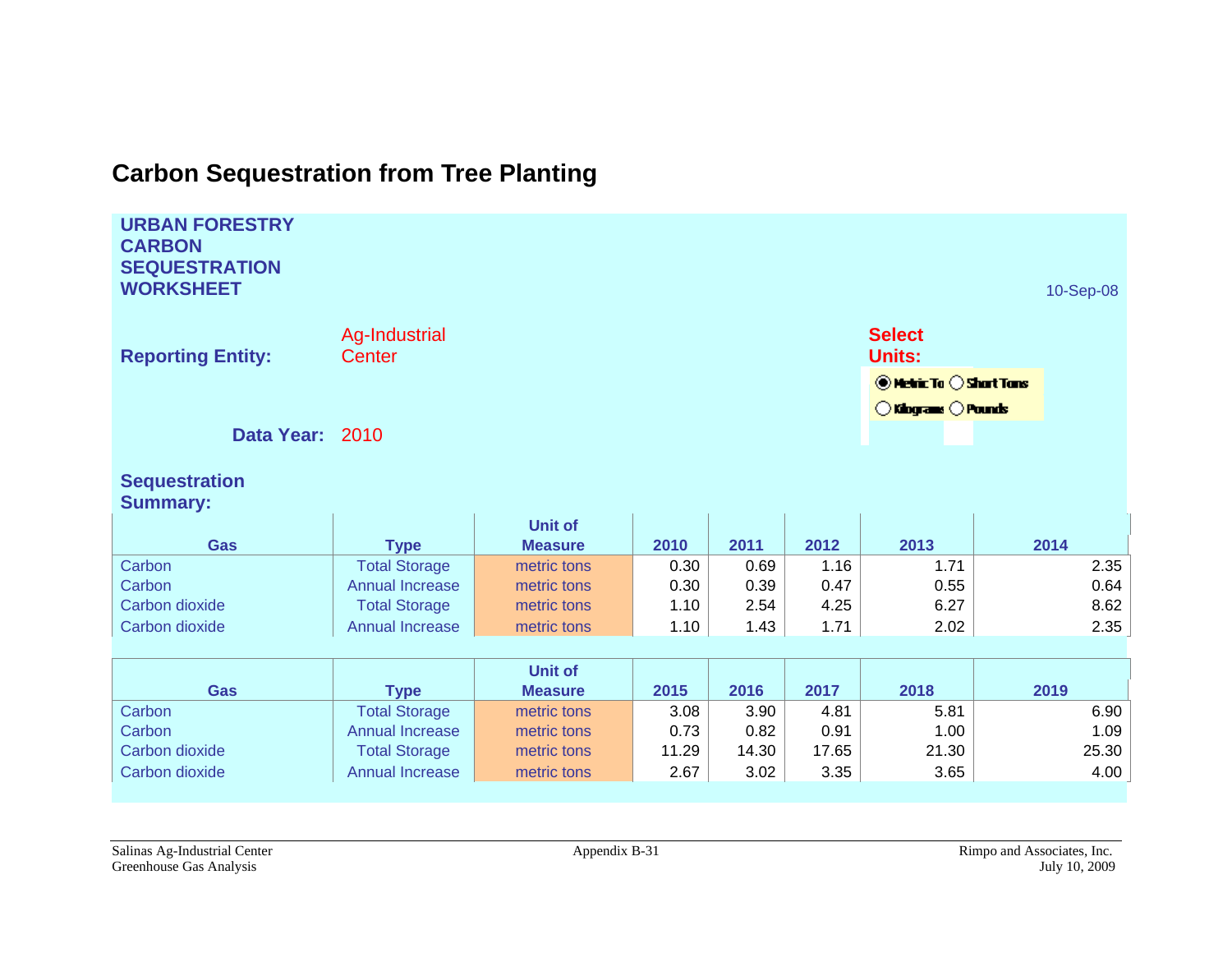# Carbon Sequestration from Tree Planting

**URBAN FORESTRY CARBON SEQUESTRATION WORKSHEET**

10-Sep-08

**Reporting Entity:** Ag-Industrial Center

**Select Units:** (●) Metric Tons ( ) Short Tons ( ) Kilograms ( ) Pounds

**Data Year:** 2010

**Sequestration Summary:**

| Gas | Type | Unit of Measure | 2010 | 2011 | 2012 | 2013 | 2014 |
|---|---|---|---|---|---|---|---|
| Carbon | Total Storage | metric tons | 0.30 | 0.69 | 1.16 | 1.71 | 2.35 |
| Carbon | Annual Increase | metric tons | 0.30 | 0.39 | 0.47 | 0.55 | 0.64 |
| Carbon dioxide | Total Storage | metric tons | 1.10 | 2.54 | 4.25 | 6.27 | 8.62 |
| Carbon dioxide | Annual Increase | metric tons | 1.10 | 1.43 | 1.71 | 2.02 | 2.35 |

| Gas | Type | Unit of Measure | 2015 | 2016 | 2017 | 2018 | 2019 |
|---|---|---|---|---|---|---|---|
| Carbon | Total Storage | metric tons | 3.08 | 3.90 | 4.81 | 5.81 | 6.90 |
| Carbon | Annual Increase | metric tons | 0.73 | 0.82 | 0.91 | 1.00 | 1.09 |
| Carbon dioxide | Total Storage | metric tons | 11.29 | 14.30 | 17.65 | 21.30 | 25.30 |
| Carbon dioxide | Annual Increase | metric tons | 2.67 | 3.02 | 3.35 | 3.65 | 4.00 |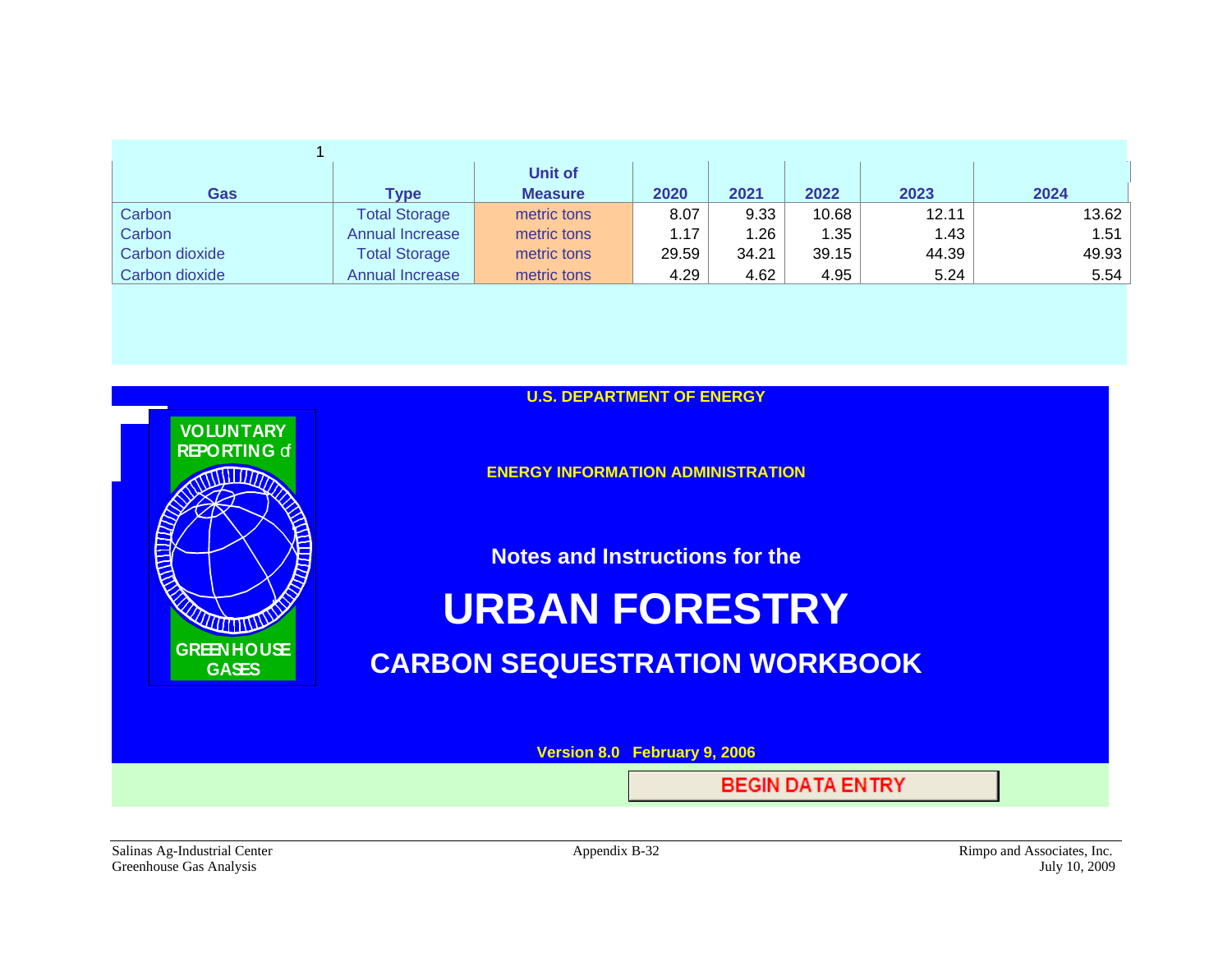1

| Gas | Type | Unit of Measure | 2020 | 2021 | 2022 | 2023 | 2024 |
|---|---|---|---|---|---|---|---|
| Carbon | Total Storage | metric tons | 8.07 | 9.33 | 10.68 | 12.11 | 13.62 |
| Carbon | Annual Increase | metric tons | 1.17 | 1.26 | 1.35 | 1.43 | 1.51 |
| Carbon dioxide | Total Storage | metric tons | 29.59 | 34.21 | 39.15 | 44.39 | 49.93 |
| Carbon dioxide | Annual Increase | metric tons | 4.29 | 4.62 | 4.95 | 5.24 | 5.54 |

VOLUNTARY REPORTING of GREENHOUSE GASES

**U.S. DEPARTMENT OF ENERGY**

**ENERGY INFORMATION ADMINISTRATION**

**Notes and Instructions for the**

# URBAN FORESTRY

## CARBON SEQUESTRATION WORKBOOK

**Version 8.0 February 9, 2006**

BEGIN DATA ENTRY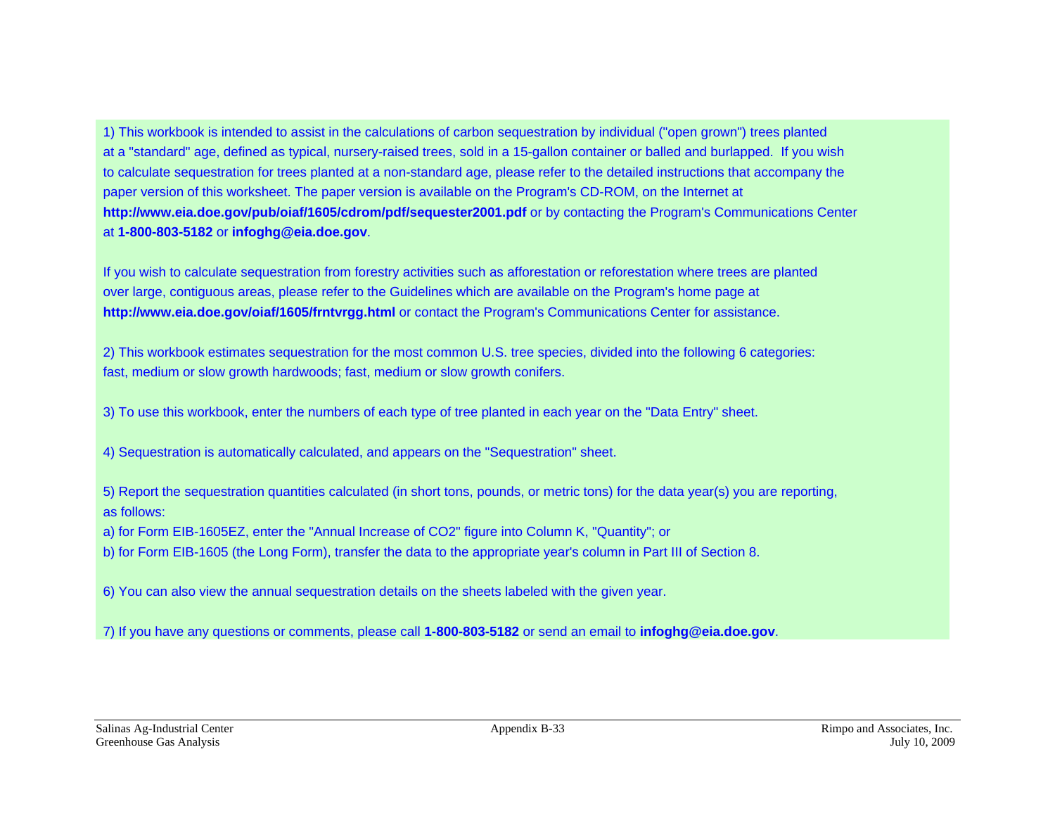1) This workbook is intended to assist in the calculations of carbon sequestration by individual ("open grown") trees planted at a "standard" age, defined as typical, nursery-raised trees, sold in a 15-gallon container or balled and burlapped. If you wish to calculate sequestration for trees planted at a non-standard age, please refer to the detailed instructions that accompany the paper version of this worksheet. The paper version is available on the Program's CD-ROM, on the Internet at **http://www.eia.doe.gov/pub/oiaf/1605/cdrom/pdf/sequester2001.pdf** or by contacting the Program's Communications Center at **1-800-803-5182** or **infoghg@eia.doe.gov**.

If you wish to calculate sequestration from forestry activities such as afforestation or reforestation where trees are planted over large, contiguous areas, please refer to the Guidelines which are available on the Program's home page at **http://www.eia.doe.gov/oiaf/1605/frntvrgg.html** or contact the Program's Communications Center for assistance.

2) This workbook estimates sequestration for the most common U.S. tree species, divided into the following 6 categories: fast, medium or slow growth hardwoods; fast, medium or slow growth conifers.

3) To use this workbook, enter the numbers of each type of tree planted in each year on the "Data Entry" sheet.

4) Sequestration is automatically calculated, and appears on the "Sequestration" sheet.

5) Report the sequestration quantities calculated (in short tons, pounds, or metric tons) for the data year(s) you are reporting, as follows:

a) for Form EIB-1605EZ, enter the "Annual Increase of CO2" figure into Column K, "Quantity"; or

b) for Form EIB-1605 (the Long Form), transfer the data to the appropriate year's column in Part III of Section 8.

6) You can also view the annual sequestration details on the sheets labeled with the given year.

7) If you have any questions or comments, please call **1-800-803-5182** or send an email to **infoghg@eia.doe.gov**.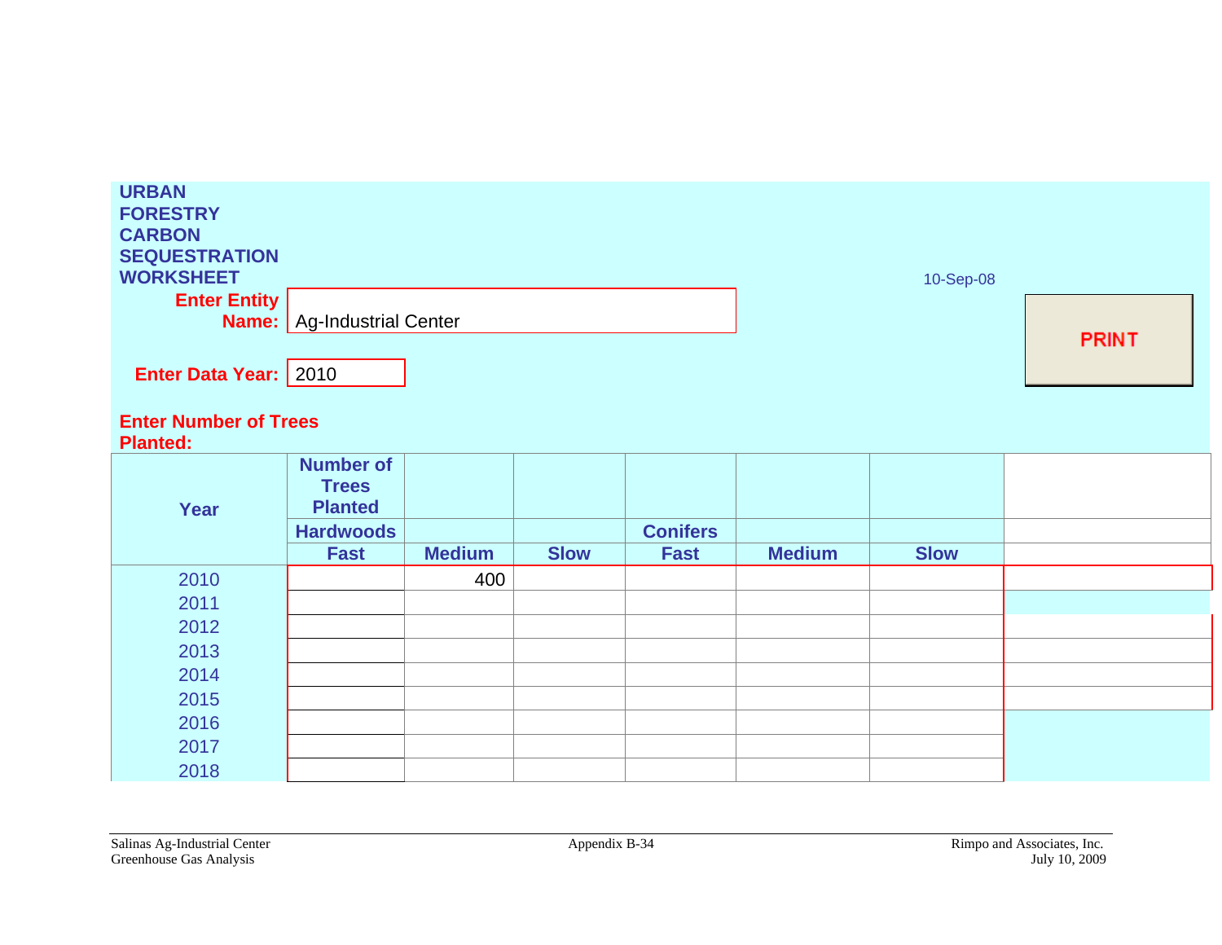# URBAN FORESTRY CARBON SEQUESTRATION WORKSHEET

10-Sep-08

**Enter Entity Name:** Ag-Industrial Center

PRINT

**Enter Data Year:** 2010

**Enter Number of Trees Planted:**

| Year | Number of Trees Planted | | | | | | |
|---|---|---|---|---|---|---|---|
| | Hardwoods | | | Conifers | | | |
| | Fast | Medium | Slow | Fast | Medium | Slow | |
| 2010 | | 400 | | | | | |
| 2011 | | | | | | | |
| 2012 | | | | | | | |
| 2013 | | | | | | | |
| 2014 | | | | | | | |
| 2015 | | | | | | | |
| 2016 | | | | | | | |
| 2017 | | | | | | | |
| 2018 | | | | | | | |

Salinas Ag-Industrial Center
Greenhouse Gas Analysis

Appendix B-34

Rimpo and Associates, Inc.
July 10, 2009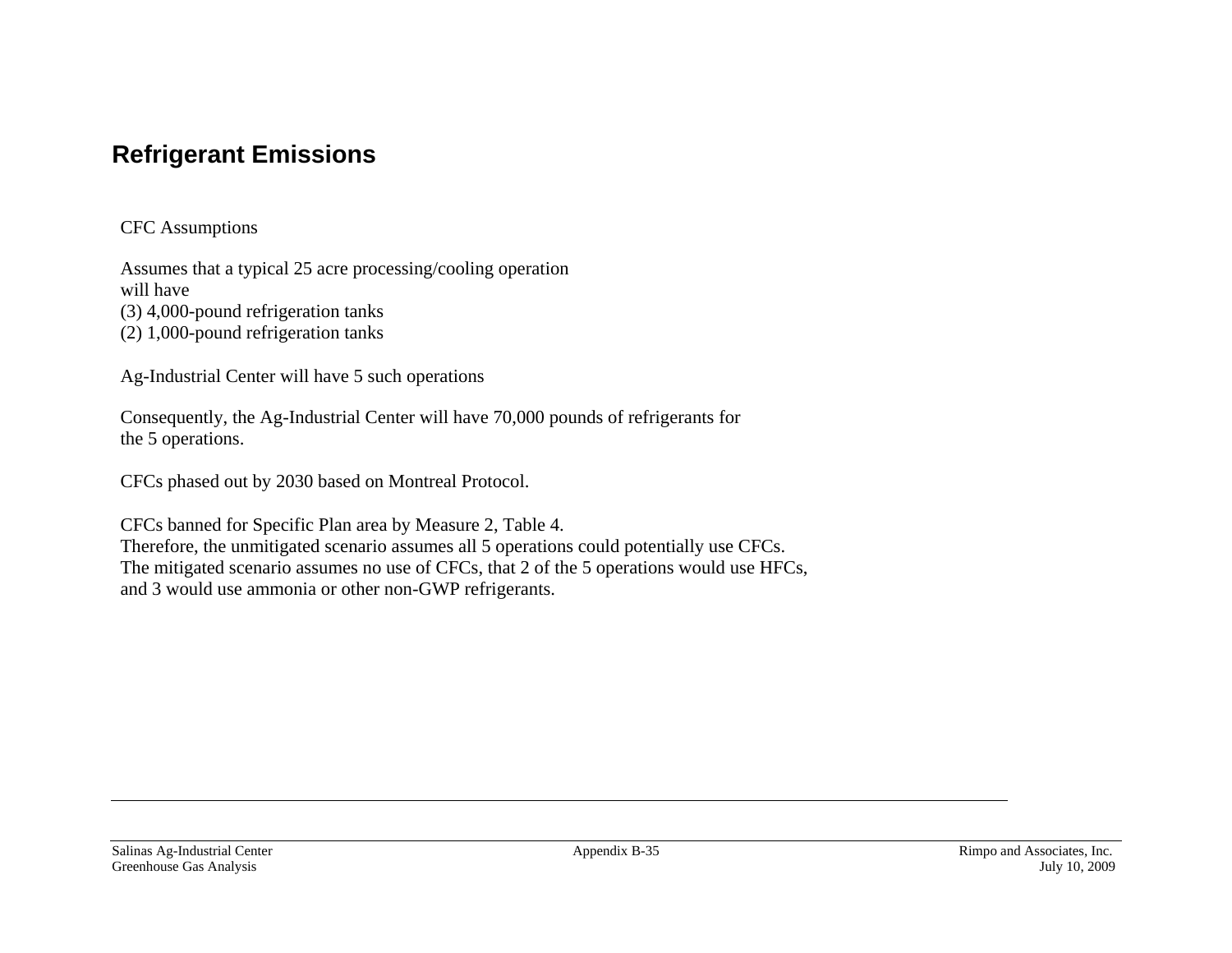# Refrigerant Emissions

CFC Assumptions

Assumes that a typical 25 acre processing/cooling operation will have
(3) 4,000-pound refrigeration tanks
(2) 1,000-pound refrigeration tanks

Ag-Industrial Center will have 5 such operations

Consequently, the Ag-Industrial Center will have 70,000 pounds of refrigerants for the 5 operations.

CFCs phased out by 2030 based on Montreal Protocol.

CFCs banned for Specific Plan area by Measure 2, Table 4.
Therefore, the unmitigated scenario assumes all 5 operations could potentially use CFCs.
The mitigated scenario assumes no use of CFCs, that 2 of the 5 operations would use HFCs, and 3 would use ammonia or other non-GWP refrigerants.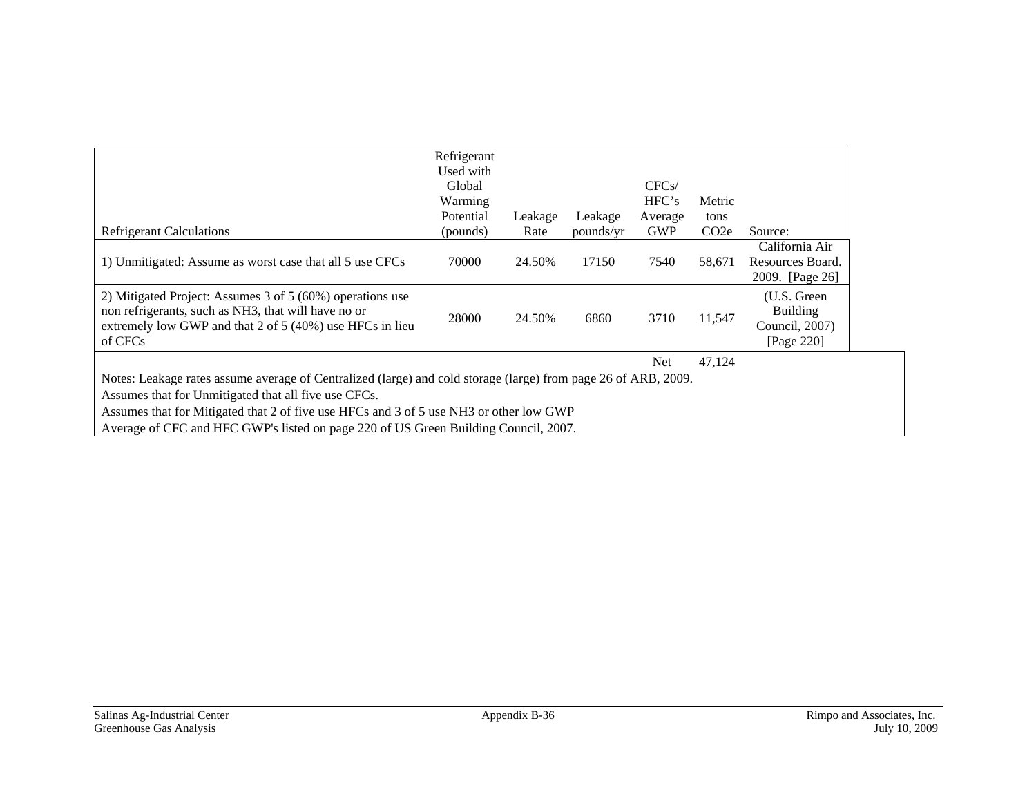| Refrigerant Calculations | Refrigerant Used with Global Warming Potential (pounds) | Leakage Rate | Leakage pounds/yr | CFCs/ HFC's Average GWP | Metric tons $CO_2e$ | Source: |
|---|---|---|---|---|---|---|
| 1) Unmitigated: Assume as worst case that all 5 use CFCs | 70000 | 24.50% | 17150 | 7540 | 58,671 | California Air Resources Board. 2009. [Page 26] |
| 2) Mitigated Project: Assumes 3 of 5 (60%) operations use non refrigerants, such as NH3, that will have no or extremely low GWP and that 2 of 5 (40%) use HFCs in lieu of CFCs | 28000 | 24.50% | 6860 | 3710 | 11,547 | (U.S. Green Building Council, 2007) [Page 220] |
| | | | | Net | 47,124 | |

Notes: Leakage rates assume average of Centralized (large) and cold storage (large) from page 26 of ARB, 2009.
Assumes that for Unmitigated that all five use CFCs.
Assumes that for Mitigated that 2 of five use HFCs and 3 of 5 use NH3 or other low GWP
Average of CFC and HFC GWP's listed on page 220 of US Green Building Council, 2007.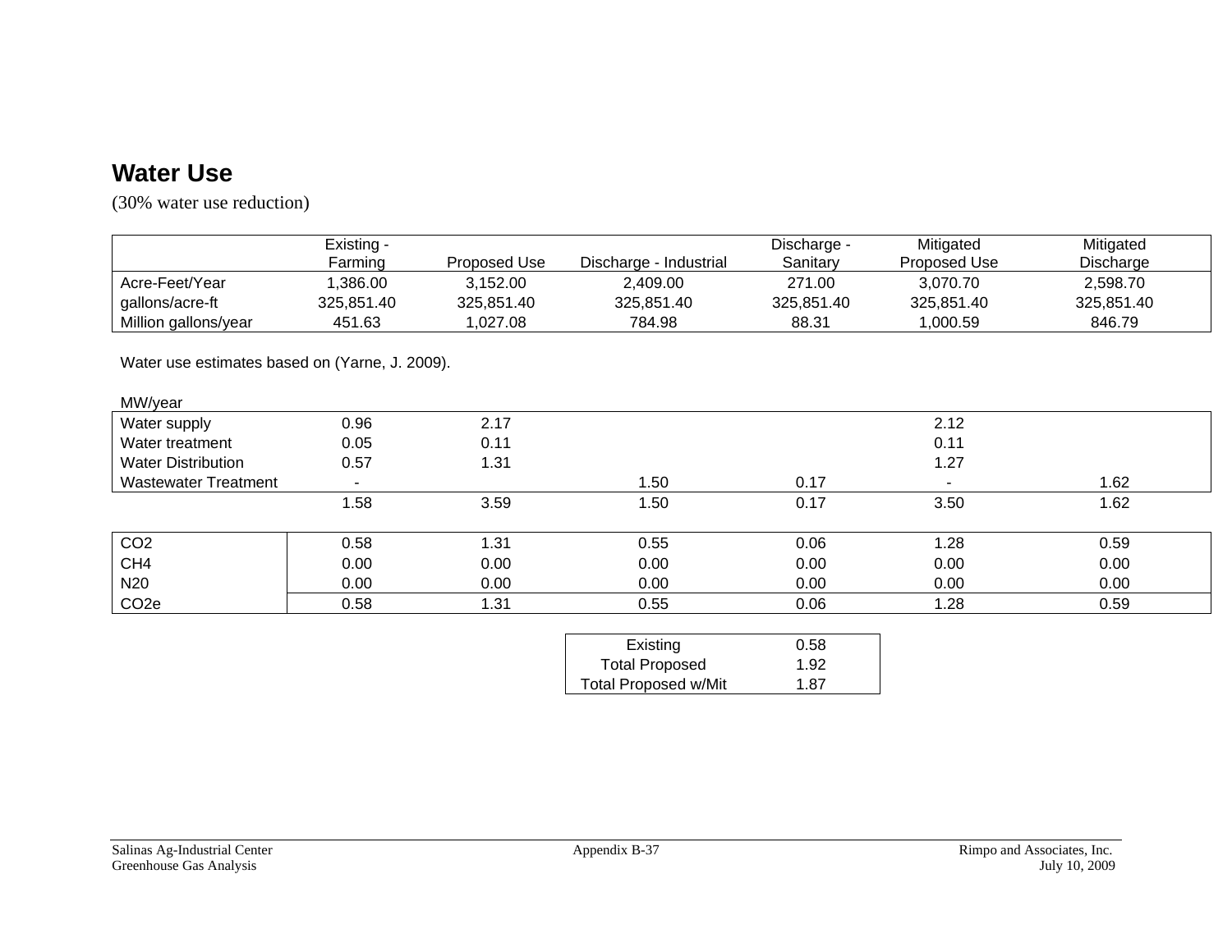## Water Use

(30% water use reduction)

| | Existing - Farming | Proposed Use | Discharge - Industrial | Discharge - Sanitary | Mitigated Proposed Use | Mitigated Discharge |
|---|---|---|---|---|---|---|
| Acre-Feet/Year | 1,386.00 | 3,152.00 | 2,409.00 | 271.00 | 3,070.70 | 2,598.70 |
| gallons/acre-ft | 325,851.40 | 325,851.40 | 325,851.40 | 325,851.40 | 325,851.40 | 325,851.40 |
| Million gallons/year | 451.63 | 1,027.08 | 784.98 | 88.31 | 1,000.59 | 846.79 |

Water use estimates based on (Yarne, J. 2009).

| MW/year | | | | | | |
|---|---|---|---|---|---|---|
| Water supply | 0.96 | 2.17 | | | 2.12 | |
| Water treatment | 0.05 | 0.11 | | | 0.11 | |
| Water Distribution | 0.57 | 1.31 | | | 1.27 | |
| Wastewater Treatment | - | | 1.50 | 0.17 | - | 1.62 |
| | 1.58 | 3.59 | 1.50 | 0.17 | 3.50 | 1.62 |

| | | | | | | |
|---|---|---|---|---|---|---|
| $CO_2$ | 0.58 | 1.31 | 0.55 | 0.06 | 1.28 | 0.59 |
| $CH_4$ | 0.00 | 0.00 | 0.00 | 0.00 | 0.00 | 0.00 |
| N20 | 0.00 | 0.00 | 0.00 | 0.00 | 0.00 | 0.00 |
| $CO_2e$ | 0.58 | 1.31 | 0.55 | 0.06 | 1.28 | 0.59 |

| | |
|---|---|
| Existing | 0.58 |
| Total Proposed | 1.92 |
| Total Proposed w/Mit | 1.87 |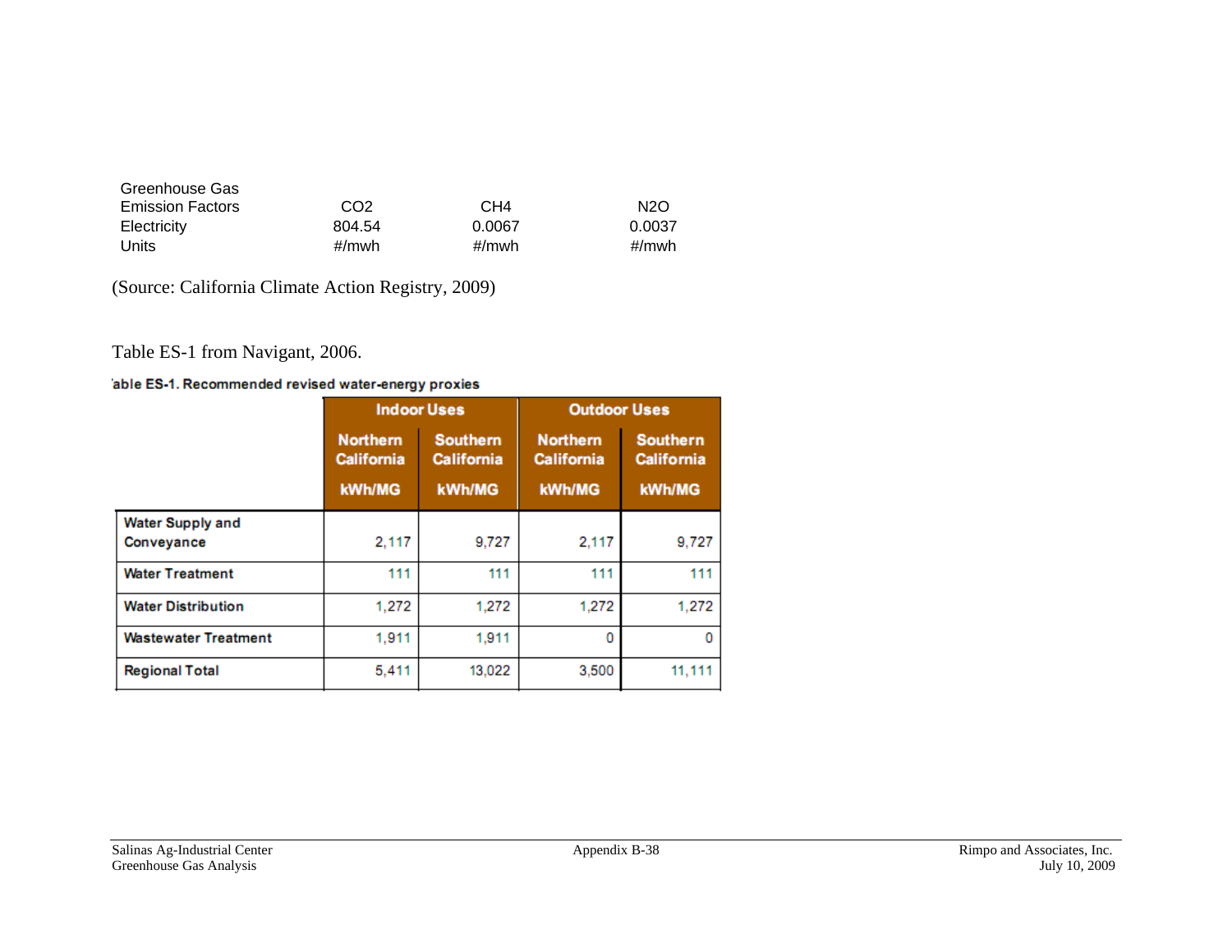| Greenhouse Gas Emission Factors | $CO_2$ | $CH_4$ | $N_2O$ |
|---|---|---|---|
| Electricity | 804.54 | 0.0067 | 0.0037 |
| Units | #/mwh | #/mwh | #/mwh |

(Source: California Climate Action Registry, 2009)

Table ES-1 from Navigant, 2006.

**Table ES-1. Recommended revised water-energy proxies**

| | Indoor Uses | | Outdoor Uses | |
|---|---|---|---|---|
| | Northern California kWh/MG | Southern California kWh/MG | Northern California kWh/MG | Southern California kWh/MG |
| **Water Supply and Conveyance** | 2,117 | 9,727 | 2,117 | 9,727 |
| **Water Treatment** | 111 | 111 | 111 | 111 |
| **Water Distribution** | 1,272 | 1,272 | 1,272 | 1,272 |
| **Wastewater Treatment** | 1,911 | 1,911 | 0 | 0 |
| **Regional Total** | 5,411 | 13,022 | 3,500 | 11,111 |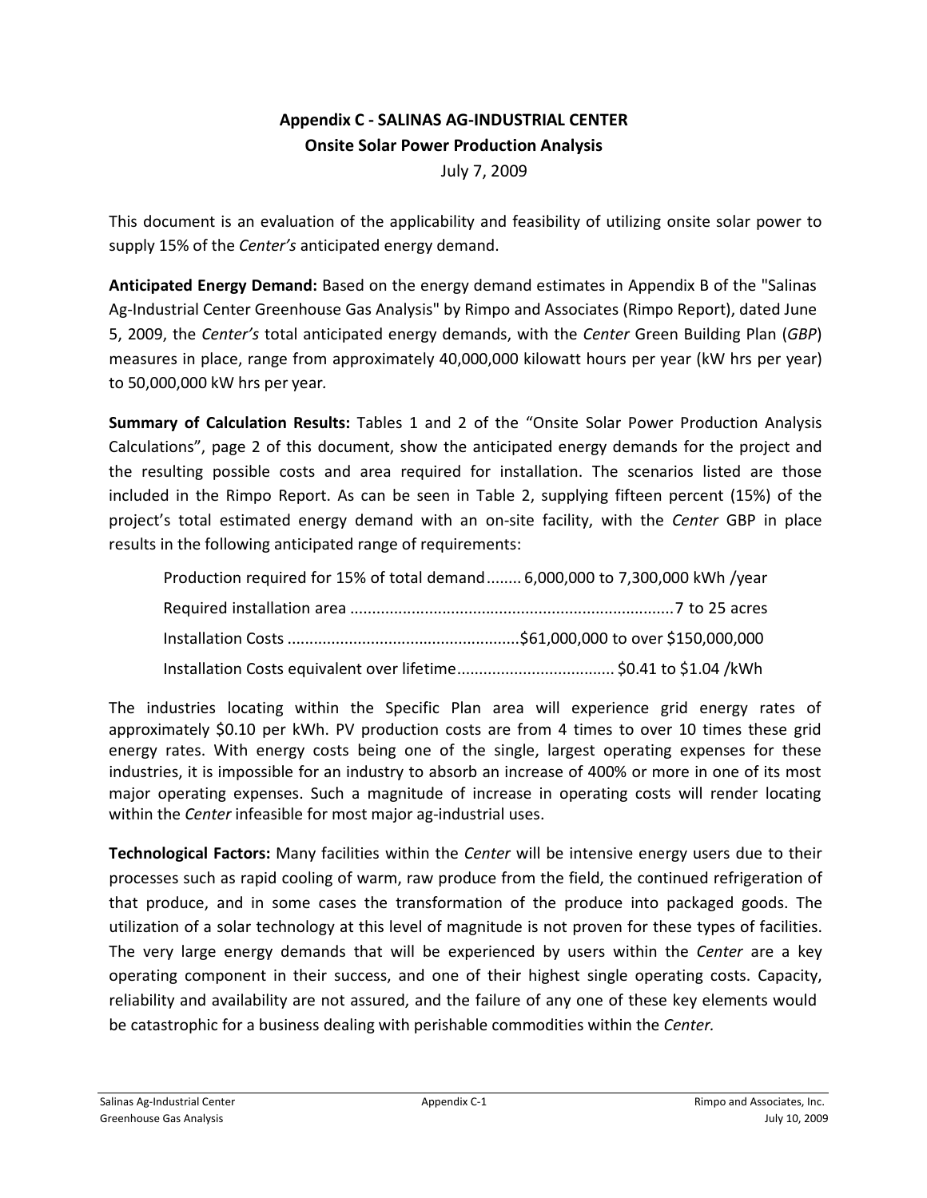# Appendix C - SALINAS AG-INDUSTRIAL CENTER

## Onsite Solar Power Production Analysis

July 7, 2009

This document is an evaluation of the applicability and feasibility of utilizing onsite solar power to supply 15% of the *Center's* anticipated energy demand.

**Anticipated Energy Demand:** Based on the energy demand estimates in Appendix B of the "Salinas Ag-Industrial Center Greenhouse Gas Analysis" by Rimpo and Associates (Rimpo Report), dated June 5, 2009, the *Center's* total anticipated energy demands, with the *Center* Green Building Plan (*GBP*) measures in place, range from approximately 40,000,000 kilowatt hours per year (kW hrs per year) to 50,000,000 kW hrs per year.

**Summary of Calculation Results:** Tables 1 and 2 of the "Onsite Solar Power Production Analysis Calculations", page 2 of this document, show the anticipated energy demands for the project and the resulting possible costs and area required for installation. The scenarios listed are those included in the Rimpo Report. As can be seen in Table 2, supplying fifteen percent (15%) of the project's total estimated energy demand with an on-site facility, with the *Center* GBP in place results in the following anticipated range of requirements:

- Production required for 15% of total demand........ 6,000,000 to 7,300,000 kWh /year
- Required installation area ........................................................................7 to 25 acres
- Installation Costs ....................................................$61,000,000 to over $150,000,000
- Installation Costs equivalent over lifetime................................... $0.41 to $1.04 /kWh

The industries locating within the Specific Plan area will experience grid energy rates of approximately $0.10 per kWh. PV production costs are from 4 times to over 10 times these grid energy rates. With energy costs being one of the single, largest operating expenses for these industries, it is impossible for an industry to absorb an increase of 400% or more in one of its most major operating expenses. Such a magnitude of increase in operating costs will render locating within the *Center* infeasible for most major ag-industrial uses.

**Technological Factors:** Many facilities within the *Center* will be intensive energy users due to their processes such as rapid cooling of warm, raw produce from the field, the continued refrigeration of that produce, and in some cases the transformation of the produce into packaged goods. The utilization of a solar technology at this level of magnitude is not proven for these types of facilities. The very large energy demands that will be experienced by users within the *Center* are a key operating component in their success, and one of their highest single operating costs. Capacity, reliability and availability are not assured, and the failure of any one of these key elements would be catastrophic for a business dealing with perishable commodities within the *Center.*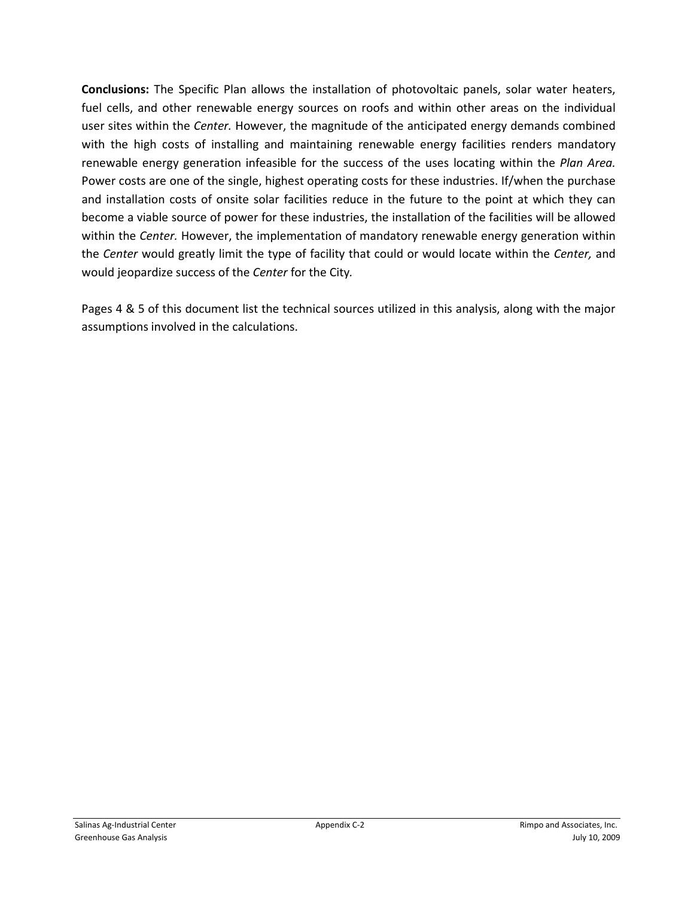**Conclusions:** The Specific Plan allows the installation of photovoltaic panels, solar water heaters, fuel cells, and other renewable energy sources on roofs and within other areas on the individual user sites within the *Center.* However, the magnitude of the anticipated energy demands combined with the high costs of installing and maintaining renewable energy facilities renders mandatory renewable energy generation infeasible for the success of the uses locating within the *Plan Area.* Power costs are one of the single, highest operating costs for these industries. If/when the purchase and installation costs of onsite solar facilities reduce in the future to the point at which they can become a viable source of power for these industries, the installation of the facilities will be allowed within the *Center.* However, the implementation of mandatory renewable energy generation within the *Center* would greatly limit the type of facility that could or would locate within the *Center,* and would jeopardize success of the *Center* for the City.

Pages 4 & 5 of this document list the technical sources utilized in this analysis, along with the major assumptions involved in the calculations.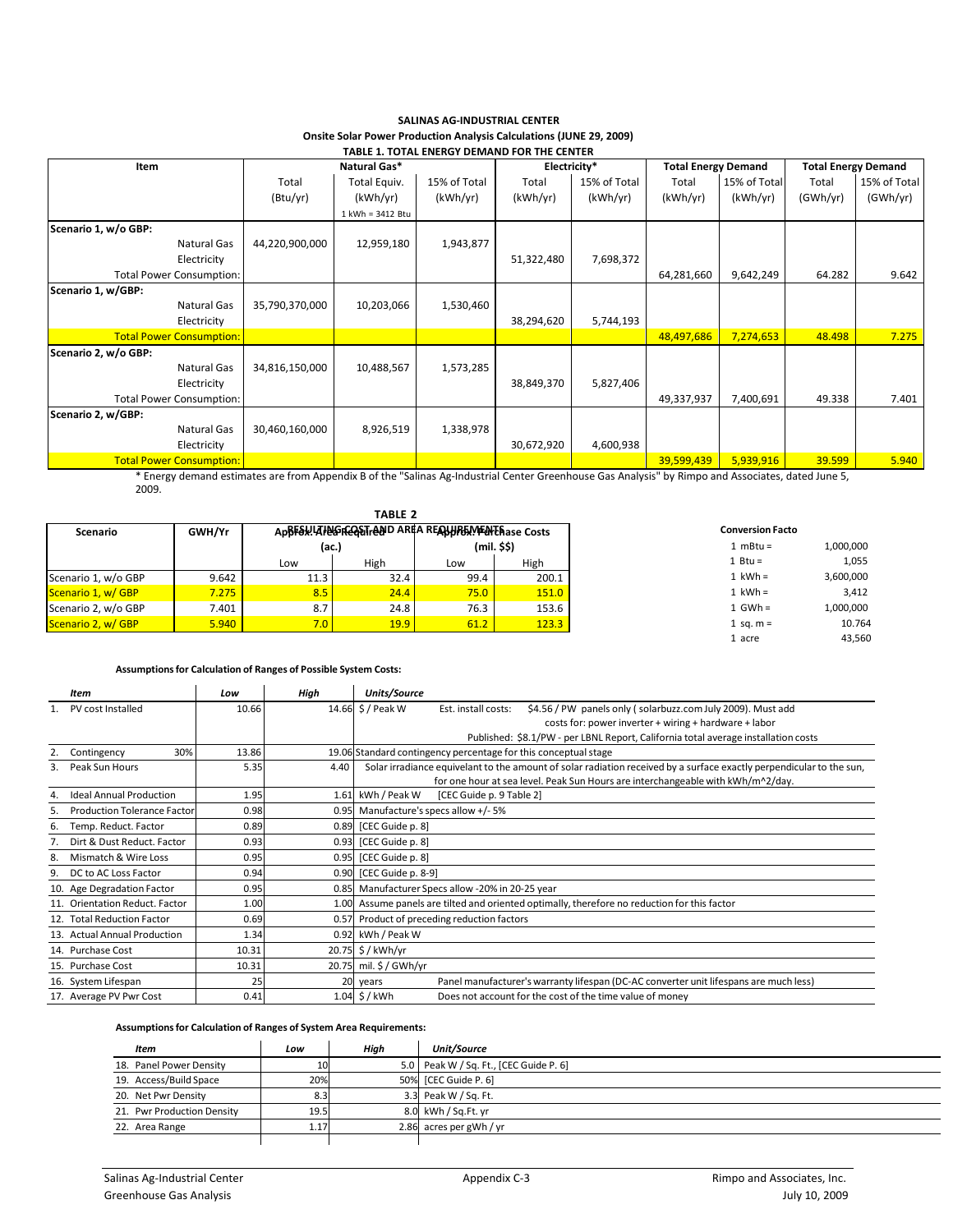## SALINAS AG-INDUSTRIAL CENTER
### Onsite Solar Power Production Analysis Calculations (JUNE 29, 2009)
### TABLE 1. TOTAL ENERGY DEMAND FOR THE CENTER

| Item | Natural Gas* | | | Electricity* | | Total Energy Demand | | Total Energy Demand | |
|---|---|---|---|---|---|---|---|---|---|
| | Total (Btu/yr) | Total Equiv. (kWh/yr) 1 kWh = 3412 Btu | 15% of Total (kWh/yr) | Total (kWh/yr) | 15% of Total (kWh/yr) | Total (kWh/yr) | 15% of Total (kWh/yr) | Total (GWh/yr) | 15% of Total (GWh/yr) |
| **Scenario 1, w/o GBP:** | | | | | | | | | |
| Natural Gas | 44,220,900,000 | 12,959,180 | 1,943,877 | | | | | | |
| Electricity | | | | 51,322,480 | 7,698,372 | | | | |
| Total Power Consumption: | | | | | | 64,281,660 | 9,642,249 | 64.282 | 9.642 |
| **Scenario 1, w/GBP:** | | | | | | | | | |
| Natural Gas | 35,790,370,000 | 10,203,066 | 1,530,460 | | | | | | |
| Electricity | | | | 38,294,620 | 5,744,193 | | | | |
| Total Power Consumption: | | | | | | 48,497,686 | 7,274,653 | 48.498 | 7.275 |
| **Scenario 2, w/o GBP:** | | | | | | | | | |
| Natural Gas | 34,816,150,000 | 10,488,567 | 1,573,285 | | | | | | |
| Electricity | | | | 38,849,370 | 5,827,406 | | | | |
| Total Power Consumption: | | | | | | 49,337,937 | 7,400,691 | 49.338 | 7.401 |
| **Scenario 2, w/GBP:** | | | | | | | | | |
| Natural Gas | 30,460,160,000 | 8,926,519 | 1,338,978 | | | | | | |
| Electricity | | | | 30,672,920 | 4,600,938 | | | | |
| Total Power Consumption: | | | | | | 39,599,439 | 5,939,916 | 39.599 | 5.940 |

\* Energy demand estimates are from Appendix B of the "Salinas Ag-Industrial Center Greenhouse Gas Analysis" by Rimpo and Associates, dated June 5, 2009.

### TABLE 2
### RESULTING COST AND AREA REQUIREMENTS

| Scenario | GWH/Yr | Approx. Area Required (ac.) | | Approx. Purchase Costs (mil. $$) | |
|---|---|---|---|---|---|
| | | Low | High | Low | High |
| Scenario 1, w/o GBP | 9.642 | 11.3 | 32.4 | 99.4 | 200.1 |
| Scenario 1, w/ GBP | 7.275 | 8.5 | 24.4 | 75.0 | 151.0 |
| Scenario 2, w/o GBP | 7.401 | 8.7 | 24.8 | 76.3 | 153.6 |
| Scenario 2, w/ GBP | 5.940 | 7.0 | 19.9 | 61.2 | 123.3 |

**Conversion Facto**

| | |
|---|---|
| 1 mBtu = | 1,000,000 |
| 1 Btu = | 1,055 |
| 1 kWh = | 3,600,000 |
| 1 kWh = | 3,412 |
| 1 GWh = | 1,000,000 |
| 1 sq. m = | 10.764 |
| 1 acre | 43,560 |

**Assumptions for Calculation of Ranges of Possible System Costs:**

| | *Item* | *Low* | *High* | *Units/Source* |
|---|---|---|---|---|
| 1. | PV cost Installed | 10.66 | 14.66 | $ / Peak W — Est. install costs: $4.56 / PW panels only ( solarbuzz.com July 2009). Must add costs for: power inverter + wiring + hardware + labor. Published: $8.1/PW - per LBNL Report, California total average installation costs |
| 2. | Contingency 30% | 13.86 | 19.06 | Standard contingency percentage for this conceptual stage |
| 3. | Peak Sun Hours | 5.35 | 4.40 | Solar irradiance equivelant to the amount of solar radiation received by a surface exactly perpendicular to the sun, for one hour at sea level. Peak Sun Hours are interchangeable with kWh/m^2/day. |
| 4. | Ideal Annual Production | 1.95 | 1.61 | kWh / Peak W [CEC Guide p. 9 Table 2] |
| 5. | Production Tolerance Factor | 0.98 | 0.95 | Manufacture's specs allow +/- 5% |
| 6. | Temp. Reduct. Factor | 0.89 | 0.89 | [CEC Guide p. 8] |
| 7. | Dirt & Dust Reduct. Factor | 0.93 | 0.93 | [CEC Guide p. 8] |
| 8. | Mismatch & Wire Loss | 0.95 | 0.95 | [CEC Guide p. 8] |
| 9. | DC to AC Loss Factor | 0.94 | 0.90 | [CEC Guide p. 8-9] |
| 10. | Age Degradation Factor | 0.95 | 0.85 | Manufacturer Specs allow -20% in 20-25 year |
| 11. | Orientation Reduct. Factor | 1.00 | 1.00 | Assume panels are tilted and oriented optimally, therefore no reduction for this factor |
| 12. | Total Reduction Factor | 0.69 | 0.57 | Product of preceding reduction factors |
| 13. | Actual Annual Production | 1.34 | 0.92 | kWh / Peak W |
| 14. | Purchase Cost | 10.31 | 20.75 | $ / kWh/yr |
| 15. | Purchase Cost | 10.31 | 20.75 | mil. $ / GWh/yr |
| 16. | System Lifespan | 25 | 20 | years — Panel manufacturer's warranty lifespan (DC-AC converter unit lifespans are much less) |
| 17. | Average PV Pwr Cost | 0.41 | 1.04 | $ / kWh — Does not account for the cost of the time value of money |

**Assumptions for Calculation of Ranges of System Area Requirements:**

| *Item* | *Low* | *High* | *Unit/Source* |
|---|---|---|---|
| 18. Panel Power Density | 10 | 5.0 | Peak W / Sq. Ft., [CEC Guide P. 6] |
| 19. Access/Build Space | 20% | 50% | [CEC Guide P. 6] |
| 20. Net Pwr Density | 8.3 | 3.3 | Peak W / Sq. Ft. |
| 21. Pwr Production Density | 19.5 | 8.0 | kWh / Sq.Ft. yr |
| 22. Area Range | 1.17 | 2.86 | acres per gWh / yr |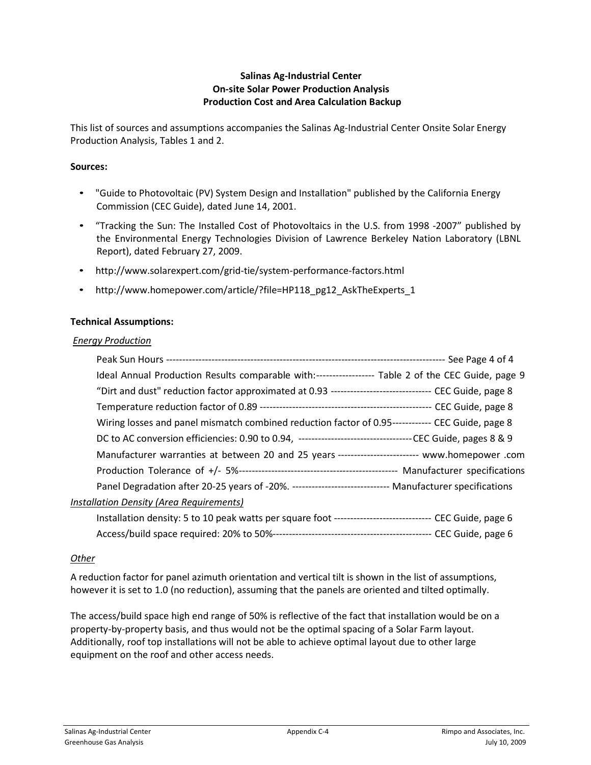**Salinas Ag-Industrial Center**
**On-site Solar Power Production Analysis**
**Production Cost and Area Calculation Backup**

This list of sources and assumptions accompanies the Salinas Ag-Industrial Center Onsite Solar Energy Production Analysis, Tables 1 and 2.

**Sources:**

- "Guide to Photovoltaic (PV) System Design and Installation" published by the California Energy Commission (CEC Guide), dated June 14, 2001.
- "Tracking the Sun: The Installed Cost of Photovoltaics in the U.S. from 1998 -2007" published by the Environmental Energy Technologies Division of Lawrence Berkeley Nation Laboratory (LBNL Report), dated February 27, 2009.
- http://www.solarexpert.com/grid-tie/system-performance-factors.html
- http://www.homepower.com/article/?file=HP118_pg12_AskTheExperts_1

**Technical Assumptions:**

*Energy Production*

Peak Sun Hours ---------------------------------------------------------------------------------------- See Page 4 of 4
Ideal Annual Production Results comparable with:------------------ Table 2 of the CEC Guide, page 9
"Dirt and dust" reduction factor approximated at 0.93 ------------------------------- CEC Guide, page 8
Temperature reduction factor of 0.89 ----------------------------------------------------- CEC Guide, page 8
Wiring losses and panel mismatch combined reduction factor of 0.95------------ CEC Guide, page 8
DC to AC conversion efficiencies: 0.90 to 0.94, -----------------------------------CEC Guide, pages 8 & 9
Manufacturer warranties at between 20 and 25 years ------------------------- www.homepower .com
Production Tolerance of +/- 5%------------------------------------------------- Manufacturer specifications
Panel Degradation after 20-25 years of -20%. ------------------------------ Manufacturer specifications

*Installation Density (Area Requirements)*

Installation density: 5 to 10 peak watts per square foot ------------------------------ CEC Guide, page 6
Access/build space required: 20% to 50%------------------------------------------------ CEC Guide, page 6

*Other*

A reduction factor for panel azimuth orientation and vertical tilt is shown in the list of assumptions, however it is set to 1.0 (no reduction), assuming that the panels are oriented and tilted optimally.

The access/build space high end range of 50% is reflective of the fact that installation would be on a property-by-property basis, and thus would not be the optimal spacing of a Solar Farm layout. Additionally, roof top installations will not be able to achieve optimal layout due to other large equipment on the roof and other access needs.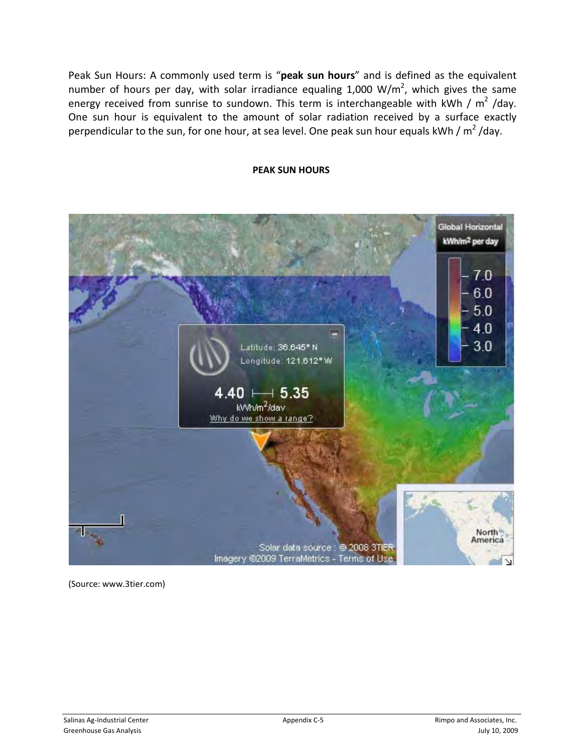Peak Sun Hours: A commonly used term is "**peak sun hours**" and is defined as the equivalent number of hours per day, with solar irradiance equaling 1,000 W/m$^2$, which gives the same energy received from sunrise to sundown. This term is interchangeable with kWh / m$^2$ /day. One sun hour is equivalent to the amount of solar radiation received by a surface exactly perpendicular to the sun, for one hour, at sea level. One peak sun hour equals kWh / m$^2$ /day.

**PEAK SUN HOURS**

(Source: www.3tier.com)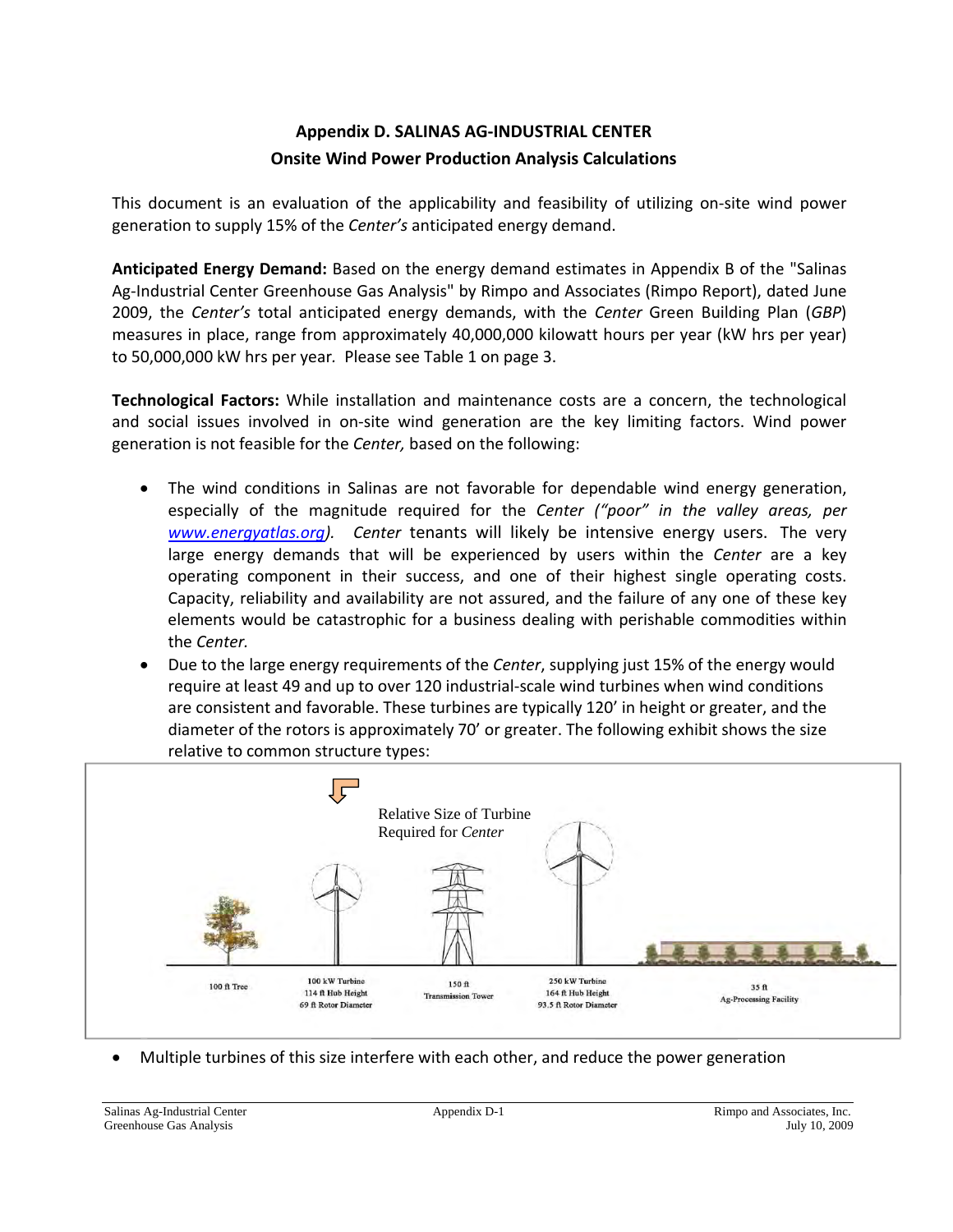## Appendix D. SALINAS AG-INDUSTRIAL CENTER
## Onsite Wind Power Production Analysis Calculations

This document is an evaluation of the applicability and feasibility of utilizing on-site wind power generation to supply 15% of the *Center's* anticipated energy demand.

**Anticipated Energy Demand:** Based on the energy demand estimates in Appendix B of the "Salinas Ag-Industrial Center Greenhouse Gas Analysis" by Rimpo and Associates (Rimpo Report), dated June 2009, the *Center's* total anticipated energy demands, with the *Center* Green Building Plan (*GBP*) measures in place, range from approximately 40,000,000 kilowatt hours per year (kW hrs per year) to 50,000,000 kW hrs per year. Please see Table 1 on page 3.

**Technological Factors:** While installation and maintenance costs are a concern, the technological and social issues involved in on-site wind generation are the key limiting factors. Wind power generation is not feasible for the *Center,* based on the following:

- The wind conditions in Salinas are not favorable for dependable wind energy generation, especially of the magnitude required for the *Center ("poor" in the valley areas, per www.energyatlas.org).* *Center* tenants will likely be intensive energy users. The very large energy demands that will be experienced by users within the *Center* are a key operating component in their success, and one of their highest single operating costs. Capacity, reliability and availability are not assured, and the failure of any one of these key elements would be catastrophic for a business dealing with perishable commodities within the *Center.*
- Due to the large energy requirements of the *Center*, supplying just 15% of the energy would require at least 49 and up to over 120 industrial-scale wind turbines when wind conditions are consistent and favorable. These turbines are typically 120' in height or greater, and the diameter of the rotors is approximately 70' or greater. The following exhibit shows the size relative to common structure types:

Relative Size of Turbine Required for *Center*

| 100 ft Tree | 100 kW Turbine 114 ft Hub Height 69 ft Rotor Diameter | 150 ft Transmission Tower | 250 kW Turbine 164 ft Hub Height 93.5 ft Rotor Diameter | 35 ft Ag-Processing Facility |
|---|---|---|---|---|

- Multiple turbines of this size interfere with each other, and reduce the power generation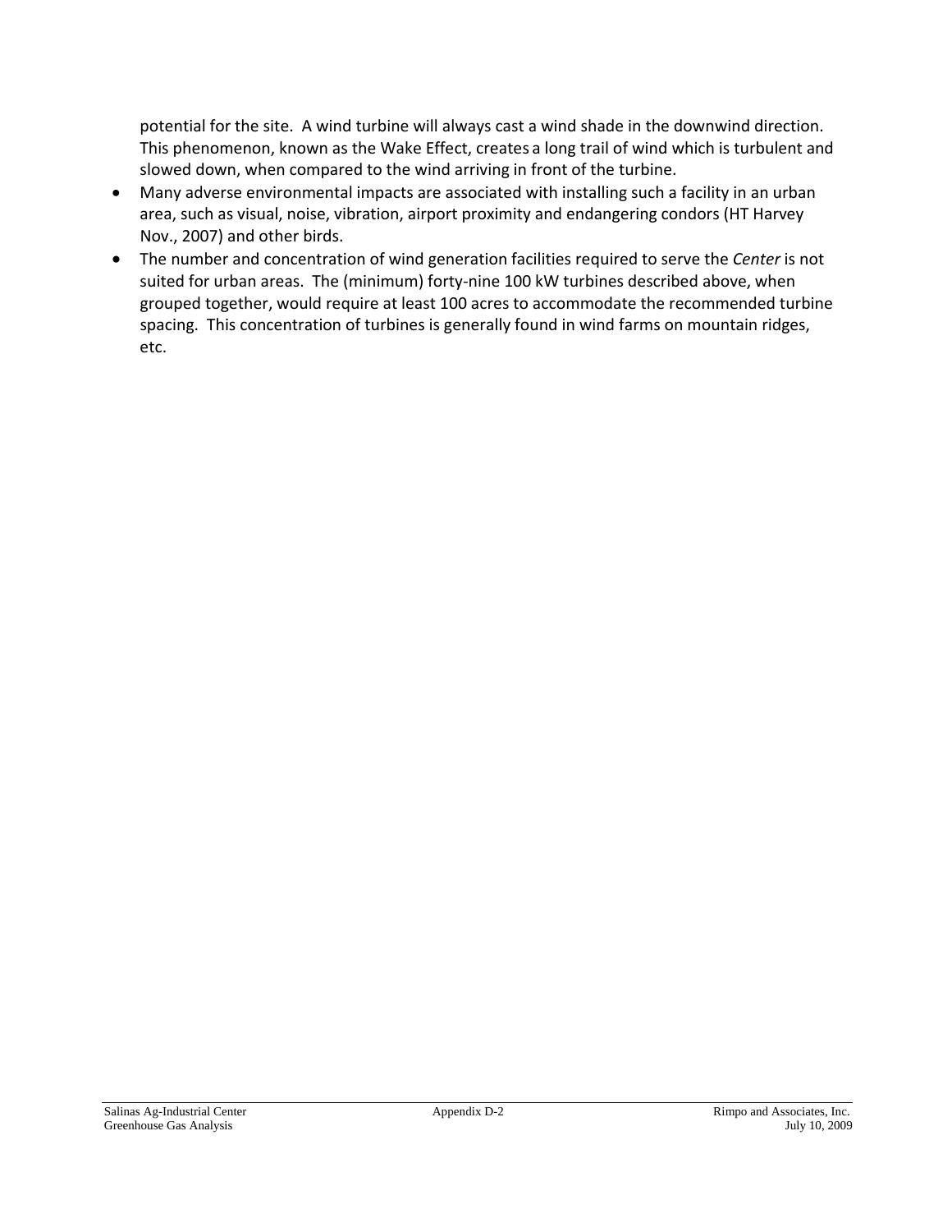potential for the site. A wind turbine will always cast a wind shade in the downwind direction. This phenomenon, known as the Wake Effect, creates a long trail of wind which is turbulent and slowed down, when compared to the wind arriving in front of the turbine.

- Many adverse environmental impacts are associated with installing such a facility in an urban area, such as visual, noise, vibration, airport proximity and endangering condors (HT Harvey Nov., 2007) and other birds.
- The number and concentration of wind generation facilities required to serve the *Center* is not suited for urban areas. The (minimum) forty-nine 100 kW turbines described above, when grouped together, would require at least 100 acres to accommodate the recommended turbine spacing. This concentration of turbines is generally found in wind farms on mountain ridges, etc.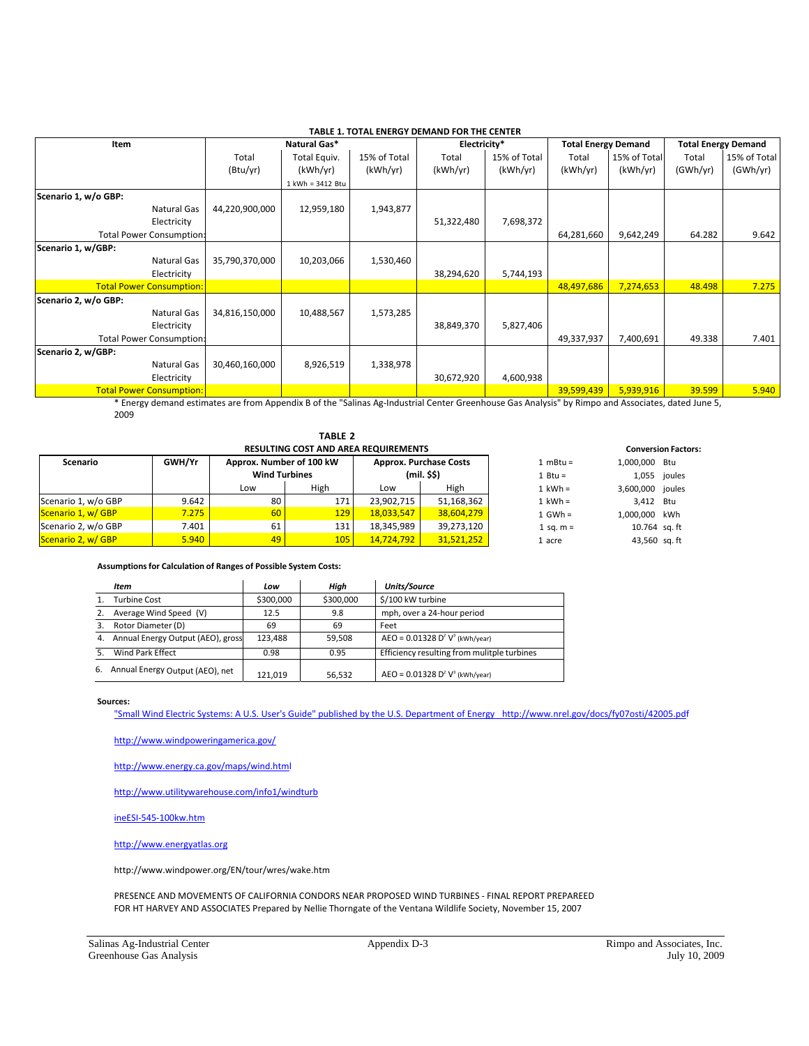**TABLE 1. TOTAL ENERGY DEMAND FOR THE CENTER**

| Item | Natural Gas* | | | Electricity* | | Total Energy Demand | | Total Energy Demand | |
|---|---|---|---|---|---|---|---|---|---|
| | Total (Btu/yr) | Total Equiv. (kWh/yr) 1 kWh = 3412 Btu | 15% of Total (kWh/yr) | Total (kWh/yr) | 15% of Total (kWh/yr) | Total (kWh/yr) | 15% of Total (kWh/yr) | Total (GWh/yr) | 15% of Total (GWh/yr) |
| **Scenario 1, w/o GBP:** | | | | | | | | | |
| Natural Gas | 44,220,900,000 | 12,959,180 | 1,943,877 | | | | | | |
| Electricity | | | | 51,322,480 | 7,698,372 | | | | |
| Total Power Consumption: | | | | | | 64,281,660 | 9,642,249 | 64.282 | 9.642 |
| **Scenario 1, w/GBP:** | | | | | | | | | |
| Natural Gas | 35,790,370,000 | 10,203,066 | 1,530,460 | | | | | | |
| Electricity | | | | 38,294,620 | 5,744,193 | | | | |
| Total Power Consumption: | | | | | | 48,497,686 | 7,274,653 | 48.498 | 7.275 |
| **Scenario 2, w/o GBP:** | | | | | | | | | |
| Natural Gas | 34,816,150,000 | 10,488,567 | 1,573,285 | | | | | | |
| Electricity | | | | 38,849,370 | 5,827,406 | | | | |
| Total Power Consumption: | | | | | | 49,337,937 | 7,400,691 | 49.338 | 7.401 |
| **Scenario 2, w/GBP:** | | | | | | | | | |
| Natural Gas | 30,460,160,000 | 8,926,519 | 1,338,978 | | | | | | |
| Electricity | | | | 30,672,920 | 4,600,938 | | | | |
| Total Power Consumption: | | | | | | 39,599,439 | 5,939,916 | 39.599 | 5.940 |

\* Energy demand estimates are from Appendix B of the "Salinas Ag-Industrial Center Greenhouse Gas Analysis" by Rimpo and Associates, dated June 5, 2009

**TABLE 2**
**RESULTING COST AND AREA REQUIREMENTS**

| Scenario | GWH/Yr | Approx. Number of 100 kW Wind Turbines | | Approx. Purchase Costs (mil. $$) | |
|---|---|---|---|---|---|
| | | Low | High | Low | High |
| Scenario 1, w/o GBP | 9.642 | 80 | 171 | 23,902,715 | 51,168,362 |
| Scenario 1, w/ GBP | 7.275 | 60 | 129 | 18,033,547 | 38,604,279 |
| Scenario 2, w/o GBP | 7.401 | 61 | 131 | 18,345,989 | 39,273,120 |
| Scenario 2, w/ GBP | 5.940 | 49 | 105 | 14,724,792 | 31,521,252 |

**Conversion Factors:**

| | | |
|---|---|---|
| 1 mBtu = | 1,000,000 | Btu |
| 1 Btu = | 1,055 | joules |
| 1 kWh = | 3,600,000 | joules |
| 1 kWh = | 3,412 | Btu |
| 1 GWh = | 1,000,000 | kWh |
| 1 sq. m = | 10.764 | sq. ft |
| 1 acre | 43,560 | sq. ft |

**Assumptions for Calculation of Ranges of Possible System Costs:**

| *Item* | *Low* | *High* | *Units/Source* |
|---|---|---|---|
| 1. Turbine Cost | $300,000 | $300,000 | $/100 kW turbine |
| 2. Average Wind Speed (V) | 12.5 | 9.8 | mph, over a 24-hour period |
| 3. Rotor Diameter (D) | 69 | 69 | Feet |
| 4. Annual Energy Output (AEO), gross | 123,488 | 59,508 | AEO = 0.01328 $D^2$ $V^3$ (kWh/year) |
| 5. Wind Park Effect | 0.98 | 0.95 | Efficiency resulting from mulitple turbines |
| 6. Annual Energy Output (AEO), net | 121,019 | 56,532 | AEO = 0.01328 $D^2$ $V^3$ (kWh/year) |

**Sources:**

"Small Wind Electric Systems: A U.S. User's Guide" published by the U.S. Department of Energy http://www.nrel.gov/docs/fy07osti/42005.pdf

http://www.windpoweringamerica.gov/

http://www.energy.ca.gov/maps/wind.html

http://www.utilitywarehouse.com/info1/windturb

ineESI-545-100kw.htm

http://www.energyatlas.org

http://www.windpower.org/EN/tour/wres/wake.htm

PRESENCE AND MOVEMENTS OF CALIFORNIA CONDORS NEAR PROPOSED WIND TURBINES - FINAL REPORT PREPAREED FOR HT HARVEY AND ASSOCIATES Prepared by Nellie Thorngate of the Ventana Wildlife Society, November 15, 2007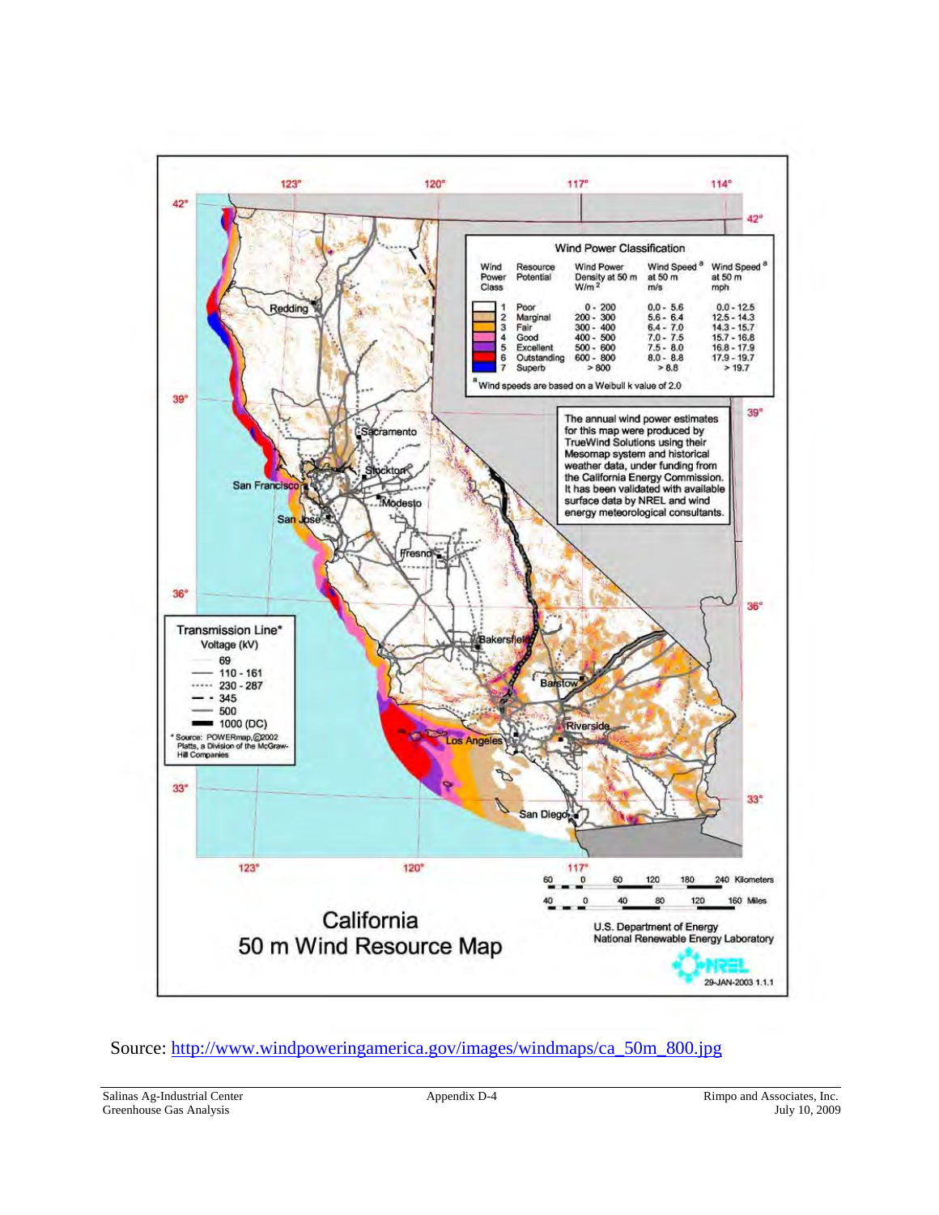# California 50 m Wind Resource Map

**Wind Power Classification**

| Wind Power Class | Resource Potential | Wind Power Density at 50 m W/m² | Wind Speed[a] at 50 m m/s | Wind Speed[a] at 50 m mph |
|---|---|---|---|---|
| 1 | Poor | 0 - 200 | 0.0 - 5.6 | 0.0 - 12.5 |
| 2 | Marginal | 200 - 300 | 5.6 - 6.4 | 12.5 - 14.3 |
| 3 | Fair | 300 - 400 | 6.4 - 7.0 | 14.3 - 15.7 |
| 4 | Good | 400 - 500 | 7.0 - 7.5 | 15.7 - 16.8 |
| 5 | Excellent | 500 - 600 | 7.5 - 8.0 | 16.8 - 17.9 |
| 6 | Outstanding | 600 - 800 | 8.0 - 8.8 | 17.9 - 19.7 |
| 7 | Superb | > 800 | > 8.8 | > 19.7 |

[a] Wind speeds are based on a Weibull k value of 2.0

The annual wind power estimates for this map were produced by TrueWind Solutions using their Mesomap system and historical weather data, under funding from the California Energy Commission. It has been validated with available surface data by NREL and wind energy meteorological consultants.

**Transmission Line\***
Voltage (kV)

- 69
- 110 - 161
- 230 - 287
- 345
- 500
- 1000 (DC)

\* Source: POWERmap, ©2002 Platts, a Division of the McGraw-Hill Companies

U.S. Department of Energy
National Renewable Energy Laboratory

29-JAN-2003 1.1.1

Source: http://www.windpoweringamerica.gov/images/windmaps/ca_50m_800.jpg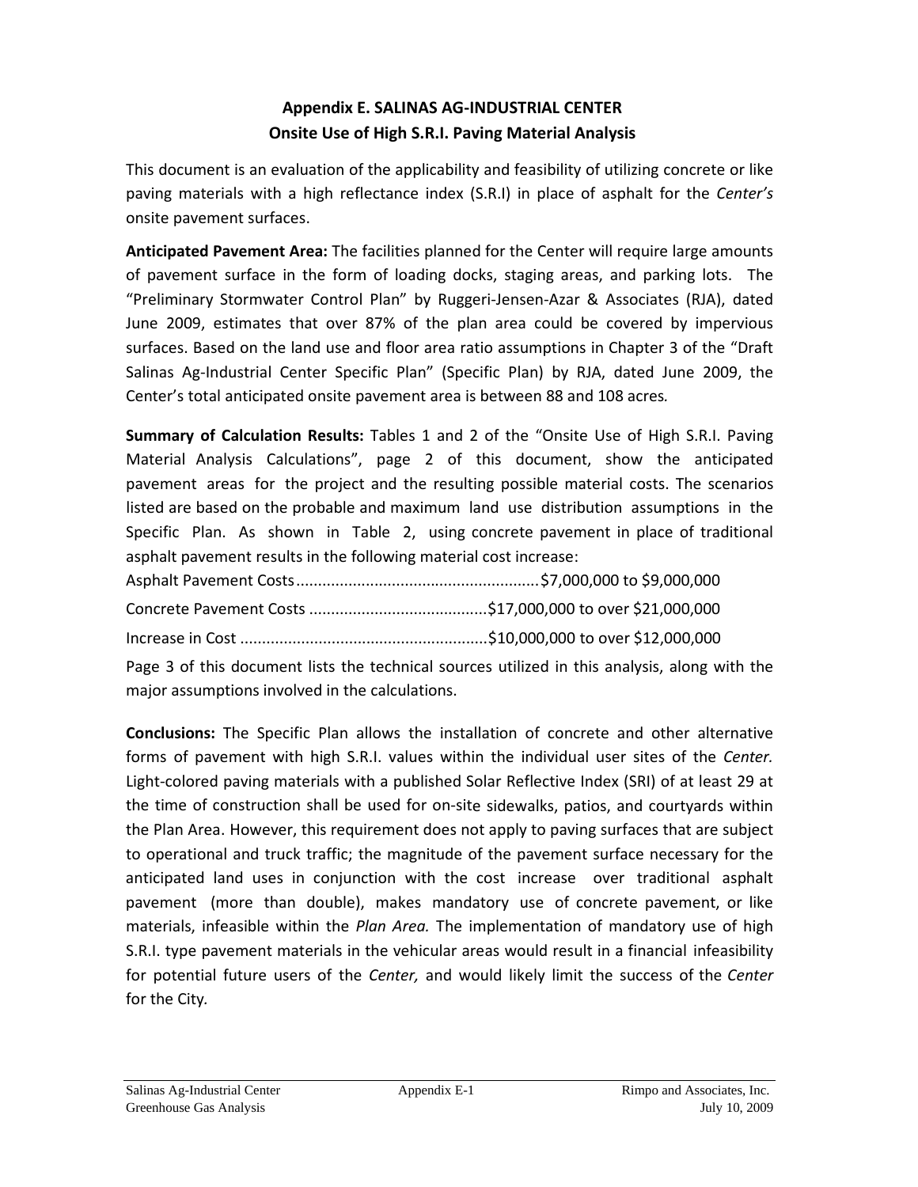# Appendix E. SALINAS AG-INDUSTRIAL CENTER
## Onsite Use of High S.R.I. Paving Material Analysis

This document is an evaluation of the applicability and feasibility of utilizing concrete or like paving materials with a high reflectance index (S.R.I) in place of asphalt for the *Center's* onsite pavement surfaces.

**Anticipated Pavement Area:** The facilities planned for the Center will require large amounts of pavement surface in the form of loading docks, staging areas, and parking lots. The "Preliminary Stormwater Control Plan" by Ruggeri-Jensen-Azar & Associates (RJA), dated June 2009, estimates that over 87% of the plan area could be covered by impervious surfaces. Based on the land use and floor area ratio assumptions in Chapter 3 of the "Draft Salinas Ag-Industrial Center Specific Plan" (Specific Plan) by RJA, dated June 2009, the Center's total anticipated onsite pavement area is between 88 and 108 acres*.*

**Summary of Calculation Results:** Tables 1 and 2 of the "Onsite Use of High S.R.I. Paving Material Analysis Calculations", page 2 of this document, show the anticipated pavement areas for the project and the resulting possible material costs. The scenarios listed are based on the probable and maximum land use distribution assumptions in the Specific Plan. As shown in Table 2, using concrete pavement in place of traditional asphalt pavement results in the following material cost increase:

Asphalt Pavement Costs........................................................$7,000,000 to $9,000,000

Concrete Pavement Costs .........................................$17,000,000 to over $21,000,000

Increase in Cost .........................................................$10,000,000 to over $12,000,000

Page 3 of this document lists the technical sources utilized in this analysis, along with the major assumptions involved in the calculations.

**Conclusions:** The Specific Plan allows the installation of concrete and other alternative forms of pavement with high S.R.I. values within the individual user sites of the *Center.* Light-colored paving materials with a published Solar Reflective Index (SRI) of at least 29 at the time of construction shall be used for on-site sidewalks, patios, and courtyards within the Plan Area. However, this requirement does not apply to paving surfaces that are subject to operational and truck traffic; the magnitude of the pavement surface necessary for the anticipated land uses in conjunction with the cost increase over traditional asphalt pavement (more than double), makes mandatory use of concrete pavement, or like materials, infeasible within the *Plan Area.* The implementation of mandatory use of high S.R.I. type pavement materials in the vehicular areas would result in a financial infeasibility for potential future users of the *Center,* and would likely limit the success of the *Center* for the City.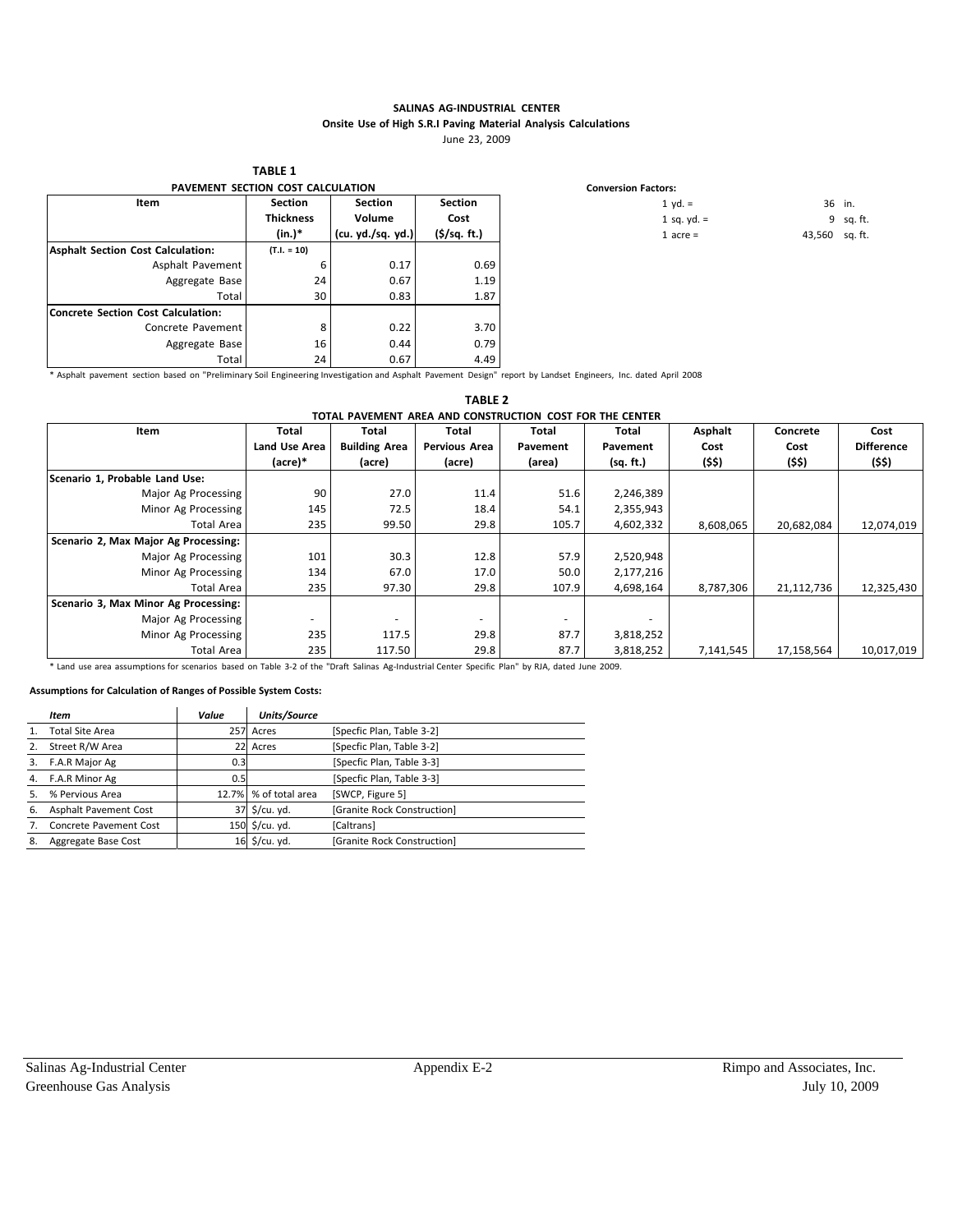**SALINAS AG-INDUSTRIAL CENTER**
**Onsite Use of High S.R.I Paving Material Analysis Calculations**
June 23, 2009

**TABLE 1**
**PAVEMENT SECTION COST CALCULATION**

| Item | Section Thickness (in.)* | Section Volume (cu. yd./sq. yd.) | Section Cost ($/sq. ft.) |
|---|---|---|---|
| **Asphalt Section Cost Calculation:** | (T.I. = 10) | | |
| Asphalt Pavement | 6 | 0.17 | 0.69 |
| Aggregate Base | 24 | 0.67 | 1.19 |
| Total | 30 | 0.83 | 1.87 |
| **Concrete Section Cost Calculation:** | | | |
| Concrete Pavement | 8 | 0.22 | 3.70 |
| Aggregate Base | 16 | 0.44 | 0.79 |
| Total | 24 | 0.67 | 4.49 |

\* Asphalt pavement section based on "Preliminary Soil Engineering Investigation and Asphalt Pavement Design" report by Landset Engineers, Inc. dated April 2008

**Conversion Factors:**

| | | |
|---|---|---|
| 1 yd. = | 36 | in. |
| 1 sq. yd. = | 9 | sq. ft. |
| 1 acre = | 43,560 | sq. ft. |

**TABLE 2**
**TOTAL PAVEMENT AREA AND CONSTRUCTION COST FOR THE CENTER**

| Item | Total Land Use Area (acre)* | Total Building Area (acre) | Total Pervious Area (acre) | Total Pavement (area) | Total Pavement (sq. ft.) | Asphalt Cost ($$) | Concrete Cost ($$) | Cost Difference ($$) |
|---|---|---|---|---|---|---|---|---|
| **Scenario 1, Probable Land Use:** | | | | | | | | |
| Major Ag Processing | 90 | 27.0 | 11.4 | 51.6 | 2,246,389 | | | |
| Minor Ag Processing | 145 | 72.5 | 18.4 | 54.1 | 2,355,943 | | | |
| Total Area | 235 | 99.50 | 29.8 | 105.7 | 4,602,332 | 8,608,065 | 20,682,084 | 12,074,019 |
| **Scenario 2, Max Major Ag Processing:** | | | | | | | | |
| Major Ag Processing | 101 | 30.3 | 12.8 | 57.9 | 2,520,948 | | | |
| Minor Ag Processing | 134 | 67.0 | 17.0 | 50.0 | 2,177,216 | | | |
| Total Area | 235 | 97.30 | 29.8 | 107.9 | 4,698,164 | 8,787,306 | 21,112,736 | 12,325,430 |
| **Scenario 3, Max Minor Ag Processing:** | | | | | | | | |
| Major Ag Processing | - | - | - | - | - | | | |
| Minor Ag Processing | 235 | 117.5 | 29.8 | 87.7 | 3,818,252 | | | |
| Total Area | 235 | 117.50 | 29.8 | 87.7 | 3,818,252 | 7,141,545 | 17,158,564 | 10,017,019 |

\* Land use area assumptions for scenarios based on Table 3-2 of the "Draft Salinas Ag-Industrial Center Specific Plan" by RJA, dated June 2009.

**Assumptions for Calculation of Ranges of Possible System Costs:**

| | *Item* | *Value* | *Units/Source* | |
|---|---|---|---|---|
| 1. | Total Site Area | 257 | Acres | [Specfic Plan, Table 3-2] |
| 2. | Street R/W Area | 22 | Acres | [Specfic Plan, Table 3-2] |
| 3. | F.A.R Major Ag | 0.3 | | [Specfic Plan, Table 3-3] |
| 4. | F.A.R Minor Ag | 0.5 | | [Specfic Plan, Table 3-3] |
| 5. | % Pervious Area | 12.7% | % of total area | [SWCP, Figure 5] |
| 6. | Asphalt Pavement Cost | 37 | $/cu. yd. | [Granite Rock Construction] |
| 7. | Concrete Pavement Cost | 150 | $/cu. yd. | [Caltrans] |
| 8. | Aggregate Base Cost | 16 | $/cu. yd. | [Granite Rock Construction] |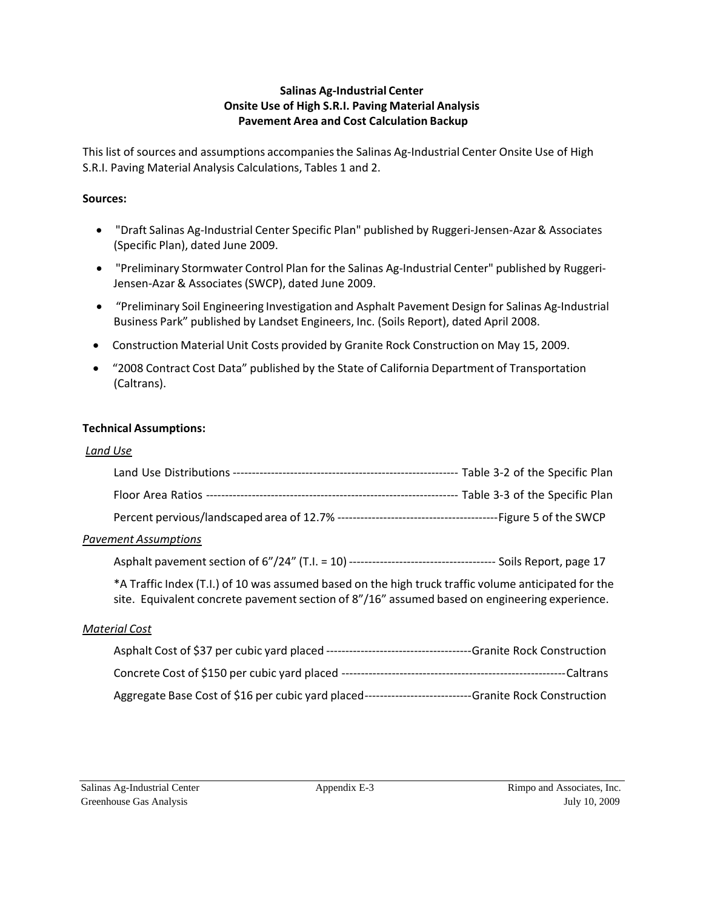**Salinas Ag-Industrial Center**
**Onsite Use of High S.R.I. Paving Material Analysis**
**Pavement Area and Cost Calculation Backup**

This list of sources and assumptions accompanies the Salinas Ag-Industrial Center Onsite Use of High S.R.I. Paving Material Analysis Calculations, Tables 1 and 2.

**Sources:**

- "Draft Salinas Ag-Industrial Center Specific Plan" published by Ruggeri-Jensen-Azar & Associates (Specific Plan), dated June 2009.
- "Preliminary Stormwater Control Plan for the Salinas Ag-Industrial Center" published by Ruggeri-Jensen-Azar & Associates (SWCP), dated June 2009.
- "Preliminary Soil Engineering Investigation and Asphalt Pavement Design for Salinas Ag-Industrial Business Park" published by Landset Engineers, Inc. (Soils Report), dated April 2008.
- Construction Material Unit Costs provided by Granite Rock Construction on May 15, 2009.
- "2008 Contract Cost Data" published by the State of California Department of Transportation (Caltrans).

**Technical Assumptions:**

*Land Use*

Land Use Distributions ---------------------------------------------------------- Table 3-2 of the Specific Plan

Floor Area Ratios ---------------------------------------------------------------- Table 3-3 of the Specific Plan

Percent pervious/landscaped area of 12.7% ------------------------------------------Figure 5 of the SWCP

*Pavement Assumptions*

Asphalt pavement section of 6"/24" (T.I. = 10) -------------------------------------- Soils Report, page 17

*A Traffic Index (T.I.) of 10 was assumed based on the high truck traffic volume anticipated for the site. Equivalent concrete pavement section of 8"/16" assumed based on engineering experience.

*Material Cost*

Asphalt Cost of $37 per cubic yard placed --------------------------------------Granite Rock Construction

Concrete Cost of $150 per cubic yard placed ---------------------------------------------------------Caltrans

Aggregate Base Cost of $16 per cubic yard placed----------------------------Granite Rock Construction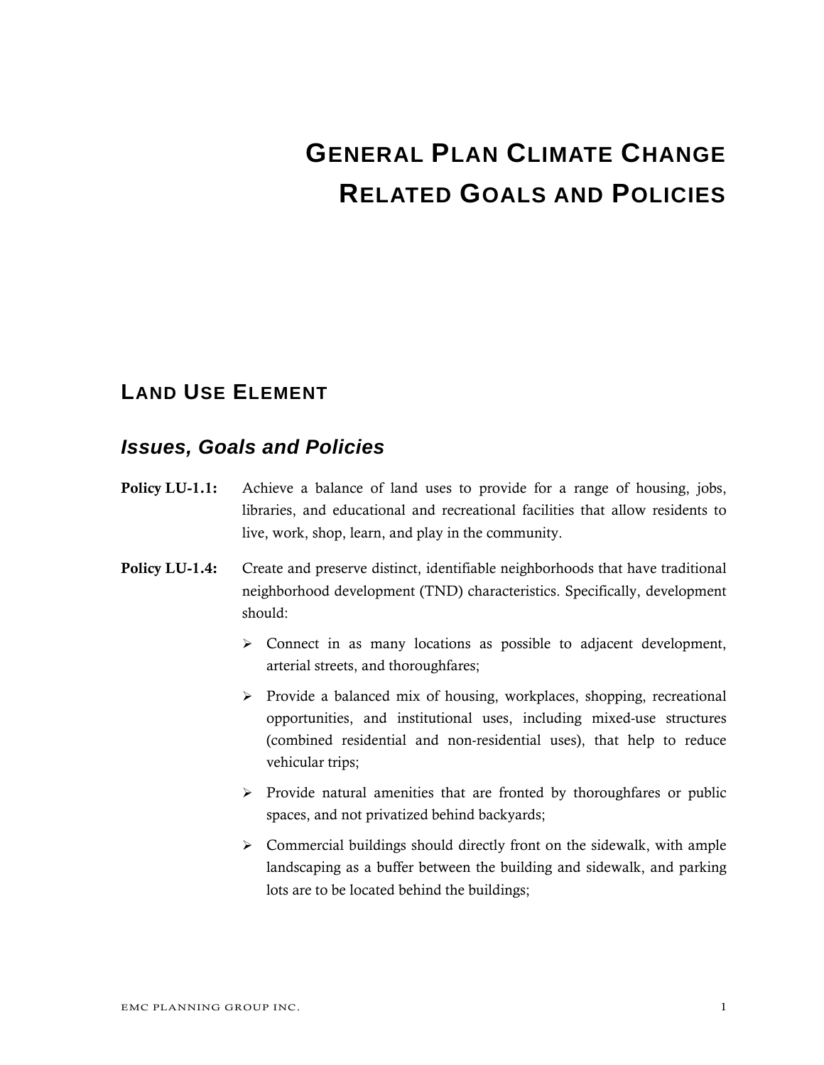# General Plan Climate Change Related Goals and Policies

## Land Use Element

### *Issues, Goals and Policies*

**Policy LU-1.1:** Achieve a balance of land uses to provide for a range of housing, jobs, libraries, and educational and recreational facilities that allow residents to live, work, shop, learn, and play in the community.

**Policy LU-1.4:** Create and preserve distinct, identifiable neighborhoods that have traditional neighborhood development (TND) characteristics. Specifically, development should:

- Connect in as many locations as possible to adjacent development, arterial streets, and thoroughfares;
- Provide a balanced mix of housing, workplaces, shopping, recreational opportunities, and institutional uses, including mixed-use structures (combined residential and non-residential uses), that help to reduce vehicular trips;
- Provide natural amenities that are fronted by thoroughfares or public spaces, and not privatized behind backyards;
- Commercial buildings should directly front on the sidewalk, with ample landscaping as a buffer between the building and sidewalk, and parking lots are to be located behind the buildings;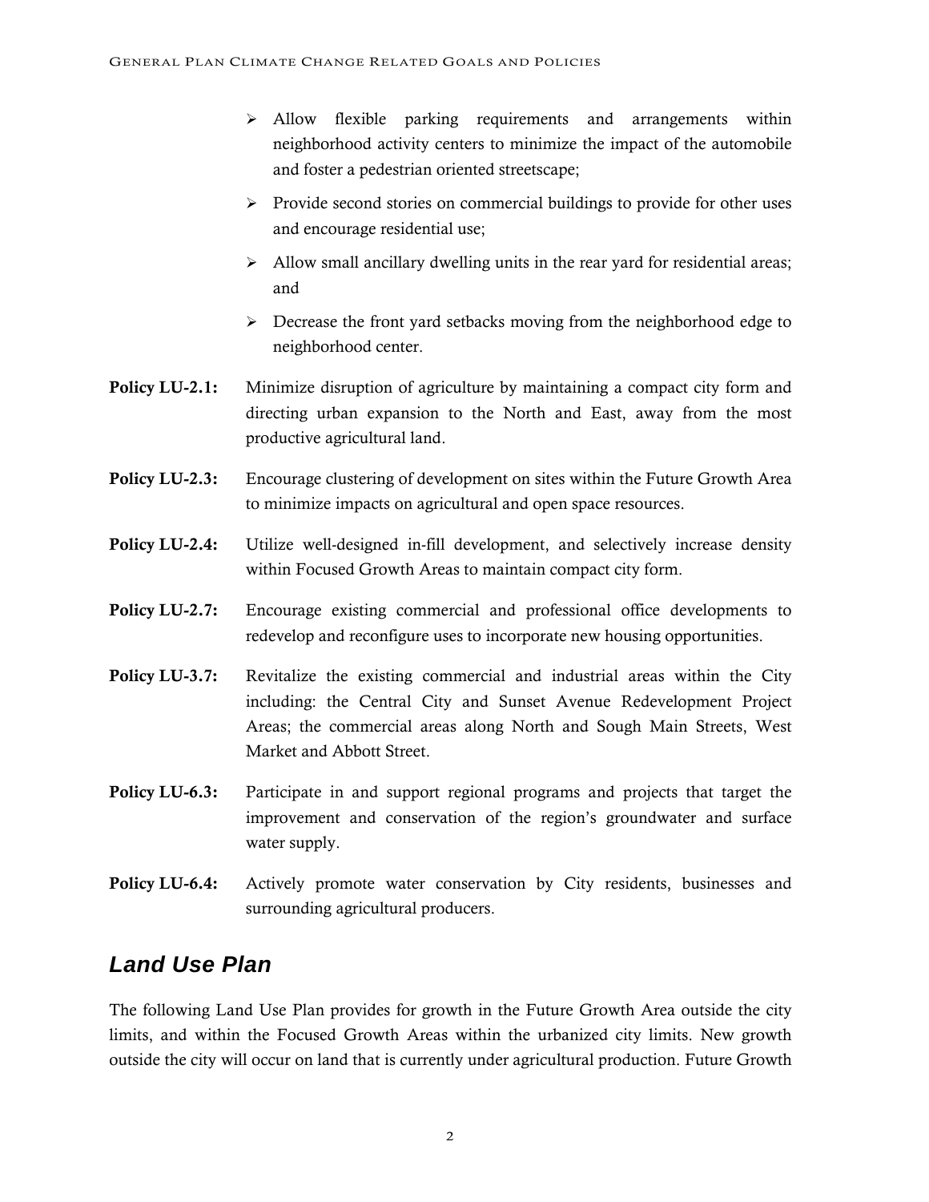- Allow flexible parking requirements and arrangements within neighborhood activity centers to minimize the impact of the automobile and foster a pedestrian oriented streetscape;
- Provide second stories on commercial buildings to provide for other uses and encourage residential use;
- Allow small ancillary dwelling units in the rear yard for residential areas; and
- Decrease the front yard setbacks moving from the neighborhood edge to neighborhood center.

**Policy LU-2.1:** Minimize disruption of agriculture by maintaining a compact city form and directing urban expansion to the North and East, away from the most productive agricultural land.

**Policy LU-2.3:** Encourage clustering of development on sites within the Future Growth Area to minimize impacts on agricultural and open space resources.

**Policy LU-2.4:** Utilize well-designed in-fill development, and selectively increase density within Focused Growth Areas to maintain compact city form.

**Policy LU-2.7:** Encourage existing commercial and professional office developments to redevelop and reconfigure uses to incorporate new housing opportunities.

**Policy LU-3.7:** Revitalize the existing commercial and industrial areas within the City including: the Central City and Sunset Avenue Redevelopment Project Areas; the commercial areas along North and Sough Main Streets, West Market and Abbott Street.

**Policy LU-6.3:** Participate in and support regional programs and projects that target the improvement and conservation of the region's groundwater and surface water supply.

**Policy LU-6.4:** Actively promote water conservation by City residents, businesses and surrounding agricultural producers.

## *Land Use Plan*

The following Land Use Plan provides for growth in the Future Growth Area outside the city limits, and within the Focused Growth Areas within the urbanized city limits. New growth outside the city will occur on land that is currently under agricultural production. Future Growth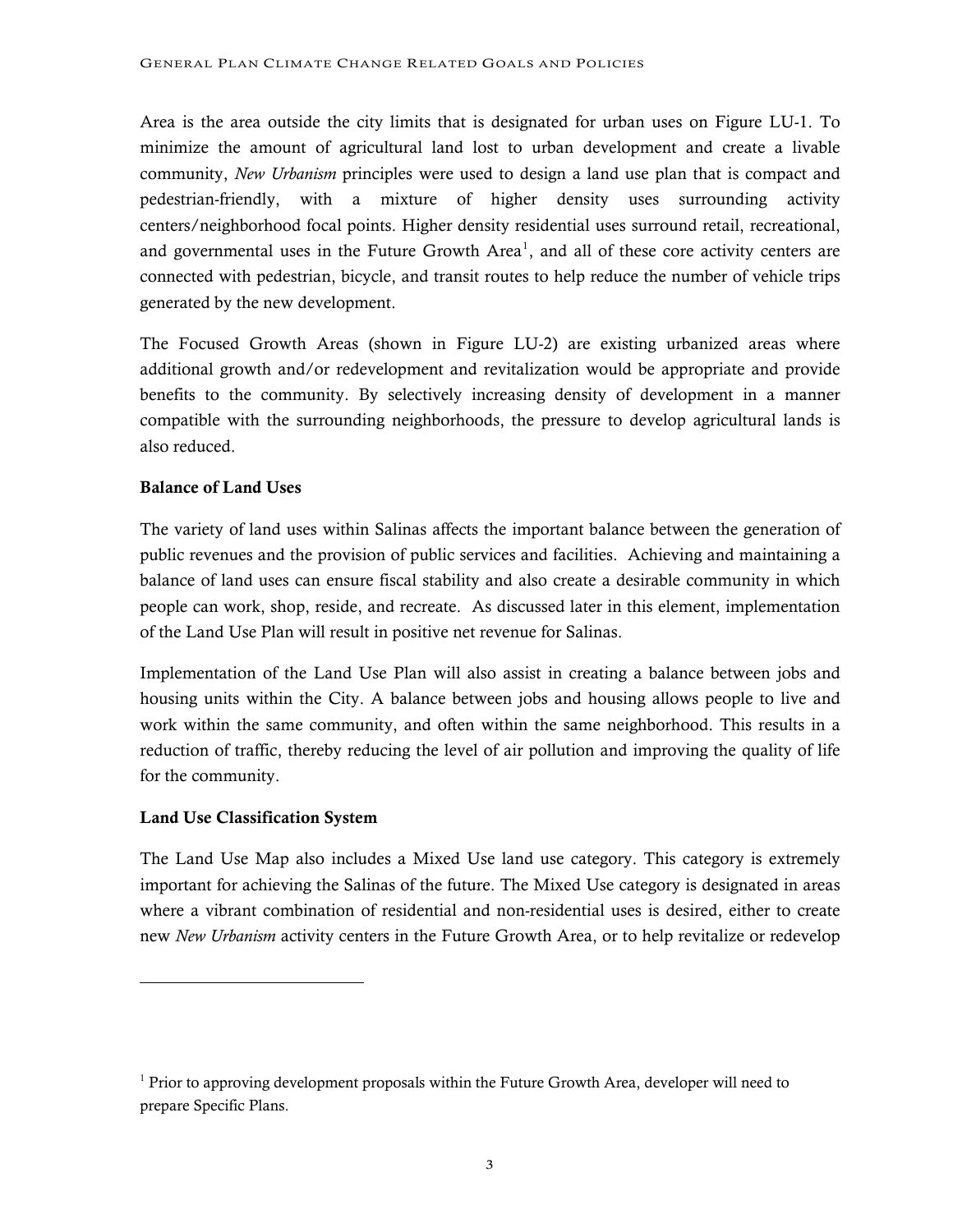Area is the area outside the city limits that is designated for urban uses on Figure LU-1. To minimize the amount of agricultural land lost to urban development and create a livable community, *New Urbanism* principles were used to design a land use plan that is compact and pedestrian-friendly, with a mixture of higher density uses surrounding activity centers/neighborhood focal points. Higher density residential uses surround retail, recreational, and governmental uses in the Future Growth Area[1], and all of these core activity centers are connected with pedestrian, bicycle, and transit routes to help reduce the number of vehicle trips generated by the new development.

The Focused Growth Areas (shown in Figure LU-2) are existing urbanized areas where additional growth and/or redevelopment and revitalization would be appropriate and provide benefits to the community. By selectively increasing density of development in a manner compatible with the surrounding neighborhoods, the pressure to develop agricultural lands is also reduced.

**Balance of Land Uses**

The variety of land uses within Salinas affects the important balance between the generation of public revenues and the provision of public services and facilities. Achieving and maintaining a balance of land uses can ensure fiscal stability and also create a desirable community in which people can work, shop, reside, and recreate. As discussed later in this element, implementation of the Land Use Plan will result in positive net revenue for Salinas.

Implementation of the Land Use Plan will also assist in creating a balance between jobs and housing units within the City. A balance between jobs and housing allows people to live and work within the same community, and often within the same neighborhood. This results in a reduction of traffic, thereby reducing the level of air pollution and improving the quality of life for the community.

**Land Use Classification System**

The Land Use Map also includes a Mixed Use land use category. This category is extremely important for achieving the Salinas of the future. The Mixed Use category is designated in areas where a vibrant combination of residential and non-residential uses is desired, either to create new *New Urbanism* activity centers in the Future Growth Area, or to help revitalize or redevelop

---

[1] Prior to approving development proposals within the Future Growth Area, developer will need to prepare Specific Plans.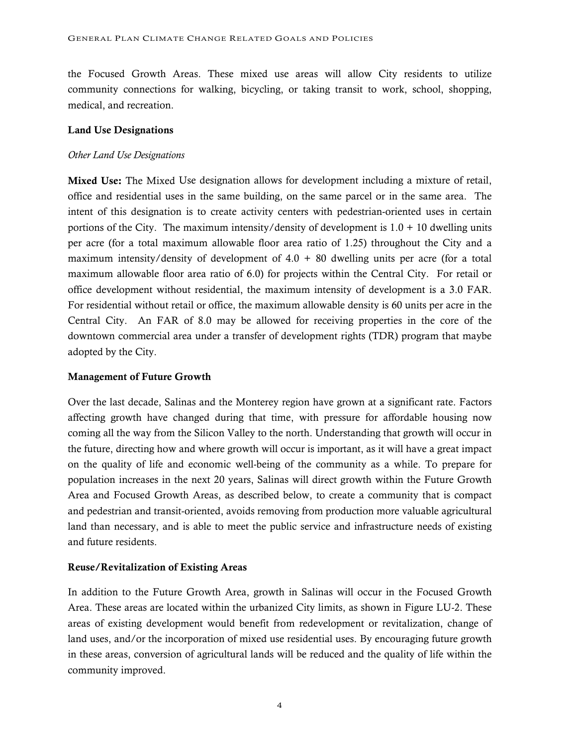the Focused Growth Areas. These mixed use areas will allow City residents to utilize community connections for walking, bicycling, or taking transit to work, school, shopping, medical, and recreation.

**Land Use Designations**

*Other Land Use Designations*

**Mixed Use:** The Mixed Use designation allows for development including a mixture of retail, office and residential uses in the same building, on the same parcel or in the same area. The intent of this designation is to create activity centers with pedestrian-oriented uses in certain portions of the City. The maximum intensity/density of development is 1.0 + 10 dwelling units per acre (for a total maximum allowable floor area ratio of 1.25) throughout the City and a maximum intensity/density of development of 4.0 + 80 dwelling units per acre (for a total maximum allowable floor area ratio of 6.0) for projects within the Central City. For retail or office development without residential, the maximum intensity of development is a 3.0 FAR. For residential without retail or office, the maximum allowable density is 60 units per acre in the Central City. An FAR of 8.0 may be allowed for receiving properties in the core of the downtown commercial area under a transfer of development rights (TDR) program that maybe adopted by the City.

**Management of Future Growth**

Over the last decade, Salinas and the Monterey region have grown at a significant rate. Factors affecting growth have changed during that time, with pressure for affordable housing now coming all the way from the Silicon Valley to the north. Understanding that growth will occur in the future, directing how and where growth will occur is important, as it will have a great impact on the quality of life and economic well-being of the community as a while. To prepare for population increases in the next 20 years, Salinas will direct growth within the Future Growth Area and Focused Growth Areas, as described below, to create a community that is compact and pedestrian and transit-oriented, avoids removing from production more valuable agricultural land than necessary, and is able to meet the public service and infrastructure needs of existing and future residents.

**Reuse/Revitalization of Existing Areas**

In addition to the Future Growth Area, growth in Salinas will occur in the Focused Growth Area. These areas are located within the urbanized City limits, as shown in Figure LU-2. These areas of existing development would benefit from redevelopment or revitalization, change of land uses, and/or the incorporation of mixed use residential uses. By encouraging future growth in these areas, conversion of agricultural lands will be reduced and the quality of life within the community improved.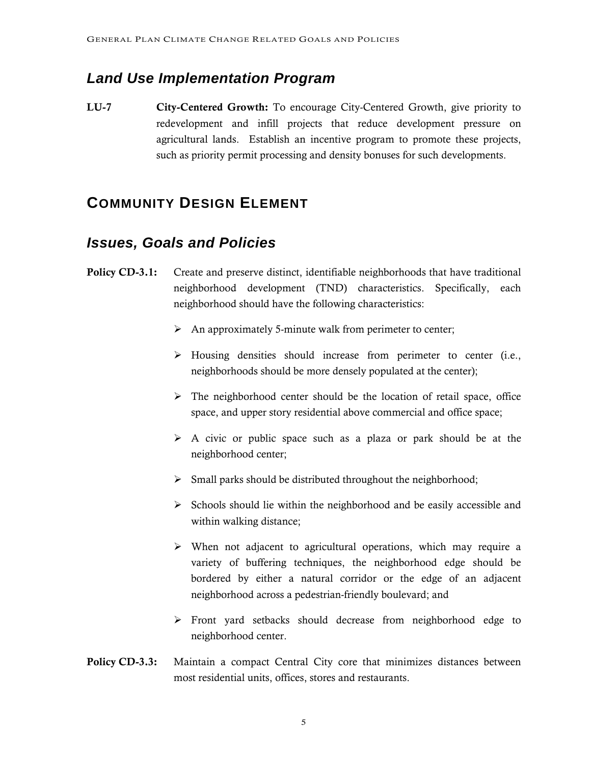## *Land Use Implementation Program*

**LU-7** **City-Centered Growth:** To encourage City-Centered Growth, give priority to redevelopment and infill projects that reduce development pressure on agricultural lands. Establish an incentive program to promote these projects, such as priority permit processing and density bonuses for such developments.

# COMMUNITY DESIGN ELEMENT

## *Issues, Goals and Policies*

**Policy CD-3.1:** Create and preserve distinct, identifiable neighborhoods that have traditional neighborhood development (TND) characteristics. Specifically, each neighborhood should have the following characteristics:

- An approximately 5-minute walk from perimeter to center;
- Housing densities should increase from perimeter to center (i.e., neighborhoods should be more densely populated at the center);
- The neighborhood center should be the location of retail space, office space, and upper story residential above commercial and office space;
- A civic or public space such as a plaza or park should be at the neighborhood center;
- Small parks should be distributed throughout the neighborhood;
- Schools should lie within the neighborhood and be easily accessible and within walking distance;
- When not adjacent to agricultural operations, which may require a variety of buffering techniques, the neighborhood edge should be bordered by either a natural corridor or the edge of an adjacent neighborhood across a pedestrian-friendly boulevard; and
- Front yard setbacks should decrease from neighborhood edge to neighborhood center.

**Policy CD-3.3:** Maintain a compact Central City core that minimizes distances between most residential units, offices, stores and restaurants.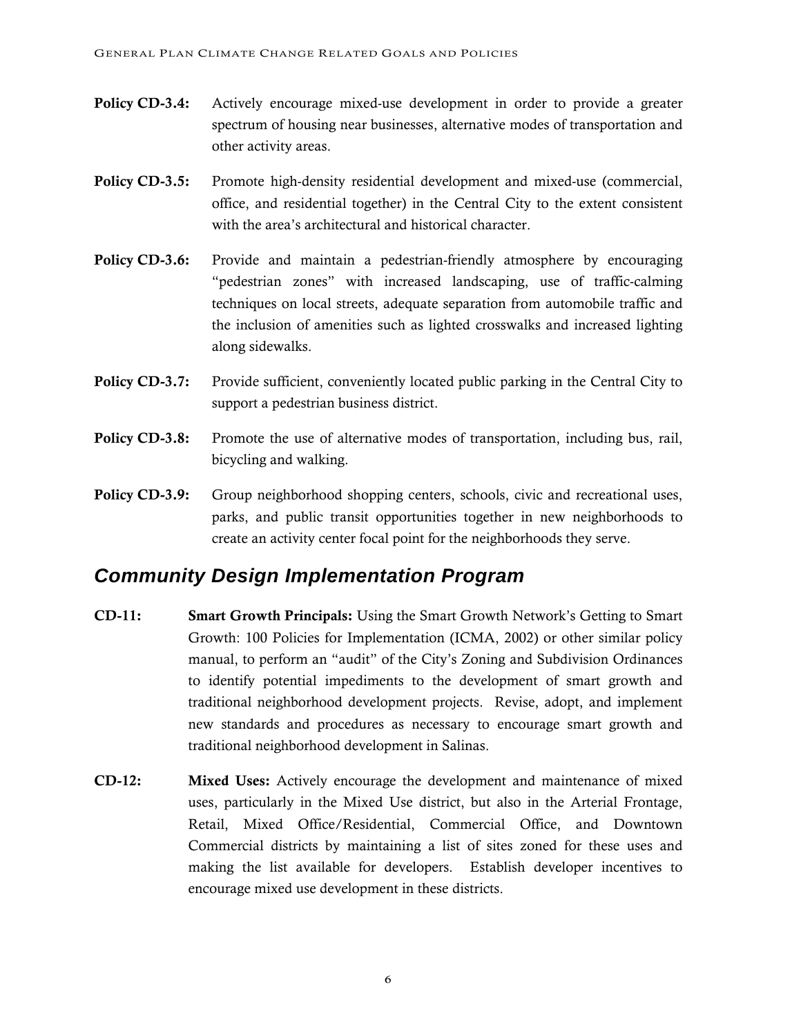**Policy CD-3.4:** Actively encourage mixed-use development in order to provide a greater spectrum of housing near businesses, alternative modes of transportation and other activity areas.

**Policy CD-3.5:** Promote high-density residential development and mixed-use (commercial, office, and residential together) in the Central City to the extent consistent with the area's architectural and historical character.

**Policy CD-3.6:** Provide and maintain a pedestrian-friendly atmosphere by encouraging "pedestrian zones" with increased landscaping, use of traffic-calming techniques on local streets, adequate separation from automobile traffic and the inclusion of amenities such as lighted crosswalks and increased lighting along sidewalks.

**Policy CD-3.7:** Provide sufficient, conveniently located public parking in the Central City to support a pedestrian business district.

**Policy CD-3.8:** Promote the use of alternative modes of transportation, including bus, rail, bicycling and walking.

**Policy CD-3.9:** Group neighborhood shopping centers, schools, civic and recreational uses, parks, and public transit opportunities together in new neighborhoods to create an activity center focal point for the neighborhoods they serve.

## *Community Design Implementation Program*

**CD-11:** **Smart Growth Principals:** Using the Smart Growth Network's Getting to Smart Growth: 100 Policies for Implementation (ICMA, 2002) or other similar policy manual, to perform an "audit" of the City's Zoning and Subdivision Ordinances to identify potential impediments to the development of smart growth and traditional neighborhood development projects. Revise, adopt, and implement new standards and procedures as necessary to encourage smart growth and traditional neighborhood development in Salinas.

**CD-12:** **Mixed Uses:** Actively encourage the development and maintenance of mixed uses, particularly in the Mixed Use district, but also in the Arterial Frontage, Retail, Mixed Office/Residential, Commercial Office, and Downtown Commercial districts by maintaining a list of sites zoned for these uses and making the list available for developers. Establish developer incentives to encourage mixed use development in these districts.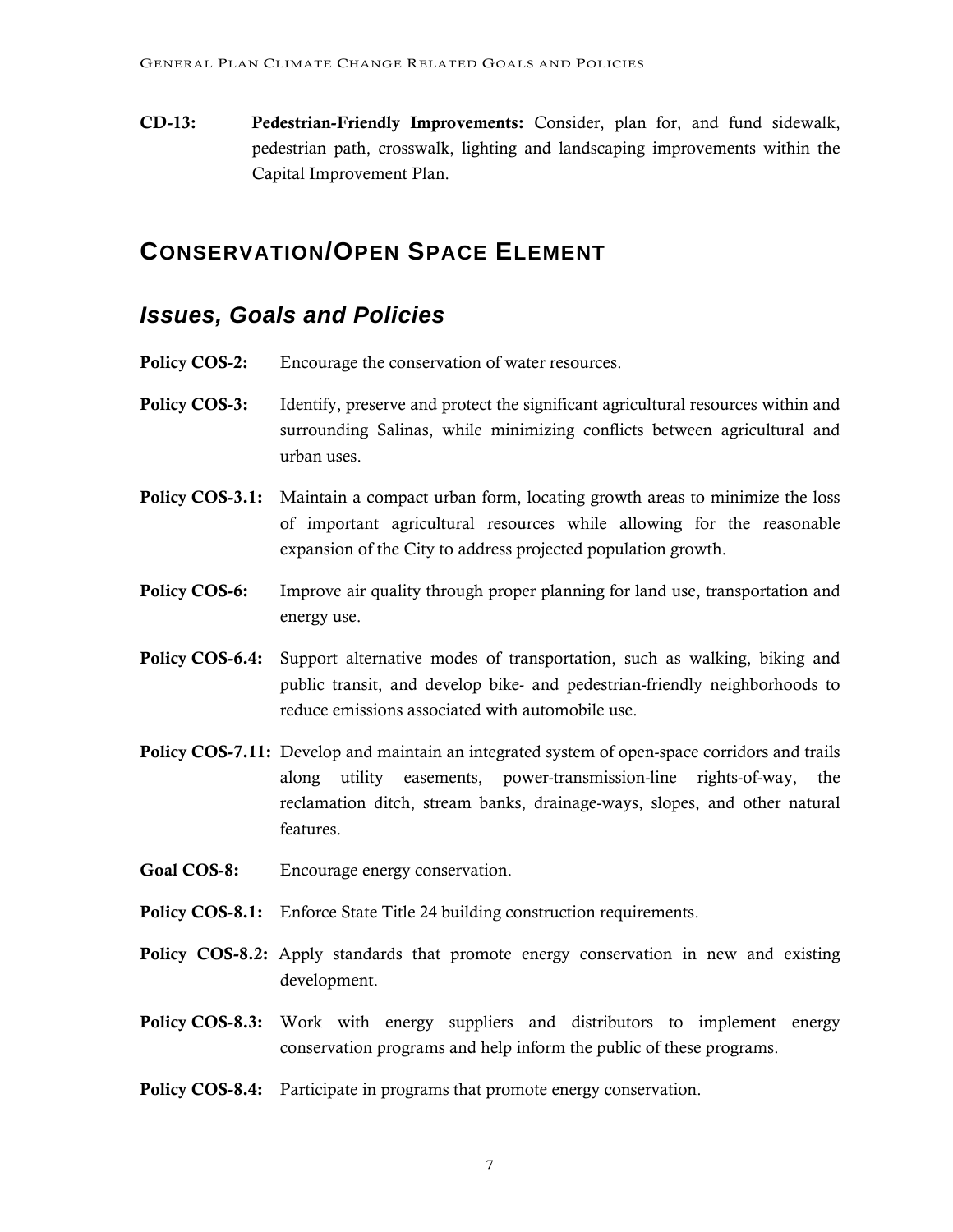**CD-13:** **Pedestrian-Friendly Improvements:** Consider, plan for, and fund sidewalk, pedestrian path, crosswalk, lighting and landscaping improvements within the Capital Improvement Plan.

## CONSERVATION/OPEN SPACE ELEMENT

### *Issues, Goals and Policies*

**Policy COS-2:** Encourage the conservation of water resources.

**Policy COS-3:** Identify, preserve and protect the significant agricultural resources within and surrounding Salinas, while minimizing conflicts between agricultural and urban uses.

**Policy COS-3.1:** Maintain a compact urban form, locating growth areas to minimize the loss of important agricultural resources while allowing for the reasonable expansion of the City to address projected population growth.

**Policy COS-6:** Improve air quality through proper planning for land use, transportation and energy use.

**Policy COS-6.4:** Support alternative modes of transportation, such as walking, biking and public transit, and develop bike- and pedestrian-friendly neighborhoods to reduce emissions associated with automobile use.

**Policy COS-7.11:** Develop and maintain an integrated system of open-space corridors and trails along utility easements, power-transmission-line rights-of-way, the reclamation ditch, stream banks, drainage-ways, slopes, and other natural features.

**Goal COS-8:** Encourage energy conservation.

**Policy COS-8.1:** Enforce State Title 24 building construction requirements.

**Policy COS-8.2:** Apply standards that promote energy conservation in new and existing development.

**Policy COS-8.3:** Work with energy suppliers and distributors to implement energy conservation programs and help inform the public of these programs.

**Policy COS-8.4:** Participate in programs that promote energy conservation.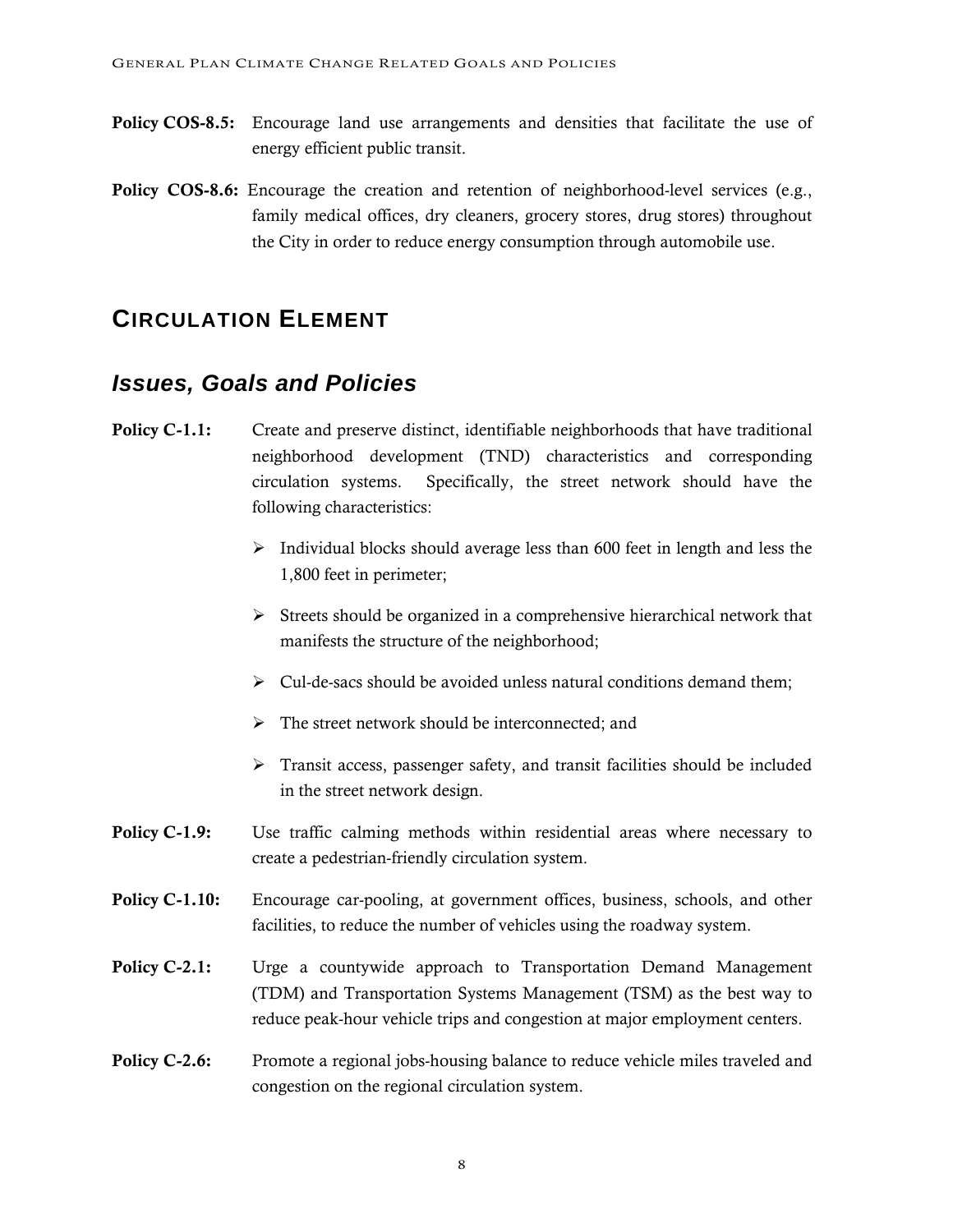**Policy COS-8.5:** Encourage land use arrangements and densities that facilitate the use of energy efficient public transit.

**Policy COS-8.6:** Encourage the creation and retention of neighborhood-level services (e.g., family medical offices, dry cleaners, grocery stores, drug stores) throughout the City in order to reduce energy consumption through automobile use.

## CIRCULATION ELEMENT

### *Issues, Goals and Policies*

**Policy C-1.1:** Create and preserve distinct, identifiable neighborhoods that have traditional neighborhood development (TND) characteristics and corresponding circulation systems. Specifically, the street network should have the following characteristics:

- Individual blocks should average less than 600 feet in length and less the 1,800 feet in perimeter;
- Streets should be organized in a comprehensive hierarchical network that manifests the structure of the neighborhood;
- Cul-de-sacs should be avoided unless natural conditions demand them;
- The street network should be interconnected; and
- Transit access, passenger safety, and transit facilities should be included in the street network design.

**Policy C-1.9:** Use traffic calming methods within residential areas where necessary to create a pedestrian-friendly circulation system.

**Policy C-1.10:** Encourage car-pooling, at government offices, business, schools, and other facilities, to reduce the number of vehicles using the roadway system.

**Policy C-2.1:** Urge a countywide approach to Transportation Demand Management (TDM) and Transportation Systems Management (TSM) as the best way to reduce peak-hour vehicle trips and congestion at major employment centers.

**Policy C-2.6:** Promote a regional jobs-housing balance to reduce vehicle miles traveled and congestion on the regional circulation system.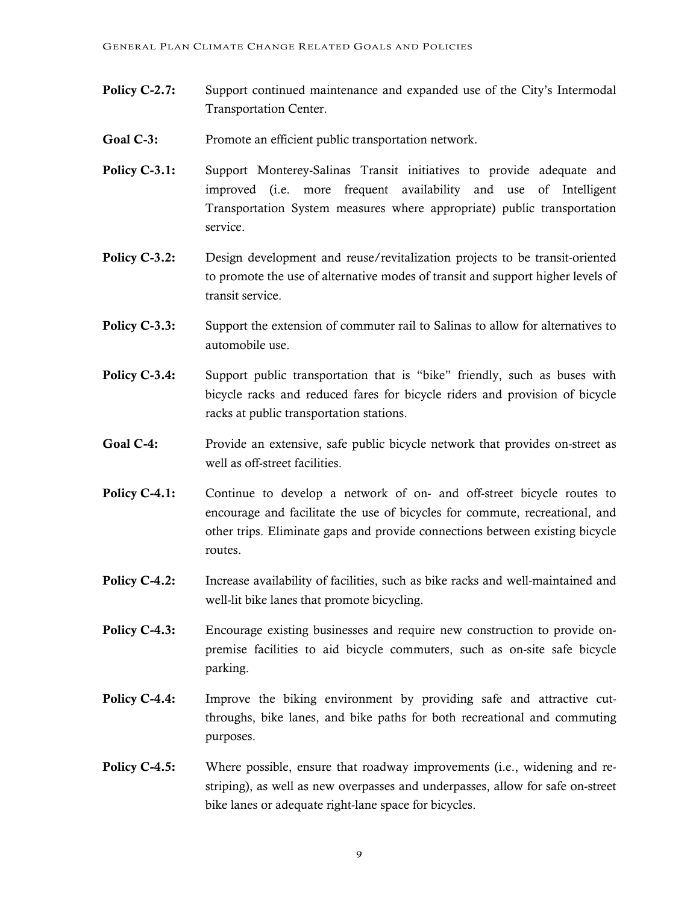**Policy C-2.7:** Support continued maintenance and expanded use of the City's Intermodal Transportation Center.

**Goal C-3:** Promote an efficient public transportation network.

**Policy C-3.1:** Support Monterey-Salinas Transit initiatives to provide adequate and improved (i.e. more frequent availability and use of Intelligent Transportation System measures where appropriate) public transportation service.

**Policy C-3.2:** Design development and reuse/revitalization projects to be transit-oriented to promote the use of alternative modes of transit and support higher levels of transit service.

**Policy C-3.3:** Support the extension of commuter rail to Salinas to allow for alternatives to automobile use.

**Policy C-3.4:** Support public transportation that is "bike" friendly, such as buses with bicycle racks and reduced fares for bicycle riders and provision of bicycle racks at public transportation stations.

**Goal C-4:** Provide an extensive, safe public bicycle network that provides on-street as well as off-street facilities.

**Policy C-4.1:** Continue to develop a network of on- and off-street bicycle routes to encourage and facilitate the use of bicycles for commute, recreational, and other trips. Eliminate gaps and provide connections between existing bicycle routes.

**Policy C-4.2:** Increase availability of facilities, such as bike racks and well-maintained and well-lit bike lanes that promote bicycling.

**Policy C-4.3:** Encourage existing businesses and require new construction to provide on-premise facilities to aid bicycle commuters, such as on-site safe bicycle parking.

**Policy C-4.4:** Improve the biking environment by providing safe and attractive cut-throughs, bike lanes, and bike paths for both recreational and commuting purposes.

**Policy C-4.5:** Where possible, ensure that roadway improvements (i.e., widening and re-striping), as well as new overpasses and underpasses, allow for safe on-street bike lanes or adequate right-lane space for bicycles.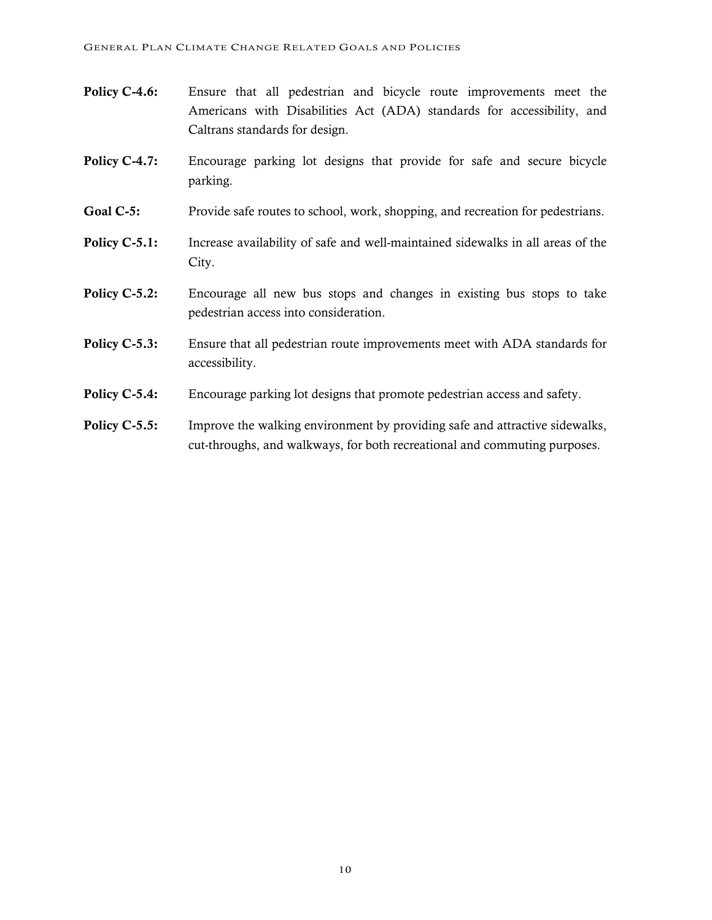**Policy C-4.6:** Ensure that all pedestrian and bicycle route improvements meet the Americans with Disabilities Act (ADA) standards for accessibility, and Caltrans standards for design.

**Policy C-4.7:** Encourage parking lot designs that provide for safe and secure bicycle parking.

**Goal C-5:** Provide safe routes to school, work, shopping, and recreation for pedestrians.

**Policy C-5.1:** Increase availability of safe and well-maintained sidewalks in all areas of the City.

**Policy C-5.2:** Encourage all new bus stops and changes in existing bus stops to take pedestrian access into consideration.

**Policy C-5.3:** Ensure that all pedestrian route improvements meet with ADA standards for accessibility.

**Policy C-5.4:** Encourage parking lot designs that promote pedestrian access and safety.

**Policy C-5.5:** Improve the walking environment by providing safe and attractive sidewalks, cut-throughs, and walkways, for both recreational and commuting purposes.